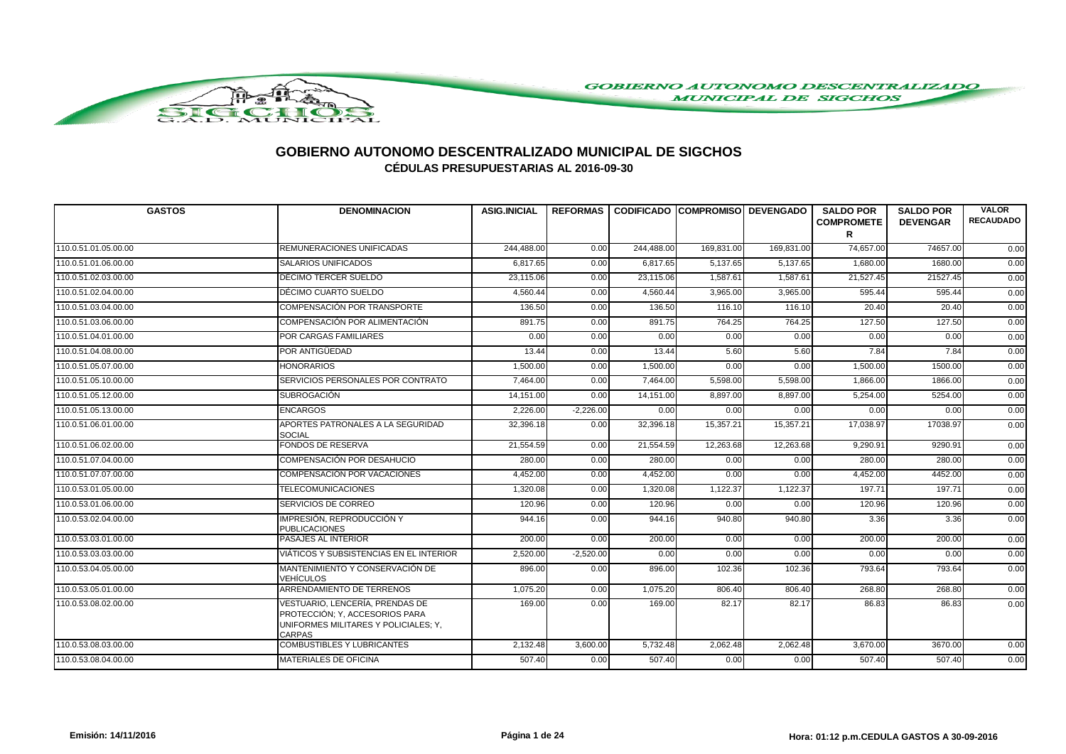# GOBIERNO AUTONOMO DESCENTRALIZADO MUNICIPAL DE SIGCHOS

## CÉDULAS PRESUPUESTARIAS AL 2016-09-30

| GASTOS | DENOMINACION | ASIG.INICIAL | REFORMAS | CODIFICADO | COMPROMISO | DEVENGADO | SALDO POR COMPROMETER | SALDO POR DEVENGAR | VALOR RECAUDADO |
|---|---|---|---|---|---|---|---|---|---|
| 110.0.51.01.05.00.00 | REMUNERACIONES UNIFICADAS | 244,488.00 | 0.00 | 244,488.00 | 169,831.00 | 169,831.00 | 74,657.00 | 74657.00 | 0.00 |
| 110.0.51.01.06.00.00 | SALARIOS UNIFICADOS | 6,817.65 | 0.00 | 6,817.65 | 5,137.65 | 5,137.65 | 1,680.00 | 1680.00 | 0.00 |
| 110.0.51.02.03.00.00 | DECIMO TERCER SUELDO | 23,115.06 | 0.00 | 23,115.06 | 1,587.61 | 1,587.61 | 21,527.45 | 21527.45 | 0.00 |
| 110.0.51.02.04.00.00 | DÉCIMO CUARTO SUELDO | 4,560.44 | 0.00 | 4,560.44 | 3,965.00 | 3,965.00 | 595.44 | 595.44 | 0.00 |
| 110.0.51.03.04.00.00 | COMPENSACIÓN POR TRANSPORTE | 136.50 | 0.00 | 136.50 | 116.10 | 116.10 | 20.40 | 20.40 | 0.00 |
| 110.0.51.03.06.00.00 | COMPENSACIÓN POR ALIMENTACIÓN | 891.75 | 0.00 | 891.75 | 764.25 | 764.25 | 127.50 | 127.50 | 0.00 |
| 110.0.51.04.01.00.00 | POR CARGAS FAMILIARES | 0.00 | 0.00 | 0.00 | 0.00 | 0.00 | 0.00 | 0.00 | 0.00 |
| 110.0.51.04.08.00.00 | POR ANTIGÜEDAD | 13.44 | 0.00 | 13.44 | 5.60 | 5.60 | 7.84 | 7.84 | 0.00 |
| 110.0.51.05.07.00.00 | HONORARIOS | 1,500.00 | 0.00 | 1,500.00 | 0.00 | 0.00 | 1,500.00 | 1500.00 | 0.00 |
| 110.0.51.05.10.00.00 | SERVICIOS PERSONALES POR CONTRATO | 7,464.00 | 0.00 | 7,464.00 | 5,598.00 | 5,598.00 | 1,866.00 | 1866.00 | 0.00 |
| 110.0.51.05.12.00.00 | SUBROGACIÓN | 14,151.00 | 0.00 | 14,151.00 | 8,897.00 | 8,897.00 | 5,254.00 | 5254.00 | 0.00 |
| 110.0.51.05.13.00.00 | ENCARGOS | 2,226.00 | -2,226.00 | 0.00 | 0.00 | 0.00 | 0.00 | 0.00 | 0.00 |
| 110.0.51.06.01.00.00 | APORTES PATRONALES A LA SEGURIDAD SOCIAL | 32,396.18 | 0.00 | 32,396.18 | 15,357.21 | 15,357.21 | 17,038.97 | 17038.97 | 0.00 |
| 110.0.51.06.02.00.00 | FONDOS DE RESERVA | 21,554.59 | 0.00 | 21,554.59 | 12,263.68 | 12,263.68 | 9,290.91 | 9290.91 | 0.00 |
| 110.0.51.07.04.00.00 | COMPENSACIÓN POR DESAHUCIO | 280.00 | 0.00 | 280.00 | 0.00 | 0.00 | 280.00 | 280.00 | 0.00 |
| 110.0.51.07.07.00.00 | COMPENSACIÓN POR VACACIONES | 4,452.00 | 0.00 | 4,452.00 | 0.00 | 0.00 | 4,452.00 | 4452.00 | 0.00 |
| 110.0.53.01.05.00.00 | TELECOMUNICACIONES | 1,320.08 | 0.00 | 1,320.08 | 1,122.37 | 1,122.37 | 197.71 | 197.71 | 0.00 |
| 110.0.53.01.06.00.00 | SERVICIOS DE CORREO | 120.96 | 0.00 | 120.96 | 0.00 | 0.00 | 120.96 | 120.96 | 0.00 |
| 110.0.53.02.04.00.00 | IMPRESIÓN, REPRODUCCIÓN Y PUBLICACIONES | 944.16 | 0.00 | 944.16 | 940.80 | 940.80 | 3.36 | 3.36 | 0.00 |
| 110.0.53.03.01.00.00 | PASAJES AL INTERIOR | 200.00 | 0.00 | 200.00 | 0.00 | 0.00 | 200.00 | 200.00 | 0.00 |
| 110.0.53.03.03.00.00 | VIÁTICOS Y SUBSISTENCIAS EN EL INTERIOR | 2,520.00 | -2,520.00 | 0.00 | 0.00 | 0.00 | 0.00 | 0.00 | 0.00 |
| 110.0.53.04.05.00.00 | MANTENIMIENTO Y CONSERVACIÓN DE VEHÍCULOS | 896.00 | 0.00 | 896.00 | 102.36 | 102.36 | 793.64 | 793.64 | 0.00 |
| 110.0.53.05.01.00.00 | ARRENDAMIENTO DE TERRENOS | 1,075.20 | 0.00 | 1,075.20 | 806.40 | 806.40 | 268.80 | 268.80 | 0.00 |
| 110.0.53.08.02.00.00 | VESTUARIO, LENCERÍA, PRENDAS DE PROTECCIÓN; Y, ACCESORIOS PARA UNIFORMES MILITARES Y POLICIALES; Y, CARPAS | 169.00 | 0.00 | 169.00 | 82.17 | 82.17 | 86.83 | 86.83 | 0.00 |
| 110.0.53.08.03.00.00 | COMBUSTIBLES Y LUBRICANTES | 2,132.48 | 3,600.00 | 5,732.48 | 2,062.48 | 2,062.48 | 3,670.00 | 3670.00 | 0.00 |
| 110.0.53.08.04.00.00 | MATERIALES DE OFICINA | 507.40 | 0.00 | 507.40 | 0.00 | 0.00 | 507.40 | 507.40 | 0.00 |

Emisión: 14/11/2016 Hora: 01:12 p.m. CEDULA GASTOS A 30-09-2016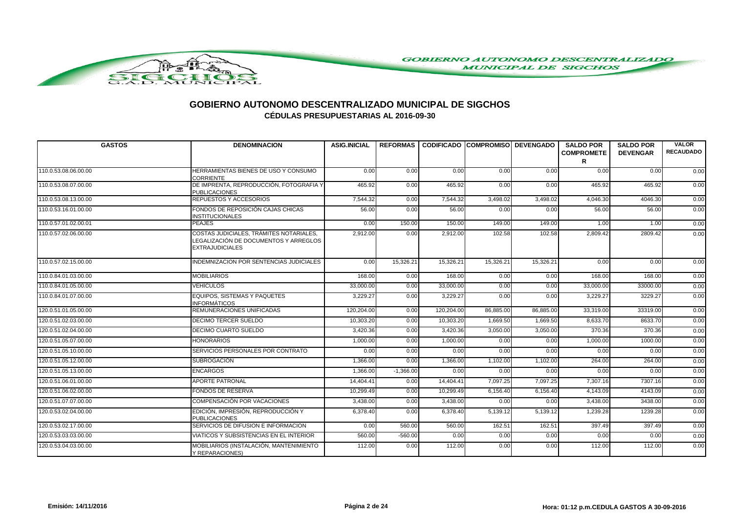# GOBIERNO AUTONOMO DESCENTRALIZADO MUNICIPAL DE SIGCHOS

## CÉDULAS PRESUPUESTARIAS AL 2016-09-30

| GASTOS | DENOMINACION | ASIG.INICIAL | REFORMAS | CODIFICADO | COMPROMISO | DEVENGADO | SALDO POR COMPROMETER | SALDO POR DEVENGAR | VALOR RECAUDADO |
|---|---|---|---|---|---|---|---|---|---|
| 110.0.53.08.06.00.00 | HERRAMIENTAS BIENES DE USO Y CONSUMO CORRIENTE | 0.00 | 0.00 | 0.00 | 0.00 | 0.00 | 0.00 | 0.00 | 0.00 |
| 110.0.53.08.07.00.00 | DE IMPRENTA, REPRODUCCIÓN, FOTOGRAFIA Y PUBLICACIONES | 465.92 | 0.00 | 465.92 | 0.00 | 0.00 | 465.92 | 465.92 | 0.00 |
| 110.0.53.08.13.00.00 | REPUESTOS Y ACCESORIOS | 7,544.32 | 0.00 | 7,544.32 | 3,498.02 | 3,498.02 | 4,046.30 | 4046.30 | 0.00 |
| 110.0.53.16.01.00.00 | FONDOS DE REPOSICIÓN CAJAS CHICAS INSTITUCIONALES | 56.00 | 0.00 | 56.00 | 0.00 | 0.00 | 56.00 | 56.00 | 0.00 |
| 110.0.57.01.02.00.01 | PEAJES | 0.00 | 150.00 | 150.00 | 149.00 | 149.00 | 1.00 | 1.00 | 0.00 |
| 110.0.57.02.06.00.00 | COSTAS JUDICIALES, TRÁMITES NOTARIALES, LEGALIZACIÓN DE DOCUMENTOS Y ARREGLOS EXTRAJUDICIALES | 2,912.00 | 0.00 | 2,912.00 | 102.58 | 102.58 | 2,809.42 | 2809.42 | 0.00 |
| 110.0.57.02.15.00.00 | INDEMNIZACION POR SENTENCIAS JUDICIALES | 0.00 | 15,326.21 | 15,326.21 | 15,326.21 | 15,326.21 | 0.00 | 0.00 | 0.00 |
| 110.0.84.01.03.00.00 | MOBILIARIOS | 168.00 | 0.00 | 168.00 | 0.00 | 0.00 | 168.00 | 168.00 | 0.00 |
| 110.0.84.01.05.00.00 | VEHÍCULOS | 33,000.00 | 0.00 | 33,000.00 | 0.00 | 0.00 | 33,000.00 | 33000.00 | 0.00 |
| 110.0.84.01.07.00.00 | EQUIPOS, SISTEMAS Y PAQUETES INFORMÁTICOS | 3,229.27 | 0.00 | 3,229.27 | 0.00 | 0.00 | 3,229.27 | 3229.27 | 0.00 |
| 120.0.51.01.05.00.00 | REMUNERACIONES UNIFICADAS | 120,204.00 | 0.00 | 120,204.00 | 86,885.00 | 86,885.00 | 33,319.00 | 33319.00 | 0.00 |
| 120.0.51.02.03.00.00 | DECIMO TERCER SUELDO | 10,303.20 | 0.00 | 10,303.20 | 1,669.50 | 1,669.50 | 8,633.70 | 8633.70 | 0.00 |
| 120.0.51.02.04.00.00 | DECIMO CUARTO SUELDO | 3,420.36 | 0.00 | 3,420.36 | 3,050.00 | 3,050.00 | 370.36 | 370.36 | 0.00 |
| 120.0.51.05.07.00.00 | HONORARIOS | 1,000.00 | 0.00 | 1,000.00 | 0.00 | 0.00 | 1,000.00 | 1000.00 | 0.00 |
| 120.0.51.05.10.00.00 | SERVICIOS PERSONALES POR CONTRATO | 0.00 | 0.00 | 0.00 | 0.00 | 0.00 | 0.00 | 0.00 | 0.00 |
| 120.0.51.05.12.00.00 | SUBROGACIÓN | 1,366.00 | 0.00 | 1,366.00 | 1,102.00 | 1,102.00 | 264.00 | 264.00 | 0.00 |
| 120.0.51.05.13.00.00 | ENCARGOS | 1,366.00 | -1,366.00 | 0.00 | 0.00 | 0.00 | 0.00 | 0.00 | 0.00 |
| 120.0.51.06.01.00.00 | APORTE PATRONAL | 14,404.41 | 0.00 | 14,404.41 | 7,097.25 | 7,097.25 | 7,307.16 | 7307.16 | 0.00 |
| 120.0.51.06.02.00.00 | FONDOS DE RESERVA | 10,299.49 | 0.00 | 10,299.49 | 6,156.40 | 6,156.40 | 4,143.09 | 4143.09 | 0.00 |
| 120.0.51.07.07.00.00 | COMPENSACIÓN POR VACACIONES | 3,438.00 | 0.00 | 3,438.00 | 0.00 | 0.00 | 3,438.00 | 3438.00 | 0.00 |
| 120.0.53.02.04.00.00 | EDICIÓN, IMPRESIÓN, REPRODUCCIÓN Y PUBLICACIONES | 6,378.40 | 0.00 | 6,378.40 | 5,139.12 | 5,139.12 | 1,239.28 | 1239.28 | 0.00 |
| 120.0.53.02.17.00.00 | SERVICIOS DE DIFUSION E INFORMACION | 0.00 | 560.00 | 560.00 | 162.51 | 162.51 | 397.49 | 397.49 | 0.00 |
| 120.0.53.03.03.00.00 | VIATICOS Y SUBSISTENCIAS EN EL INTERIOR | 560.00 | -560.00 | 0.00 | 0.00 | 0.00 | 0.00 | 0.00 | 0.00 |
| 120.0.53.04.03.00.00 | MOBILIARIOS (INSTALACIÓN, MANTENIMIENTO Y REPARACIONES) | 112.00 | 0.00 | 112.00 | 0.00 | 0.00 | 112.00 | 112.00 | 0.00 |

Emisión: 14/11/2016 Hora: 01:12 p.m. CEDULA GASTOS A 30-09-2016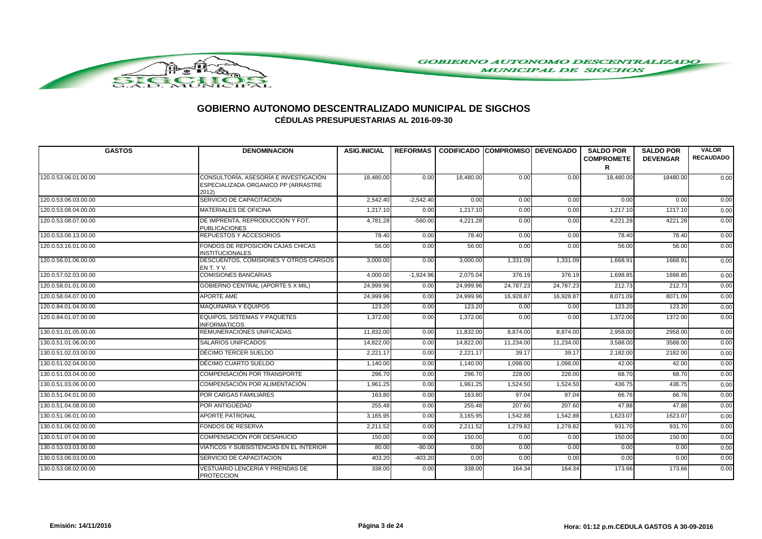# GOBIERNO AUTONOMO DESCENTRALIZADO MUNICIPAL DE SIGCHOS

## CÉDULAS PRESUPUESTARIAS AL 2016-09-30

| GASTOS | DENOMINACION | ASIG.INICIAL | REFORMAS | CODIFICADO | COMPROMISO | DEVENGADO | SALDO POR COMPROMETER | SALDO POR DEVENGAR | VALOR RECAUDADO |
|---|---|---|---|---|---|---|---|---|---|
| 120.0.53.06.01.00.00 | CONSULTORÍA, ASESORÍA E INVESTIGACIÓN ESPECIALIZADA ORGANICO PP (ARRASTRE 2012) | 18,480.00 | 0.00 | 18,480.00 | 0.00 | 0.00 | 18,480.00 | 18480.00 | 0.00 |
| 120.0.53.06.03.00.00 | SERVICIO DE CAPACITACION | 2,542.40 | -2,542.40 | 0.00 | 0.00 | 0.00 | 0.00 | 0.00 | 0.00 |
| 120.0.53.08.04.00.00 | MATERIALES DE OFICINA | 1,217.10 | 0.00 | 1,217.10 | 0.00 | 0.00 | 1,217.10 | 1217.10 | 0.00 |
| 120.0.53.08.07.00.00 | DE IMPRENTA, REPRODUCCION Y FOT. PUBLICACIONES | 4,781.28 | -560.00 | 4,221.28 | 0.00 | 0.00 | 4,221.28 | 4221.28 | 0.00 |
| 120.0.53.08.13.00.00 | REPUESTOS Y ACCESORIOS | 78.40 | 0.00 | 78.40 | 0.00 | 0.00 | 78.40 | 78.40 | 0.00 |
| 120.0.53.16.01.00.00 | FONDOS DE REPOSICIÓN CAJAS CHICAS INSTITUCIONALES | 56.00 | 0.00 | 56.00 | 0.00 | 0.00 | 56.00 | 56.00 | 0.00 |
| 120.0.56.01.06.00.00 | DESCUENTOS, COMISIONES Y OTROS CARGOS EN T. Y V. | 3,000.00 | 0.00 | 3,000.00 | 1,331.09 | 1,331.09 | 1,668.91 | 1668.91 | 0.00 |
| 120.0.57.02.03.00.00 | COMISIONES BANCARIAS | 4,000.00 | -1,924.96 | 2,075.04 | 376.19 | 376.19 | 1,698.85 | 1698.85 | 0.00 |
| 120.0.58.01.01.00.00 | GOBIERNO CENTRAL (APORTE 5 X MIL) | 24,999.96 | 0.00 | 24,999.96 | 24,787.23 | 24,787.23 | 212.73 | 212.73 | 0.00 |
| 120.0.58.04.07.00.00 | APORTE AME | 24,999.96 | 0.00 | 24,999.96 | 16,928.87 | 16,928.87 | 8,071.09 | 8071.09 | 0.00 |
| 120.0.84.01.04.00.00 | MAQUINARIA Y EQUIPOS | 123.20 | 0.00 | 123.20 | 0.00 | 0.00 | 123.20 | 123.20 | 0.00 |
| 120.0.84.01.07.00.00 | EQUIPOS, SISTEMAS Y PAQUETES INFORMATICOS | 1,372.00 | 0.00 | 1,372.00 | 0.00 | 0.00 | 1,372.00 | 1372.00 | 0.00 |
| 130.0.51.01.05.00.00 | REMUNERACIONES UNIFICADAS | 11,832.00 | 0.00 | 11,832.00 | 8,874.00 | 8,874.00 | 2,958.00 | 2958.00 | 0.00 |
| 130.0.51.01.06.00.00 | SALARIOS UNIFICADOS | 14,822.00 | 0.00 | 14,822.00 | 11,234.00 | 11,234.00 | 3,588.00 | 3588.00 | 0.00 |
| 130.0.51.02.03.00.00 | DÉCIMO TERCER SUELDO | 2,221.17 | 0.00 | 2,221.17 | 39.17 | 39.17 | 2,182.00 | 2182.00 | 0.00 |
| 130.0.51.02.04.00.00 | DÉCIMO CUARTO SUELDO | 1,140.00 | 0.00 | 1,140.00 | 1,098.00 | 1,098.00 | 42.00 | 42.00 | 0.00 |
| 130.0.51.03.04.00.00 | COMPENSACIÓN POR TRANSPORTE | 296.70 | 0.00 | 296.70 | 228.00 | 228.00 | 68.70 | 68.70 | 0.00 |
| 130.0.51.03.06.00.00 | COMPENSACIÓN POR ALIMENTACIÓN | 1,961.25 | 0.00 | 1,961.25 | 1,524.50 | 1,524.50 | 436.75 | 436.75 | 0.00 |
| 130.0.51.04.01.00.00 | POR CARGAS FAMILIARES | 163.80 | 0.00 | 163.80 | 97.04 | 97.04 | 66.76 | 66.76 | 0.00 |
| 130.0.51.04.08.00.00 | POR ANTIGÜEDAD | 255.48 | 0.00 | 255.48 | 207.60 | 207.60 | 47.88 | 47.88 | 0.00 |
| 130.0.51.06.01.00.00 | APORTE PATRONAL | 3,165.95 | 0.00 | 3,165.95 | 1,542.88 | 1,542.88 | 1,623.07 | 1623.07 | 0.00 |
| 130.0.51.06.02.00.00 | FONDOS DE RESERVA | 2,211.52 | 0.00 | 2,211.52 | 1,279.82 | 1,279.82 | 931.70 | 931.70 | 0.00 |
| 130.0.51.07.04.00.00 | COMPENSACIÓN POR DESAHUCIO | 150.00 | 0.00 | 150.00 | 0.00 | 0.00 | 150.00 | 150.00 | 0.00 |
| 130.0.53.03.03.00.00 | VIÁTICOS Y SUBSISTENCIAS EN EL INTERIOR | 80.00 | -80.00 | 0.00 | 0.00 | 0.00 | 0.00 | 0.00 | 0.00 |
| 130.0.53.06.03.00.00 | SERVICIO DE CAPACITACION | 403.20 | -403.20 | 0.00 | 0.00 | 0.00 | 0.00 | 0.00 | 0.00 |
| 130.0.53.08.02.00.00 | VESTUARIO LENCERIA Y PRENDAS DE PROTECCION | 338.00 | 0.00 | 338.00 | 164.34 | 164.34 | 173.66 | 173.66 | 0.00 |

Emisión: 14/11/2016 Hora: 01:12 p.m. CEDULA GASTOS A 30-09-2016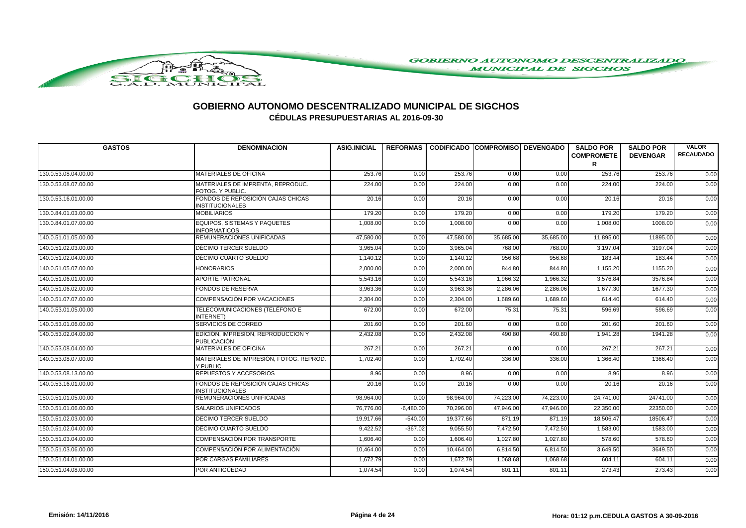# GOBIERNO AUTONOMO DESCENTRALIZADO MUNICIPAL DE SIGCHOS

## CÉDULAS PRESUPUESTARIAS AL 2016-09-30

| GASTOS | DENOMINACION | ASIG.INICIAL | REFORMAS | CODIFICADO | COMPROMISO | DEVENGADO | SALDO POR COMPROMETER | SALDO POR DEVENGAR | VALOR RECAUDADO |
|---|---|---|---|---|---|---|---|---|---|
| 130.0.53.08.04.00.00 | MATERIALES DE OFICINA | 253.76 | 0.00 | 253.76 | 0.00 | 0.00 | 253.76 | 253.76 | 0.00 |
| 130.0.53.08.07.00.00 | MATERIALES DE IMPRENTA, REPRODUC. FOTOG. Y PUBLIC. | 224.00 | 0.00 | 224.00 | 0.00 | 0.00 | 224.00 | 224.00 | 0.00 |
| 130.0.53.16.01.00.00 | FONDOS DE REPOSICIÓN CAJAS CHICAS INSTITUCIONALES | 20.16 | 0.00 | 20.16 | 0.00 | 0.00 | 20.16 | 20.16 | 0.00 |
| 130.0.84.01.03.00.00 | MOBILIARIOS | 179.20 | 0.00 | 179.20 | 0.00 | 0.00 | 179.20 | 179.20 | 0.00 |
| 130.0.84.01.07.00.00 | EQUIPOS, SISTEMAS Y PAQUETES INFORMATICOS | 1,008.00 | 0.00 | 1,008.00 | 0.00 | 0.00 | 1,008.00 | 1008.00 | 0.00 |
| 140.0.51.01.05.00.00 | REMUNERACIONES UNIFICADAS | 47,580.00 | 0.00 | 47,580.00 | 35,685.00 | 35,685.00 | 11,895.00 | 11895.00 | 0.00 |
| 140.0.51.02.03.00.00 | DÉCIMO TERCER SUELDO | 3,965.04 | 0.00 | 3,965.04 | 768.00 | 768.00 | 3,197.04 | 3197.04 | 0.00 |
| 140.0.51.02.04.00.00 | DECIMO CUARTO SUELDO | 1,140.12 | 0.00 | 1,140.12 | 956.68 | 956.68 | 183.44 | 183.44 | 0.00 |
| 140.0.51.05.07.00.00 | HONORARIOS | 2,000.00 | 0.00 | 2,000.00 | 844.80 | 844.80 | 1,155.20 | 1155.20 | 0.00 |
| 140.0.51.06.01.00.00 | APORTE PATRONAL | 5,543.16 | 0.00 | 5,543.16 | 1,966.32 | 1,966.32 | 3,576.84 | 3576.84 | 0.00 |
| 140.0.51.06.02.00.00 | FONDOS DE RESERVA | 3,963.36 | 0.00 | 3,963.36 | 2,286.06 | 2,286.06 | 1,677.30 | 1677.30 | 0.00 |
| 140.0.51.07.07.00.00 | COMPENSACIÓN POR VACACIONES | 2,304.00 | 0.00 | 2,304.00 | 1,689.60 | 1,689.60 | 614.40 | 614.40 | 0.00 |
| 140.0.53.01.05.00.00 | TELECOMUNICACIONES (TELÉFONO E INTERNET) | 672.00 | 0.00 | 672.00 | 75.31 | 75.31 | 596.69 | 596.69 | 0.00 |
| 140.0.53.01.06.00.00 | SERVICIOS DE CORREO | 201.60 | 0.00 | 201.60 | 0.00 | 0.00 | 201.60 | 201.60 | 0.00 |
| 140.0.53.02.04.00.00 | EDICION, IMPRESION, REPRODUCCION Y PUBLICACIÓN | 2,432.08 | 0.00 | 2,432.08 | 490.80 | 490.80 | 1,941.28 | 1941.28 | 0.00 |
| 140.0.53.08.04.00.00 | MATERIALES DE OFICINA | 267.21 | 0.00 | 267.21 | 0.00 | 0.00 | 267.21 | 267.21 | 0.00 |
| 140.0.53.08.07.00.00 | MATERIALES DE IMPRESIÓN, FOTOG. REPROD. Y PUBLIC. | 1,702.40 | 0.00 | 1,702.40 | 336.00 | 336.00 | 1,366.40 | 1366.40 | 0.00 |
| 140.0.53.08.13.00.00 | REPUESTOS Y ACCESORIOS | 8.96 | 0.00 | 8.96 | 0.00 | 0.00 | 8.96 | 8.96 | 0.00 |
| 140.0.53.16.01.00.00 | FONDOS DE REPOSICIÓN CAJAS CHICAS INSTITUCIONALES | 20.16 | 0.00 | 20.16 | 0.00 | 0.00 | 20.16 | 20.16 | 0.00 |
| 150.0.51.01.05.00.00 | REMUNERACIONES UNIFICADAS | 98,964.00 | 0.00 | 98,964.00 | 74,223.00 | 74,223.00 | 24,741.00 | 24741.00 | 0.00 |
| 150.0.51.01.06.00.00 | SALARIOS UNIFICADOS | 76,776.00 | -6,480.00 | 70,296.00 | 47,946.00 | 47,946.00 | 22,350.00 | 22350.00 | 0.00 |
| 150.0.51.02.03.00.00 | DECIMO TERCER SUELDO | 19,917.66 | -540.00 | 19,377.66 | 871.19 | 871.19 | 18,506.47 | 18506.47 | 0.00 |
| 150.0.51.02.04.00.00 | DECIMO CUARTO SUELDO | 9,422.52 | -367.02 | 9,055.50 | 7,472.50 | 7,472.50 | 1,583.00 | 1583.00 | 0.00 |
| 150.0.51.03.04.00.00 | COMPENSACIÓN POR TRANSPORTE | 1,606.40 | 0.00 | 1,606.40 | 1,027.80 | 1,027.80 | 578.60 | 578.60 | 0.00 |
| 150.0.51.03.06.00.00 | COMPENSACIÓN POR ALIMENTACIÓN | 10,464.00 | 0.00 | 10,464.00 | 6,814.50 | 6,814.50 | 3,649.50 | 3649.50 | 0.00 |
| 150.0.51.04.01.00.00 | POR CARGAS FAMILIARES | 1,672.79 | 0.00 | 1,672.79 | 1,068.68 | 1,068.68 | 604.11 | 604.11 | 0.00 |
| 150.0.51.04.08.00.00 | POR ANTIGÜEDAD | 1,074.54 | 0.00 | 1,074.54 | 801.11 | 801.11 | 273.43 | 273.43 | 0.00 |

Emisión: 14/11/2016 Hora: 01:12 p.m.CEDULA GASTOS A 30-09-2016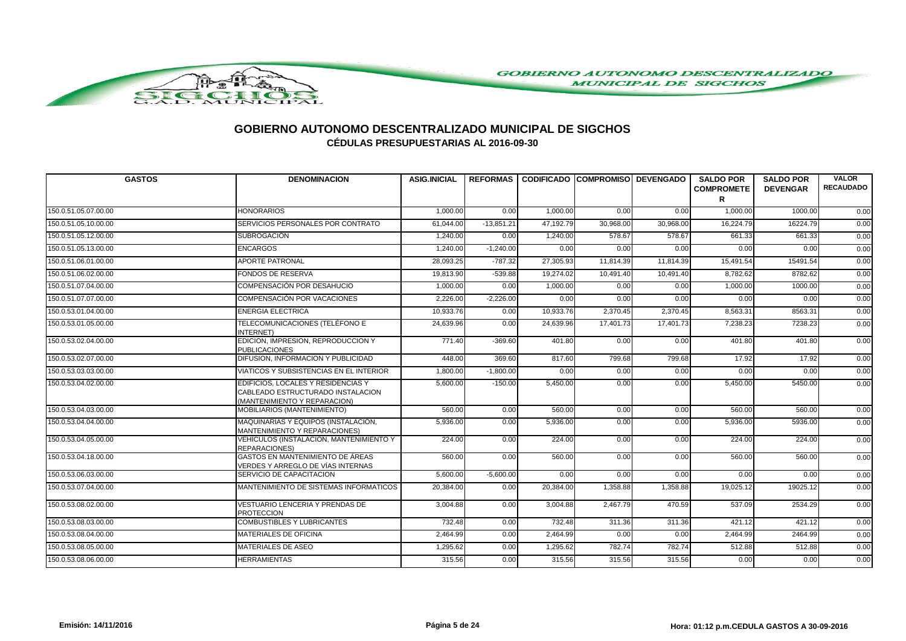# GOBIERNO AUTONOMO DESCENTRALIZADO MUNICIPAL DE SIGCHOS

## CÉDULAS PRESUPUESTARIAS AL 2016-09-30

| GASTOS | DENOMINACION | ASIG.INICIAL | REFORMAS | CODIFICADO | COMPROMISO | DEVENGADO | SALDO POR COMPROMETER | SALDO POR DEVENGAR | VALOR RECAUDADO |
|---|---|---|---|---|---|---|---|---|---|
| 150.0.51.05.07.00.00 | HONORARIOS | 1,000.00 | 0.00 | 1,000.00 | 0.00 | 0.00 | 1,000.00 | 1000.00 | 0.00 |
| 150.0.51.05.10.00.00 | SERVICIOS PERSONALES POR CONTRATO | 61,044.00 | -13,851.21 | 47,192.79 | 30,968.00 | 30,968.00 | 16,224.79 | 16224.79 | 0.00 |
| 150.0.51.05.12.00.00 | SUBROGACION | 1,240.00 | 0.00 | 1,240.00 | 578.67 | 578.67 | 661.33 | 661.33 | 0.00 |
| 150.0.51.05.13.00.00 | ENCARGOS | 1,240.00 | -1,240.00 | 0.00 | 0.00 | 0.00 | 0.00 | 0.00 | 0.00 |
| 150.0.51.06.01.00.00 | APORTE PATRONAL | 28,093.25 | -787.32 | 27,305.93 | 11,814.39 | 11,814.39 | 15,491.54 | 15491.54 | 0.00 |
| 150.0.51.06.02.00.00 | FONDOS DE RESERVA | 19,813.90 | -539.88 | 19,274.02 | 10,491.40 | 10,491.40 | 8,782.62 | 8782.62 | 0.00 |
| 150.0.51.07.04.00.00 | COMPENSACIÓN POR DESAHUCIO | 1,000.00 | 0.00 | 1,000.00 | 0.00 | 0.00 | 1,000.00 | 1000.00 | 0.00 |
| 150.0.51.07.07.00.00 | COMPENSACIÓN POR VACACIONES | 2,226.00 | -2,226.00 | 0.00 | 0.00 | 0.00 | 0.00 | 0.00 | 0.00 |
| 150.0.53.01.04.00.00 | ENERGIA ELECTRICA | 10,933.76 | 0.00 | 10,933.76 | 2,370.45 | 2,370.45 | 8,563.31 | 8563.31 | 0.00 |
| 150.0.53.01.05.00.00 | TELECOMUNICACIONES (TELÉFONO E INTERNET) | 24,639.96 | 0.00 | 24,639.96 | 17,401.73 | 17,401.73 | 7,238.23 | 7238.23 | 0.00 |
| 150.0.53.02.04.00.00 | EDICION, IMPRESION, REPRODUCCION Y PUBLICACIONES | 771.40 | -369.60 | 401.80 | 0.00 | 0.00 | 401.80 | 401.80 | 0.00 |
| 150.0.53.02.07.00.00 | DIFUSION, INFORMACION Y PUBLICIDAD | 448.00 | 369.60 | 817.60 | 799.68 | 799.68 | 17.92 | 17.92 | 0.00 |
| 150.0.53.03.03.00.00 | VIATICOS Y SUBSISTENCIAS EN EL INTERIOR | 1,800.00 | -1,800.00 | 0.00 | 0.00 | 0.00 | 0.00 | 0.00 | 0.00 |
| 150.0.53.04.02.00.00 | EDIFICIOS, LOCALES Y RESIDENCIAS Y CABLEADO ESTRUCTURADO INSTALACION (MANTENIMIENTO Y REPARACION) | 5,600.00 | -150.00 | 5,450.00 | 0.00 | 0.00 | 5,450.00 | 5450.00 | 0.00 |
| 150.0.53.04.03.00.00 | MOBILIARIOS (MANTENIMIENTO) | 560.00 | 0.00 | 560.00 | 0.00 | 0.00 | 560.00 | 560.00 | 0.00 |
| 150.0.53.04.04.00.00 | MAQUINARIAS Y EQUIPOS (INSTALACIÓN, MANTENIMIENTO Y REPARACIONES) | 5,936.00 | 0.00 | 5,936.00 | 0.00 | 0.00 | 5,936.00 | 5936.00 | 0.00 |
| 150.0.53.04.05.00.00 | VEHÍCULOS (INSTALACIÓN, MANTENIMIENTO Y REPARACIONES) | 224.00 | 0.00 | 224.00 | 0.00 | 0.00 | 224.00 | 224.00 | 0.00 |
| 150.0.53.04.18.00.00 | GASTOS EN MANTENIMIENTO DE ÁREAS VERDES Y ARREGLO DE VÍAS INTERNAS | 560.00 | 0.00 | 560.00 | 0.00 | 0.00 | 560.00 | 560.00 | 0.00 |
| 150.0.53.06.03.00.00 | SERVICIO DE CAPACITACION | 5,600.00 | -5,600.00 | 0.00 | 0.00 | 0.00 | 0.00 | 0.00 | 0.00 |
| 150.0.53.07.04.00.00 | MANTENIMIENTO DE SISTEMAS INFORMATICOS | 20,384.00 | 0.00 | 20,384.00 | 1,358.88 | 1,358.88 | 19,025.12 | 19025.12 | 0.00 |
| 150.0.53.08.02.00.00 | VESTUARIO LENCERIA Y PRENDAS DE PROTECCION | 3,004.88 | 0.00 | 3,004.88 | 2,467.79 | 470.59 | 537.09 | 2534.29 | 0.00 |
| 150.0.53.08.03.00.00 | COMBUSTIBLES Y LUBRICANTES | 732.48 | 0.00 | 732.48 | 311.36 | 311.36 | 421.12 | 421.12 | 0.00 |
| 150.0.53.08.04.00.00 | MATERIALES DE OFICINA | 2,464.99 | 0.00 | 2,464.99 | 0.00 | 0.00 | 2,464.99 | 2464.99 | 0.00 |
| 150.0.53.08.05.00.00 | MATERIALES DE ASEO | 1,295.62 | 0.00 | 1,295.62 | 782.74 | 782.74 | 512.88 | 512.88 | 0.00 |
| 150.0.53.08.06.00.00 | HERRAMIENTAS | 315.56 | 0.00 | 315.56 | 315.56 | 315.56 | 0.00 | 0.00 | 0.00 |

Emisión: 14/11/2016 — Hora: 01:12 p.m. CEDULA GASTOS A 30-09-2016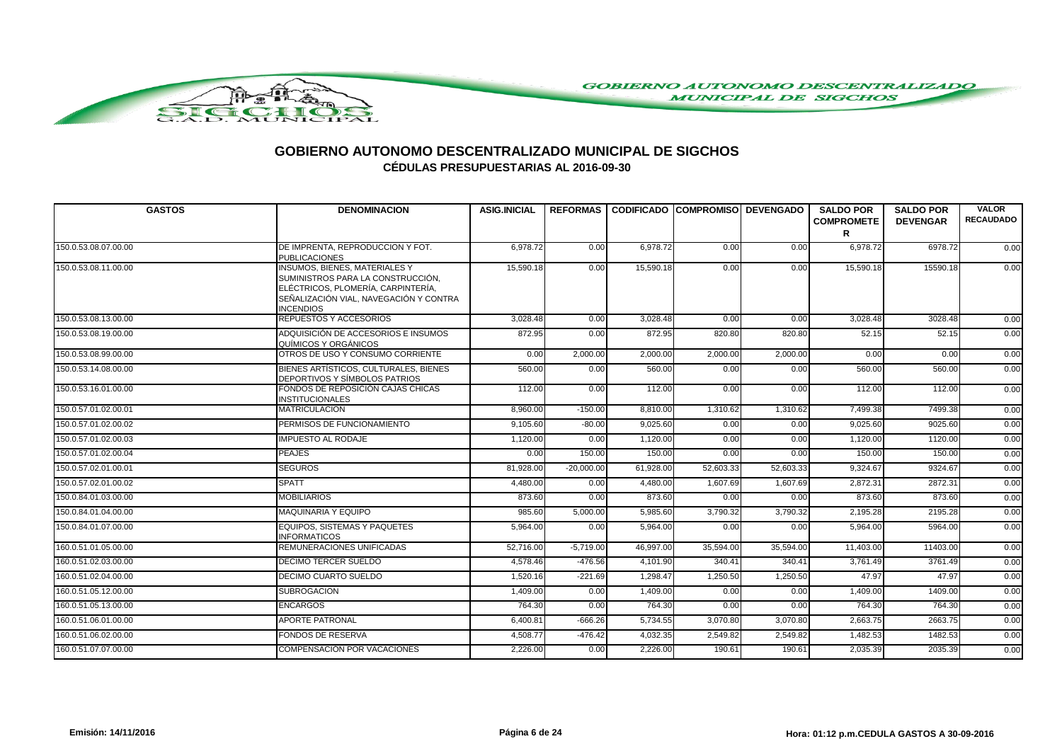# GOBIERNO AUTONOMO DESCENTRALIZADO MUNICIPAL DE SIGCHOS

## CÉDULAS PRESUPUESTARIAS AL 2016-09-30

| GASTOS | DENOMINACION | ASIG.INICIAL | REFORMAS | CODIFICADO | COMPROMISO | DEVENGADO | SALDO POR COMPROMETER | SALDO POR DEVENGAR | VALOR RECAUDADO |
|---|---|---|---|---|---|---|---|---|---|
| 150.0.53.08.07.00.00 | DE IMPRENTA, REPRODUCCION Y FOT. PUBLICACIONES | 6,978.72 | 0.00 | 6,978.72 | 0.00 | 0.00 | 6,978.72 | 6978.72 | 0.00 |
| 150.0.53.08.11.00.00 | INSUMOS, BIENES, MATERIALES Y SUMINISTROS PARA LA CONSTRUCCIÓN, ELÉCTRICOS, PLOMERÍA, CARPINTERÍA, SEÑALIZACIÓN VIAL, NAVEGACIÓN Y CONTRA INCENDIOS | 15,590.18 | 0.00 | 15,590.18 | 0.00 | 0.00 | 15,590.18 | 15590.18 | 0.00 |
| 150.0.53.08.13.00.00 | REPUESTOS Y ACCESORIOS | 3,028.48 | 0.00 | 3,028.48 | 0.00 | 0.00 | 3,028.48 | 3028.48 | 0.00 |
| 150.0.53.08.19.00.00 | ADQUISICIÓN DE ACCESORIOS E INSUMOS QUÍMICOS Y ORGÁNICOS | 872.95 | 0.00 | 872.95 | 820.80 | 820.80 | 52.15 | 52.15 | 0.00 |
| 150.0.53.08.99.00.00 | OTROS DE USO Y CONSUMO CORRIENTE | 0.00 | 2,000.00 | 2,000.00 | 2,000.00 | 2,000.00 | 0.00 | 0.00 | 0.00 |
| 150.0.53.14.08.00.00 | BIENES ARTÍSTICOS, CULTURALES, BIENES DEPORTIVOS Y SÍMBOLOS PATRIOS | 560.00 | 0.00 | 560.00 | 0.00 | 0.00 | 560.00 | 560.00 | 0.00 |
| 150.0.53.16.01.00.00 | FONDOS DE REPOSICIÓN CAJAS CHICAS INSTITUCIONALES | 112.00 | 0.00 | 112.00 | 0.00 | 0.00 | 112.00 | 112.00 | 0.00 |
| 150.0.57.01.02.00.01 | MATRICULACION | 8,960.00 | -150.00 | 8,810.00 | 1,310.62 | 1,310.62 | 7,499.38 | 7499.38 | 0.00 |
| 150.0.57.01.02.00.02 | PERMISOS DE FUNCIONAMIENTO | 9,105.60 | -80.00 | 9,025.60 | 0.00 | 0.00 | 9,025.60 | 9025.60 | 0.00 |
| 150.0.57.01.02.00.03 | IMPUESTO AL RODAJE | 1,120.00 | 0.00 | 1,120.00 | 0.00 | 0.00 | 1,120.00 | 1120.00 | 0.00 |
| 150.0.57.01.02.00.04 | PEAJES | 0.00 | 150.00 | 150.00 | 0.00 | 0.00 | 150.00 | 150.00 | 0.00 |
| 150.0.57.02.01.00.01 | SEGUROS | 81,928.00 | -20,000.00 | 61,928.00 | 52,603.33 | 52,603.33 | 9,324.67 | 9324.67 | 0.00 |
| 150.0.57.02.01.00.02 | SPATT | 4,480.00 | 0.00 | 4,480.00 | 1,607.69 | 1,607.69 | 2,872.31 | 2872.31 | 0.00 |
| 150.0.84.01.03.00.00 | MOBILIARIOS | 873.60 | 0.00 | 873.60 | 0.00 | 0.00 | 873.60 | 873.60 | 0.00 |
| 150.0.84.01.04.00.00 | MAQUINARIA Y EQUIPO | 985.60 | 5,000.00 | 5,985.60 | 3,790.32 | 3,790.32 | 2,195.28 | 2195.28 | 0.00 |
| 150.0.84.01.07.00.00 | EQUIPOS, SISTEMAS Y PAQUETES INFORMATICOS | 5,964.00 | 0.00 | 5,964.00 | 0.00 | 0.00 | 5,964.00 | 5964.00 | 0.00 |
| 160.0.51.01.05.00.00 | REMUNERACIONES UNIFICADAS | 52,716.00 | -5,719.00 | 46,997.00 | 35,594.00 | 35,594.00 | 11,403.00 | 11403.00 | 0.00 |
| 160.0.51.02.03.00.00 | DECIMO TERCER SUELDO | 4,578.46 | -476.56 | 4,101.90 | 340.41 | 340.41 | 3,761.49 | 3761.49 | 0.00 |
| 160.0.51.02.04.00.00 | DECIMO CUARTO SUELDO | 1,520.16 | -221.69 | 1,298.47 | 1,250.50 | 1,250.50 | 47.97 | 47.97 | 0.00 |
| 160.0.51.05.12.00.00 | SUBROGACION | 1,409.00 | 0.00 | 1,409.00 | 0.00 | 0.00 | 1,409.00 | 1409.00 | 0.00 |
| 160.0.51.05.13.00.00 | ENCARGOS | 764.30 | 0.00 | 764.30 | 0.00 | 0.00 | 764.30 | 764.30 | 0.00 |
| 160.0.51.06.01.00.00 | APORTE PATRONAL | 6,400.81 | -666.26 | 5,734.55 | 3,070.80 | 3,070.80 | 2,663.75 | 2663.75 | 0.00 |
| 160.0.51.06.02.00.00 | FONDOS DE RESERVA | 4,508.77 | -476.42 | 4,032.35 | 2,549.82 | 2,549.82 | 1,482.53 | 1482.53 | 0.00 |
| 160.0.51.07.07.00.00 | COMPENSACIÓN POR VACACIONES | 2,226.00 | 0.00 | 2,226.00 | 190.61 | 190.61 | 2,035.39 | 2035.39 | 0.00 |

Emisión: 14/11/2016 | Hora: 01:12 p.m. CEDULA GASTOS A 30-09-2016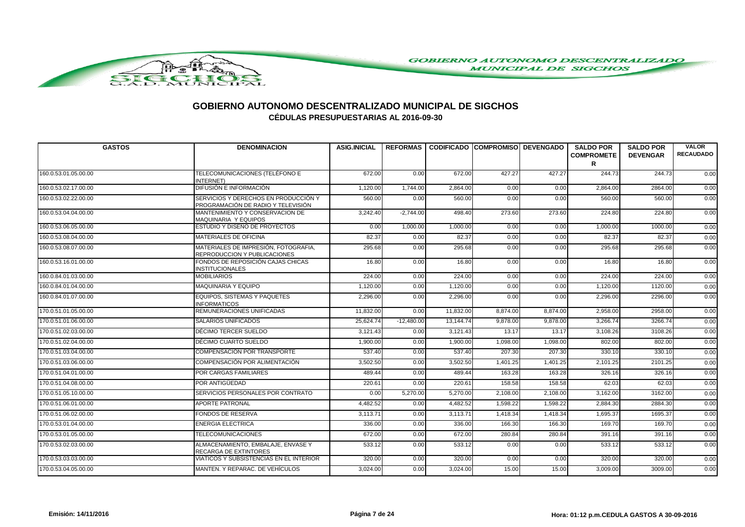# GOBIERNO AUTONOMO DESCENTRALIZADO MUNICIPAL DE SIGCHOS

## CÉDULAS PRESUPUESTARIAS AL 2016-09-30

| GASTOS | DENOMINACION | ASIG.INICIAL | REFORMAS | CODIFICADO | COMPROMISO | DEVENGADO | SALDO POR COMPROMETER | SALDO POR DEVENGAR | VALOR RECAUDADO |
|---|---|---|---|---|---|---|---|---|---|
| 160.0.53.01.05.00.00 | TELECOMUNICACIONES (TELÉFONO E INTERNET) | 672.00 | 0.00 | 672.00 | 427.27 | 427.27 | 244.73 | 244.73 | 0.00 |
| 160.0.53.02.17.00.00 | DIFUSIÓN E INFORMACIÓN | 1,120.00 | 1,744.00 | 2,864.00 | 0.00 | 0.00 | 2,864.00 | 2864.00 | 0.00 |
| 160.0.53.02.22.00.00 | SERVICIOS Y DERECHOS EN PRODUCCIÓN Y PROGRAMACIÓN DE RADIO Y TELEVISIÓN | 560.00 | 0.00 | 560.00 | 0.00 | 0.00 | 560.00 | 560.00 | 0.00 |
| 160.0.53.04.04.00.00 | MANTENIMIENTO Y CONSERVACION DE MAQUINARIA Y EQUIPOS | 3,242.40 | -2,744.00 | 498.40 | 273.60 | 273.60 | 224.80 | 224.80 | 0.00 |
| 160.0.53.06.05.00.00 | ESTUDIO Y DISEÑO DE PROYECTOS | 0.00 | 1,000.00 | 1,000.00 | 0.00 | 0.00 | 1,000.00 | 1000.00 | 0.00 |
| 160.0.53.08.04.00.00 | MATERIALES DE OFICINA | 82.37 | 0.00 | 82.37 | 0.00 | 0.00 | 82.37 | 82.37 | 0.00 |
| 160.0.53.08.07.00.00 | MATERIALES DE IMPRESIÓN, FOTOGRAFIA, REPRODUCCION Y PUBLICACIONES | 295.68 | 0.00 | 295.68 | 0.00 | 0.00 | 295.68 | 295.68 | 0.00 |
| 160.0.53.16.01.00.00 | FONDOS DE REPOSICIÓN CAJAS CHICAS INSTITUCIONALES | 16.80 | 0.00 | 16.80 | 0.00 | 0.00 | 16.80 | 16.80 | 0.00 |
| 160.0.84.01.03.00.00 | MOBILIARIOS | 224.00 | 0.00 | 224.00 | 0.00 | 0.00 | 224.00 | 224.00 | 0.00 |
| 160.0.84.01.04.00.00 | MAQUINARIA Y EQUIPO | 1,120.00 | 0.00 | 1,120.00 | 0.00 | 0.00 | 1,120.00 | 1120.00 | 0.00 |
| 160.0.84.01.07.00.00 | EQUIPOS, SISTEMAS Y PAQUETES INFORMATICOS | 2,296.00 | 0.00 | 2,296.00 | 0.00 | 0.00 | 2,296.00 | 2296.00 | 0.00 |
| 170.0.51.01.05.00.00 | REMUNERACIONES UNIFICADAS | 11,832.00 | 0.00 | 11,832.00 | 8,874.00 | 8,874.00 | 2,958.00 | 2958.00 | 0.00 |
| 170.0.51.01.06.00.00 | SALARIOS UNIFICADOS | 25,624.74 | -12,480.00 | 13,144.74 | 9,878.00 | 9,878.00 | 3,266.74 | 3266.74 | 0.00 |
| 170.0.51.02.03.00.00 | DÉCIMO TERCER SUELDO | 3,121.43 | 0.00 | 3,121.43 | 13.17 | 13.17 | 3,108.26 | 3108.26 | 0.00 |
| 170.0.51.02.04.00.00 | DÉCIMO CUARTO SUELDO | 1,900.00 | 0.00 | 1,900.00 | 1,098.00 | 1,098.00 | 802.00 | 802.00 | 0.00 |
| 170.0.51.03.04.00.00 | COMPENSACIÓN POR TRANSPORTE | 537.40 | 0.00 | 537.40 | 207.30 | 207.30 | 330.10 | 330.10 | 0.00 |
| 170.0.51.03.06.00.00 | COMPENSACIÓN POR ALIMENTACIÓN | 3,502.50 | 0.00 | 3,502.50 | 1,401.25 | 1,401.25 | 2,101.25 | 2101.25 | 0.00 |
| 170.0.51.04.01.00.00 | POR CARGAS FAMILIARES | 489.44 | 0.00 | 489.44 | 163.28 | 163.28 | 326.16 | 326.16 | 0.00 |
| 170.0.51.04.08.00.00 | POR ANTIGÜEDAD | 220.61 | 0.00 | 220.61 | 158.58 | 158.58 | 62.03 | 62.03 | 0.00 |
| 170.0.51.05.10.00.00 | SERVICIOS PERSONALES POR CONTRATO | 0.00 | 5,270.00 | 5,270.00 | 2,108.00 | 2,108.00 | 3,162.00 | 3162.00 | 0.00 |
| 170.0.51.06.01.00.00 | APORTE PATRONAL | 4,482.52 | 0.00 | 4,482.52 | 1,598.22 | 1,598.22 | 2,884.30 | 2884.30 | 0.00 |
| 170.0.51.06.02.00.00 | FONDOS DE RESERVA | 3,113.71 | 0.00 | 3,113.71 | 1,418.34 | 1,418.34 | 1,695.37 | 1695.37 | 0.00 |
| 170.0.53.01.04.00.00 | ENERGIA ELECTRICA | 336.00 | 0.00 | 336.00 | 166.30 | 166.30 | 169.70 | 169.70 | 0.00 |
| 170.0.53.01.05.00.00 | TELECOMUNICACIONES | 672.00 | 0.00 | 672.00 | 280.84 | 280.84 | 391.16 | 391.16 | 0.00 |
| 170.0.53.02.03.00.00 | ALMACENAMIENTO, EMBALAJE, ENVASE Y RECARGA DE EXTINTORES | 533.12 | 0.00 | 533.12 | 0.00 | 0.00 | 533.12 | 533.12 | 0.00 |
| 170.0.53.03.03.00.00 | VIATICOS Y SUBSISTENCIAS EN EL INTERIOR | 320.00 | 0.00 | 320.00 | 0.00 | 0.00 | 320.00 | 320.00 | 0.00 |
| 170.0.53.04.05.00.00 | MANTEN. Y REPARAC. DE VEHÍCULOS | 3,024.00 | 0.00 | 3,024.00 | 15.00 | 15.00 | 3,009.00 | 3009.00 | 0.00 |

Emisión: 14/11/2016 Hora: 01:12 p.m.CEDULA GASTOS A 30-09-2016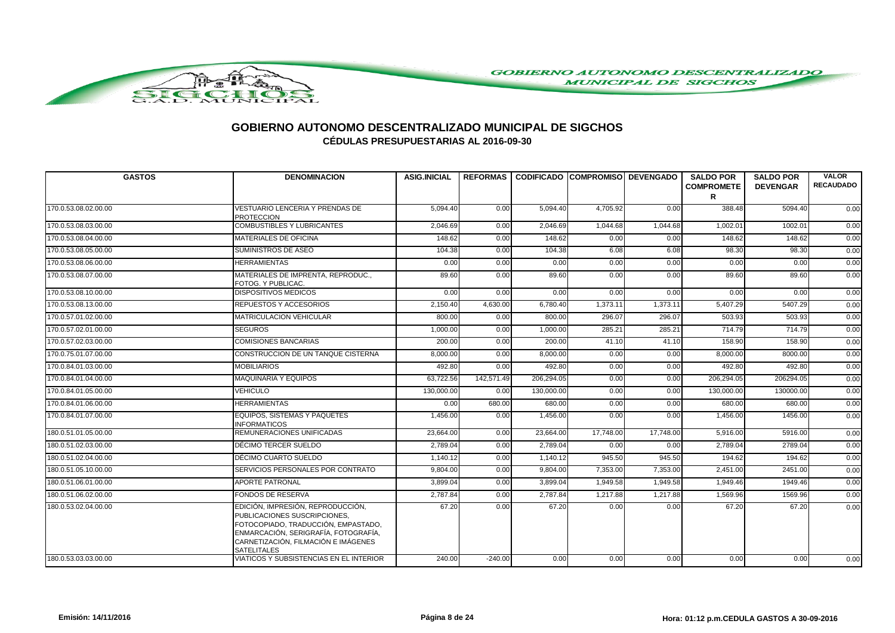# GOBIERNO AUTONOMO DESCENTRALIZADO MUNICIPAL DE SIGCHOS

## CÉDULAS PRESUPUESTARIAS AL 2016-09-30

| GASTOS | DENOMINACION | ASIG.INICIAL | REFORMAS | CODIFICADO | COMPROMISO | DEVENGADO | SALDO POR COMPROMETER | SALDO POR DEVENGAR | VALOR RECAUDADO |
|---|---|---|---|---|---|---|---|---|---|
| 170.0.53.08.02.00.00 | VESTUARIO LENCERIA Y PRENDAS DE PROTECCION | 5,094.40 | 0.00 | 5,094.40 | 4,705.92 | 0.00 | 388.48 | 5094.40 | 0.00 |
| 170.0.53.08.03.00.00 | COMBUSTIBLES Y LUBRICANTES | 2,046.69 | 0.00 | 2,046.69 | 1,044.68 | 1,044.68 | 1,002.01 | 1002.01 | 0.00 |
| 170.0.53.08.04.00.00 | MATERIALES DE OFICINA | 148.62 | 0.00 | 148.62 | 0.00 | 0.00 | 148.62 | 148.62 | 0.00 |
| 170.0.53.08.05.00.00 | SUMINISTROS DE ASEO | 104.38 | 0.00 | 104.38 | 6.08 | 6.08 | 98.30 | 98.30 | 0.00 |
| 170.0.53.08.06.00.00 | HERRAMIENTAS | 0.00 | 0.00 | 0.00 | 0.00 | 0.00 | 0.00 | 0.00 | 0.00 |
| 170.0.53.08.07.00.00 | MATERIALES DE IMPRENTA, REPRODUC., FOTOG. Y PUBLICAC. | 89.60 | 0.00 | 89.60 | 0.00 | 0.00 | 89.60 | 89.60 | 0.00 |
| 170.0.53.08.10.00.00 | DISPOSITIVOS MEDICOS | 0.00 | 0.00 | 0.00 | 0.00 | 0.00 | 0.00 | 0.00 | 0.00 |
| 170.0.53.08.13.00.00 | REPUESTOS Y ACCESORIOS | 2,150.40 | 4,630.00 | 6,780.40 | 1,373.11 | 1,373.11 | 5,407.29 | 5407.29 | 0.00 |
| 170.0.57.01.02.00.00 | MATRICULACION VEHICULAR | 800.00 | 0.00 | 800.00 | 296.07 | 296.07 | 503.93 | 503.93 | 0.00 |
| 170.0.57.02.01.00.00 | SEGUROS | 1,000.00 | 0.00 | 1,000.00 | 285.21 | 285.21 | 714.79 | 714.79 | 0.00 |
| 170.0.57.02.03.00.00 | COMISIONES BANCARIAS | 200.00 | 0.00 | 200.00 | 41.10 | 41.10 | 158.90 | 158.90 | 0.00 |
| 170.0.75.01.07.00.00 | CONSTRUCCION DE UN TANQUE CISTERNA | 8,000.00 | 0.00 | 8,000.00 | 0.00 | 0.00 | 8,000.00 | 8000.00 | 0.00 |
| 170.0.84.01.03.00.00 | MOBILIARIOS | 492.80 | 0.00 | 492.80 | 0.00 | 0.00 | 492.80 | 492.80 | 0.00 |
| 170.0.84.01.04.00.00 | MAQUINARIA Y EQUIPOS | 63,722.56 | 142,571.49 | 206,294.05 | 0.00 | 0.00 | 206,294.05 | 206294.05 | 0.00 |
| 170.0.84.01.05.00.00 | VEHICULO | 130,000.00 | 0.00 | 130,000.00 | 0.00 | 0.00 | 130,000.00 | 130000.00 | 0.00 |
| 170.0.84.01.06.00.00 | HERRAMIENTAS | 0.00 | 680.00 | 680.00 | 0.00 | 0.00 | 680.00 | 680.00 | 0.00 |
| 170.0.84.01.07.00.00 | EQUIPOS, SISTEMAS Y PAQUETES INFORMATICOS | 1,456.00 | 0.00 | 1,456.00 | 0.00 | 0.00 | 1,456.00 | 1456.00 | 0.00 |
| 180.0.51.01.05.00.00 | REMUNERACIONES UNIFICADAS | 23,664.00 | 0.00 | 23,664.00 | 17,748.00 | 17,748.00 | 5,916.00 | 5916.00 | 0.00 |
| 180.0.51.02.03.00.00 | DÉCIMO TERCER SUELDO | 2,789.04 | 0.00 | 2,789.04 | 0.00 | 0.00 | 2,789.04 | 2789.04 | 0.00 |
| 180.0.51.02.04.00.00 | DÉCIMO CUARTO SUELDO | 1,140.12 | 0.00 | 1,140.12 | 945.50 | 945.50 | 194.62 | 194.62 | 0.00 |
| 180.0.51.05.10.00.00 | SERVICIOS PERSONALES POR CONTRATO | 9,804.00 | 0.00 | 9,804.00 | 7,353.00 | 7,353.00 | 2,451.00 | 2451.00 | 0.00 |
| 180.0.51.06.01.00.00 | APORTE PATRONAL | 3,899.04 | 0.00 | 3,899.04 | 1,949.58 | 1,949.58 | 1,949.46 | 1949.46 | 0.00 |
| 180.0.51.06.02.00.00 | FONDOS DE RESERVA | 2,787.84 | 0.00 | 2,787.84 | 1,217.88 | 1,217.88 | 1,569.96 | 1569.96 | 0.00 |
| 180.0.53.02.04.00.00 | EDICIÓN, IMPRESIÓN, REPRODUCCIÓN, PUBLICACIONES SUSCRIPCIONES, FOTOCOPIADO, TRADUCCIÓN, EMPASTADO, ENMARCACIÓN, SERIGRAFÍA, FOTOGRAFÍA, CARNETIZACIÓN, FILMACIÓN E IMÁGENES SATELITALES | 67.20 | 0.00 | 67.20 | 0.00 | 0.00 | 67.20 | 67.20 | 0.00 |
| 180.0.53.03.03.00.00 | VIATICOS Y SUBSISTENCIAS EN EL INTERIOR | 240.00 | -240.00 | 0.00 | 0.00 | 0.00 | 0.00 | 0.00 | 0.00 |

Emisión: 14/11/2016 Hora: 01:12 p.m. CEDULA GASTOS A 30-09-2016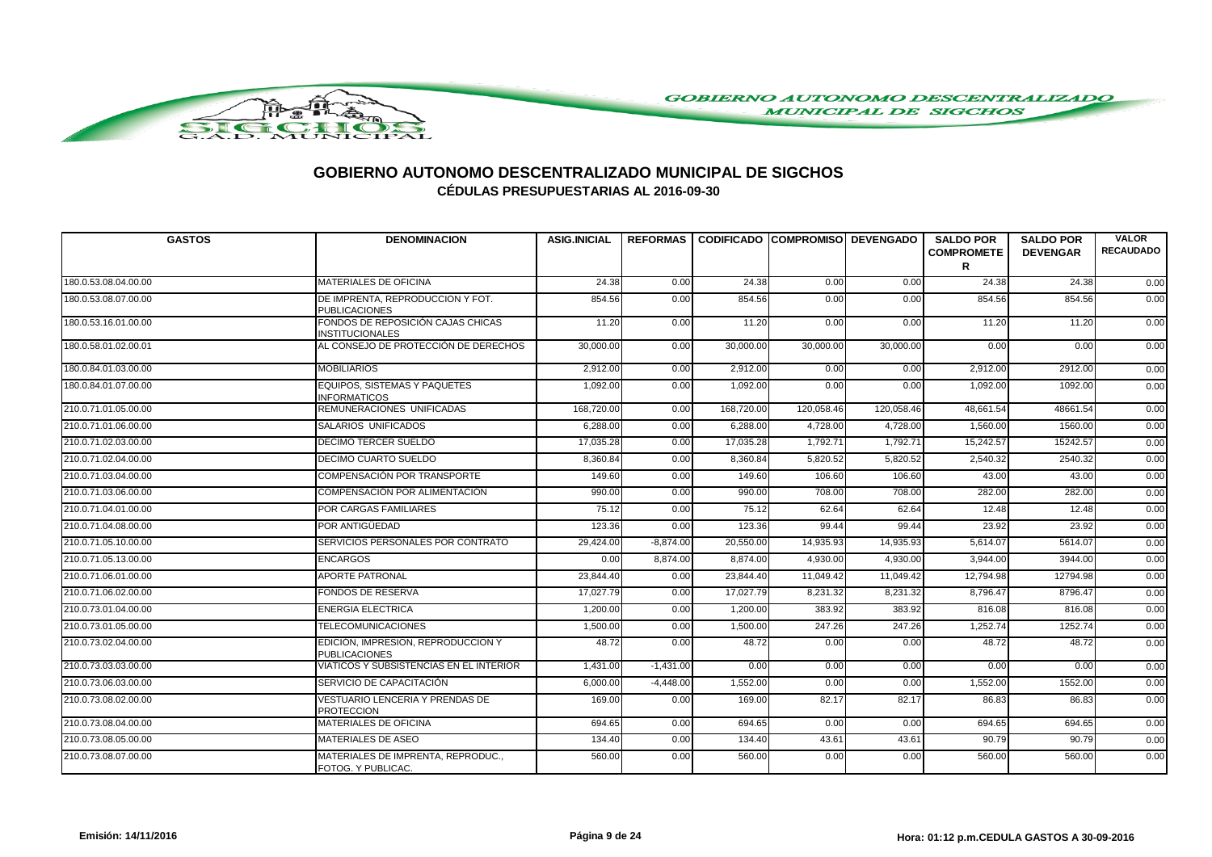# GOBIERNO AUTONOMO DESCENTRALIZADO MUNICIPAL DE SIGCHOS

## CÉDULAS PRESUPUESTARIAS AL 2016-09-30

| GASTOS | DENOMINACION | ASIG.INICIAL | REFORMAS | CODIFICADO | COMPROMISO | DEVENGADO | SALDO POR COMPROMETER | SALDO POR DEVENGAR | VALOR RECAUDADO |
|---|---|---|---|---|---|---|---|---|---|
| 180.0.53.08.04.00.00 | MATERIALES DE OFICINA | 24.38 | 0.00 | 24.38 | 0.00 | 0.00 | 24.38 | 24.38 | 0.00 |
| 180.0.53.08.07.00.00 | DE IMPRENTA, REPRODUCCION Y FOT. PUBLICACIONES | 854.56 | 0.00 | 854.56 | 0.00 | 0.00 | 854.56 | 854.56 | 0.00 |
| 180.0.53.16.01.00.00 | FONDOS DE REPOSICIÓN CAJAS CHICAS INSTITUCIONALES | 11.20 | 0.00 | 11.20 | 0.00 | 0.00 | 11.20 | 11.20 | 0.00 |
| 180.0.58.01.02.00.01 | AL CONSEJO DE PROTECCIÓN DE DERECHOS | 30,000.00 | 0.00 | 30,000.00 | 30,000.00 | 30,000.00 | 0.00 | 0.00 | 0.00 |
| 180.0.84.01.03.00.00 | MOBILIARIOS | 2,912.00 | 0.00 | 2,912.00 | 0.00 | 0.00 | 2,912.00 | 2912.00 | 0.00 |
| 180.0.84.01.07.00.00 | EQUIPOS, SISTEMAS Y PAQUETES INFORMATICOS | 1,092.00 | 0.00 | 1,092.00 | 0.00 | 0.00 | 1,092.00 | 1092.00 | 0.00 |
| 210.0.71.01.05.00.00 | REMUNERACIONES UNIFICADAS | 168,720.00 | 0.00 | 168,720.00 | 120,058.46 | 120,058.46 | 48,661.54 | 48661.54 | 0.00 |
| 210.0.71.01.06.00.00 | SALARIOS UNIFICADOS | 6,288.00 | 0.00 | 6,288.00 | 4,728.00 | 4,728.00 | 1,560.00 | 1560.00 | 0.00 |
| 210.0.71.02.03.00.00 | DECIMO TERCER SUELDO | 17,035.28 | 0.00 | 17,035.28 | 1,792.71 | 1,792.71 | 15,242.57 | 15242.57 | 0.00 |
| 210.0.71.02.04.00.00 | DECIMO CUARTO SUELDO | 8,360.84 | 0.00 | 8,360.84 | 5,820.52 | 5,820.52 | 2,540.32 | 2540.32 | 0.00 |
| 210.0.71.03.04.00.00 | COMPENSACIÓN POR TRANSPORTE | 149.60 | 0.00 | 149.60 | 106.60 | 106.60 | 43.00 | 43.00 | 0.00 |
| 210.0.71.03.06.00.00 | COMPENSACIÓN POR ALIMENTACIÓN | 990.00 | 0.00 | 990.00 | 708.00 | 708.00 | 282.00 | 282.00 | 0.00 |
| 210.0.71.04.01.00.00 | POR CARGAS FAMILIARES | 75.12 | 0.00 | 75.12 | 62.64 | 62.64 | 12.48 | 12.48 | 0.00 |
| 210.0.71.04.08.00.00 | POR ANTIGÜEDAD | 123.36 | 0.00 | 123.36 | 99.44 | 99.44 | 23.92 | 23.92 | 0.00 |
| 210.0.71.05.10.00.00 | SERVICIOS PERSONALES POR CONTRATO | 29,424.00 | -8,874.00 | 20,550.00 | 14,935.93 | 14,935.93 | 5,614.07 | 5614.07 | 0.00 |
| 210.0.71.05.13.00.00 | ENCARGOS | 0.00 | 8,874.00 | 8,874.00 | 4,930.00 | 4,930.00 | 3,944.00 | 3944.00 | 0.00 |
| 210.0.71.06.01.00.00 | APORTE PATRONAL | 23,844.40 | 0.00 | 23,844.40 | 11,049.42 | 11,049.42 | 12,794.98 | 12794.98 | 0.00 |
| 210.0.71.06.02.00.00 | FONDOS DE RESERVA | 17,027.79 | 0.00 | 17,027.79 | 8,231.32 | 8,231.32 | 8,796.47 | 8796.47 | 0.00 |
| 210.0.73.01.04.00.00 | ENERGIA ELECTRICA | 1,200.00 | 0.00 | 1,200.00 | 383.92 | 383.92 | 816.08 | 816.08 | 0.00 |
| 210.0.73.01.05.00.00 | TELECOMUNICACIONES | 1,500.00 | 0.00 | 1,500.00 | 247.26 | 247.26 | 1,252.74 | 1252.74 | 0.00 |
| 210.0.73.02.04.00.00 | EDICION, IMPRESION, REPRODUCCION Y PUBLICACIONES | 48.72 | 0.00 | 48.72 | 0.00 | 0.00 | 48.72 | 48.72 | 0.00 |
| 210.0.73.03.03.00.00 | VIATICOS Y SUBSISTENCIAS EN EL INTERIOR | 1,431.00 | -1,431.00 | 0.00 | 0.00 | 0.00 | 0.00 | 0.00 | 0.00 |
| 210.0.73.06.03.00.00 | SERVICIO DE CAPACITACIÓN | 6,000.00 | -4,448.00 | 1,552.00 | 0.00 | 0.00 | 1,552.00 | 1552.00 | 0.00 |
| 210.0.73.08.02.00.00 | VESTUARIO LENCERIA Y PRENDAS DE PROTECCION | 169.00 | 0.00 | 169.00 | 82.17 | 82.17 | 86.83 | 86.83 | 0.00 |
| 210.0.73.08.04.00.00 | MATERIALES DE OFICINA | 694.65 | 0.00 | 694.65 | 0.00 | 0.00 | 694.65 | 694.65 | 0.00 |
| 210.0.73.08.05.00.00 | MATERIALES DE ASEO | 134.40 | 0.00 | 134.40 | 43.61 | 43.61 | 90.79 | 90.79 | 0.00 |
| 210.0.73.08.07.00.00 | MATERIALES DE IMPRENTA, REPRODUC., FOTOG. Y PUBLICAC. | 560.00 | 0.00 | 560.00 | 0.00 | 0.00 | 560.00 | 560.00 | 0.00 |

**Emisión: 14/11/2016** | **Hora: 01:12 p.m.CEDULA GASTOS A 30-09-2016**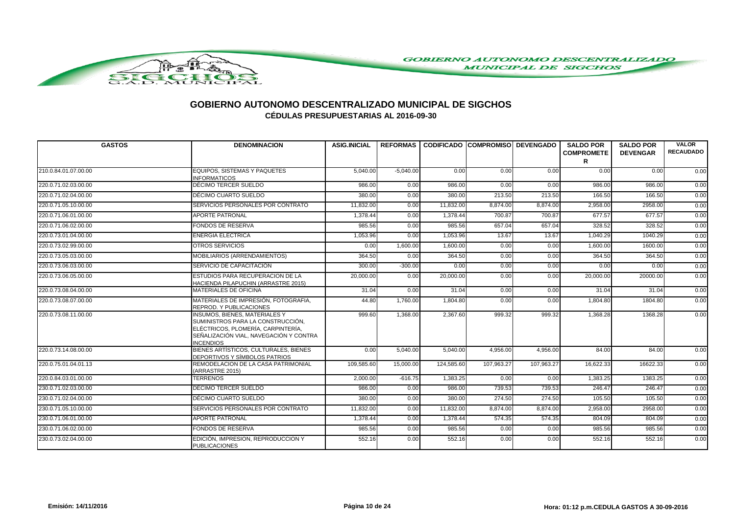# GOBIERNO AUTONOMO DESCENTRALIZADO MUNICIPAL DE SIGCHOS

## CÉDULAS PRESUPUESTARIAS AL 2016-09-30

| GASTOS | DENOMINACION | ASIG.INICIAL | REFORMAS | CODIFICADO | COMPROMISO | DEVENGADO | SALDO POR COMPROMETER | SALDO POR DEVENGAR | VALOR RECAUDADO |
|---|---|---|---|---|---|---|---|---|---|
| 210.0.84.01.07.00.00 | EQUIPOS, SISTEMAS Y PAQUETES INFORMATICOS | 5,040.00 | -5,040.00 | 0.00 | 0.00 | 0.00 | 0.00 | 0.00 | 0.00 |
| 220.0.71.02.03.00.00 | DÉCIMO TERCER SUELDO | 986.00 | 0.00 | 986.00 | 0.00 | 0.00 | 986.00 | 986.00 | 0.00 |
| 220.0.71.02.04.00.00 | DÉCIMO CUARTO SUELDO | 380.00 | 0.00 | 380.00 | 213.50 | 213.50 | 166.50 | 166.50 | 0.00 |
| 220.0.71.05.10.00.00 | SERVICIOS PERSONALES POR CONTRATO | 11,832.00 | 0.00 | 11,832.00 | 8,874.00 | 8,874.00 | 2,958.00 | 2958.00 | 0.00 |
| 220.0.71.06.01.00.00 | APORTE PATRONAL | 1,378.44 | 0.00 | 1,378.44 | 700.87 | 700.87 | 677.57 | 677.57 | 0.00 |
| 220.0.71.06.02.00.00 | FONDOS DE RESERVA | 985.56 | 0.00 | 985.56 | 657.04 | 657.04 | 328.52 | 328.52 | 0.00 |
| 220.0.73.01.04.00.00 | ENERGIA ELECTRICA | 1,053.96 | 0.00 | 1,053.96 | 13.67 | 13.67 | 1,040.29 | 1040.29 | 0.00 |
| 220.0.73.02.99.00.00 | OTROS SERVICIOS | 0.00 | 1,600.00 | 1,600.00 | 0.00 | 0.00 | 1,600.00 | 1600.00 | 0.00 |
| 220.0.73.05.03.00.00 | MOBILIARIOS (ARRENDAMIENTOS) | 364.50 | 0.00 | 364.50 | 0.00 | 0.00 | 364.50 | 364.50 | 0.00 |
| 220.0.73.06.03.00.00 | SERVICIO DE CAPACITACIÓN | 300.00 | -300.00 | 0.00 | 0.00 | 0.00 | 0.00 | 0.00 | 0.00 |
| 220.0.73.06.05.00.00 | ESTUDIOS PARA RECUPERACION DE LA HACIENDA PILAPUCHIN (ARRASTRE 2015) | 20,000.00 | 0.00 | 20,000.00 | 0.00 | 0.00 | 20,000.00 | 20000.00 | 0.00 |
| 220.0.73.08.04.00.00 | MATERIALES DE OFICINA | 31.04 | 0.00 | 31.04 | 0.00 | 0.00 | 31.04 | 31.04 | 0.00 |
| 220.0.73.08.07.00.00 | MATERIALES DE IMPRESIÓN, FOTOGRAFIA, REPROD. Y PUBLICACIONES | 44.80 | 1,760.00 | 1,804.80 | 0.00 | 0.00 | 1,804.80 | 1804.80 | 0.00 |
| 220.0.73.08.11.00.00 | INSUMOS, BIENES, MATERIALES Y SUMINISTROS PARA LA CONSTRUCCIÓN, ELÉCTRICOS, PLOMERÍA, CARPINTERÍA, SEÑALIZACIÓN VIAL, NAVEGACIÓN Y CONTRA INCENDIOS | 999.60 | 1,368.00 | 2,367.60 | 999.32 | 999.32 | 1,368.28 | 1368.28 | 0.00 |
| 220.0.73.14.08.00.00 | BIENES ARTÍSTICOS, CULTURALES, BIENES DEPORTIVOS Y SÍMBOLOS PATRIOS | 0.00 | 5,040.00 | 5,040.00 | 4,956.00 | 4,956.00 | 84.00 | 84.00 | 0.00 |
| 220.0.75.01.04.01.13 | REMODELACION DE LA CASA PATRIMONIAL (ARRASTRE 2015) | 109,585.60 | 15,000.00 | 124,585.60 | 107,963.27 | 107,963.27 | 16,622.33 | 16622.33 | 0.00 |
| 220.0.84.03.01.00.00 | TERRENOS | 2,000.00 | -616.75 | 1,383.25 | 0.00 | 0.00 | 1,383.25 | 1383.25 | 0.00 |
| 230.0.71.02.03.00.00 | DÉCIMO TERCER SUELDO | 986.00 | 0.00 | 986.00 | 739.53 | 739.53 | 246.47 | 246.47 | 0.00 |
| 230.0.71.02.04.00.00 | DÉCIMO CUARTO SUELDO | 380.00 | 0.00 | 380.00 | 274.50 | 274.50 | 105.50 | 105.50 | 0.00 |
| 230.0.71.05.10.00.00 | SERVICIOS PERSONALES POR CONTRATO | 11,832.00 | 0.00 | 11,832.00 | 8,874.00 | 8,874.00 | 2,958.00 | 2958.00 | 0.00 |
| 230.0.71.06.01.00.00 | APORTE PATRONAL | 1,378.44 | 0.00 | 1,378.44 | 574.35 | 574.35 | 804.09 | 804.09 | 0.00 |
| 230.0.71.06.02.00.00 | FONDOS DE RESERVA | 985.56 | 0.00 | 985.56 | 0.00 | 0.00 | 985.56 | 985.56 | 0.00 |
| 230.0.73.02.04.00.00 | EDICIÓN, IMPRESION, REPRODUCCION Y PUBLICACIONES | 552.16 | 0.00 | 552.16 | 0.00 | 0.00 | 552.16 | 552.16 | 0.00 |

Emisión: 14/11/2016 | Hora: 01:12 p.m. CEDULA GASTOS A 30-09-2016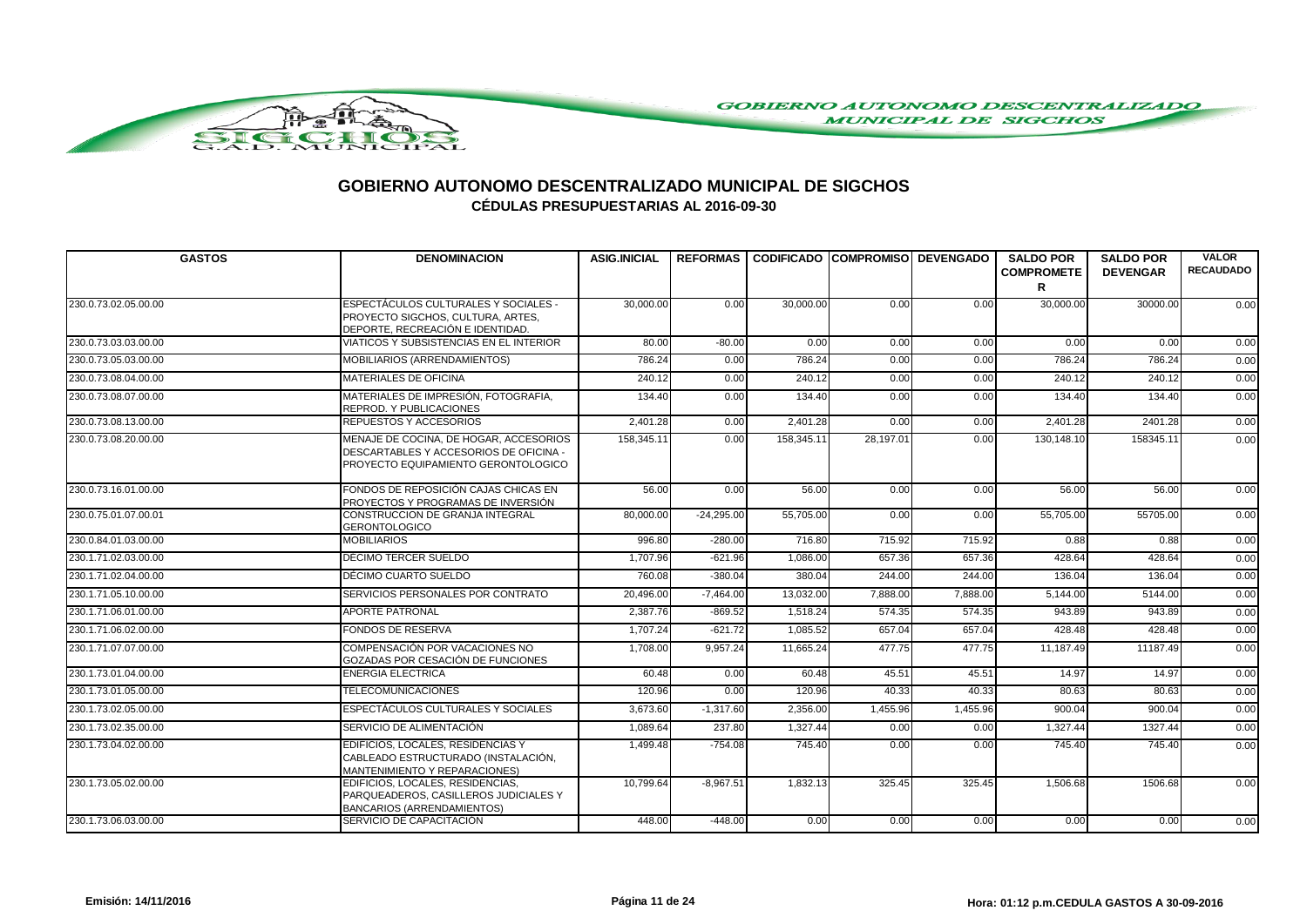# GOBIERNO AUTONOMO DESCENTRALIZADO MUNICIPAL DE SIGCHOS

## CÉDULAS PRESUPUESTARIAS AL 2016-09-30

| GASTOS | DENOMINACION | ASIG.INICIAL | REFORMAS | CODIFICADO | COMPROMISO | DEVENGADO | SALDO POR COMPROMETER | SALDO POR DEVENGAR | VALOR RECAUDADO |
|---|---|---|---|---|---|---|---|---|---|
| 230.0.73.02.05.00.00 | ESPECTÁCULOS CULTURALES Y SOCIALES - PROYECTO SIGCHOS, CULTURA, ARTES, DEPORTE, RECREACIÓN E IDENTIDAD. | 30,000.00 | 0.00 | 30,000.00 | 0.00 | 0.00 | 30,000.00 | 30000.00 | 0.00 |
| 230.0.73.03.03.00.00 | VIATICOS Y SUBSISTENCIAS EN EL INTERIOR | 80.00 | -80.00 | 0.00 | 0.00 | 0.00 | 0.00 | 0.00 | 0.00 |
| 230.0.73.05.03.00.00 | MOBILIARIOS (ARRENDAMIENTOS) | 786.24 | 0.00 | 786.24 | 0.00 | 0.00 | 786.24 | 786.24 | 0.00 |
| 230.0.73.08.04.00.00 | MATERIALES DE OFICINA | 240.12 | 0.00 | 240.12 | 0.00 | 0.00 | 240.12 | 240.12 | 0.00 |
| 230.0.73.08.07.00.00 | MATERIALES DE IMPRESIÓN, FOTOGRAFIA, REPROD. Y PUBLICACIONES | 134.40 | 0.00 | 134.40 | 0.00 | 0.00 | 134.40 | 134.40 | 0.00 |
| 230.0.73.08.13.00.00 | REPUESTOS Y ACCESORIOS | 2,401.28 | 0.00 | 2,401.28 | 0.00 | 0.00 | 2,401.28 | 2401.28 | 0.00 |
| 230.0.73.08.20.00.00 | MENAJE DE COCINA, DE HOGAR, ACCESORIOS DESCARTABLES Y ACCESORIOS DE OFICINA - PROYECTO EQUIPAMIENTO GERONTOLOGICO | 158,345.11 | 0.00 | 158,345.11 | 28,197.01 | 0.00 | 130,148.10 | 158345.11 | 0.00 |
| 230.0.73.16.01.00.00 | FONDOS DE REPOSICIÓN CAJAS CHICAS EN PROYECTOS Y PROGRAMAS DE INVERSIÓN | 56.00 | 0.00 | 56.00 | 0.00 | 0.00 | 56.00 | 56.00 | 0.00 |
| 230.0.75.01.07.00.01 | CONSTRUCCION DE GRANJA INTEGRAL GERONTOLOGICO | 80,000.00 | -24,295.00 | 55,705.00 | 0.00 | 0.00 | 55,705.00 | 55705.00 | 0.00 |
| 230.0.84.01.03.00.00 | MOBILIARIOS | 996.80 | -280.00 | 716.80 | 715.92 | 715.92 | 0.88 | 0.88 | 0.00 |
| 230.1.71.02.03.00.00 | DECIMO TERCER SUELDO | 1,707.96 | -621.96 | 1,086.00 | 657.36 | 657.36 | 428.64 | 428.64 | 0.00 |
| 230.1.71.02.04.00.00 | DÉCIMO CUARTO SUELDO | 760.08 | -380.04 | 380.04 | 244.00 | 244.00 | 136.04 | 136.04 | 0.00 |
| 230.1.71.05.10.00.00 | SERVICIOS PERSONALES POR CONTRATO | 20,496.00 | -7,464.00 | 13,032.00 | 7,888.00 | 7,888.00 | 5,144.00 | 5144.00 | 0.00 |
| 230.1.71.06.01.00.00 | APORTE PATRONAL | 2,387.76 | -869.52 | 1,518.24 | 574.35 | 574.35 | 943.89 | 943.89 | 0.00 |
| 230.1.71.06.02.00.00 | FONDOS DE RESERVA | 1,707.24 | -621.72 | 1,085.52 | 657.04 | 657.04 | 428.48 | 428.48 | 0.00 |
| 230.1.71.07.07.00.00 | COMPENSACIÓN POR VACACIONES NO GOZADAS POR CESACIÓN DE FUNCIONES | 1,708.00 | 9,957.24 | 11,665.24 | 477.75 | 477.75 | 11,187.49 | 11187.49 | 0.00 |
| 230.1.73.01.04.00.00 | ENERGIA ELECTRICA | 60.48 | 0.00 | 60.48 | 45.51 | 45.51 | 14.97 | 14.97 | 0.00 |
| 230.1.73.01.05.00.00 | TELECOMUNICACIONES | 120.96 | 0.00 | 120.96 | 40.33 | 40.33 | 80.63 | 80.63 | 0.00 |
| 230.1.73.02.05.00.00 | ESPECTÁCULOS CULTURALES Y SOCIALES | 3,673.60 | -1,317.60 | 2,356.00 | 1,455.96 | 1,455.96 | 900.04 | 900.04 | 0.00 |
| 230.1.73.02.35.00.00 | SERVICIO DE ALIMENTACIÓN | 1,089.64 | 237.80 | 1,327.44 | 0.00 | 0.00 | 1,327.44 | 1327.44 | 0.00 |
| 230.1.73.04.02.00.00 | EDIFICIOS, LOCALES, RESIDENCIAS Y CABLEADO ESTRUCTURADO (INSTALACIÓN, MANTENIMIENTO Y REPARACIONES) | 1,499.48 | -754.08 | 745.40 | 0.00 | 0.00 | 745.40 | 745.40 | 0.00 |
| 230.1.73.05.02.00.00 | EDIFICIOS, LOCALES, RESIDENCIAS, PARQUEADEROS, CASILLEROS JUDICIALES Y BANCARIOS (ARRENDAMIENTOS) | 10,799.64 | -8,967.51 | 1,832.13 | 325.45 | 325.45 | 1,506.68 | 1506.68 | 0.00 |
| 230.1.73.06.03.00.00 | SERVICIO DE CAPACITACIÓN | 448.00 | -448.00 | 0.00 | 0.00 | 0.00 | 0.00 | 0.00 | 0.00 |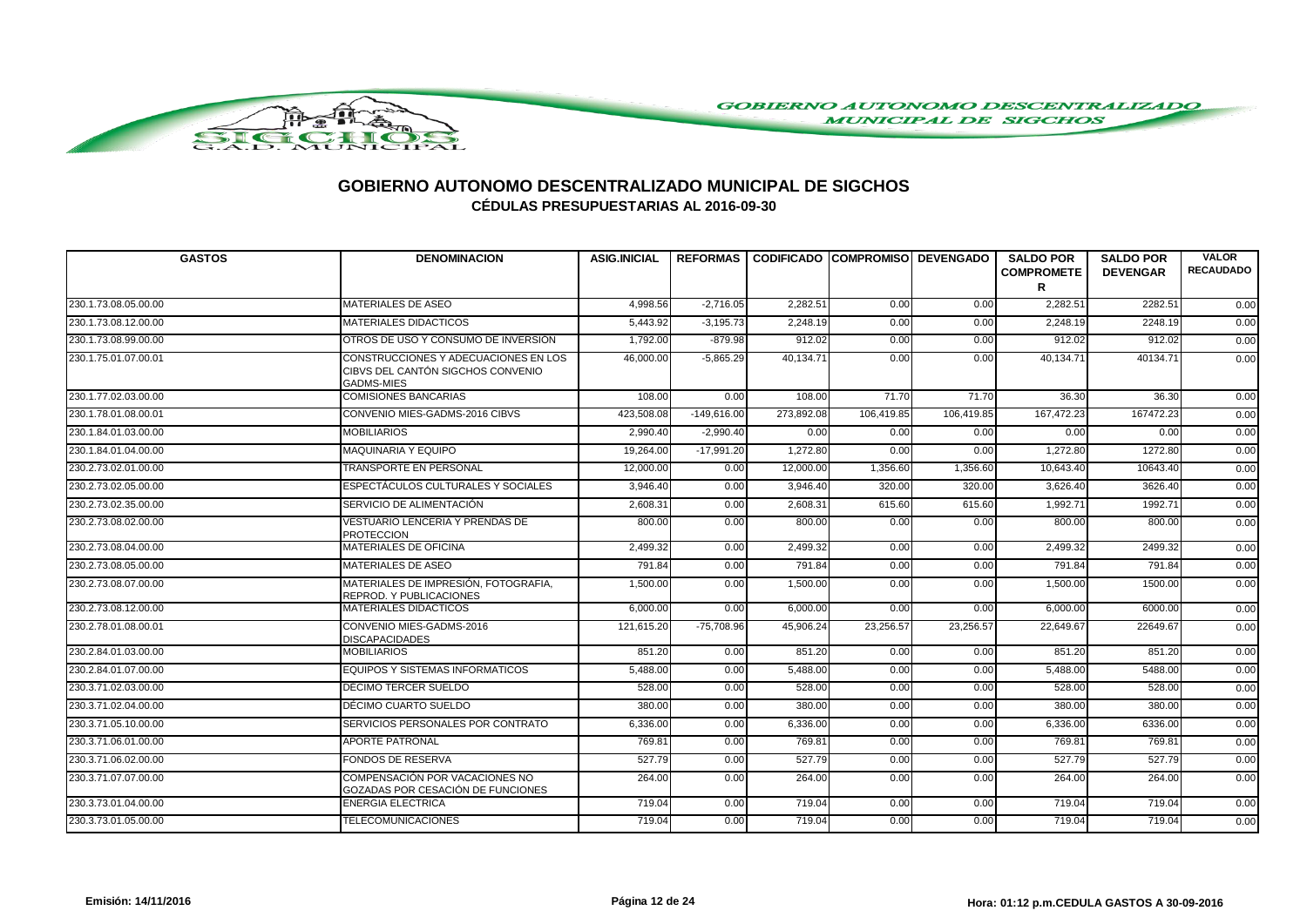# GOBIERNO AUTONOMO DESCENTRALIZADO MUNICIPAL DE SIGCHOS

## CÉDULAS PRESUPUESTARIAS AL 2016-09-30

| GASTOS | DENOMINACION | ASIG.INICIAL | REFORMAS | CODIFICADO | COMPROMISO | DEVENGADO | SALDO POR COMPROMETER | SALDO POR DEVENGAR | VALOR RECAUDADO |
|---|---|---|---|---|---|---|---|---|---|
| 230.1.73.08.05.00.00 | MATERIALES DE ASEO | 4,998.56 | -2,716.05 | 2,282.51 | 0.00 | 0.00 | 2,282.51 | 2282.51 | 0.00 |
| 230.1.73.08.12.00.00 | MATERIALES DIDACTICOS | 5,443.92 | -3,195.73 | 2,248.19 | 0.00 | 0.00 | 2,248.19 | 2248.19 | 0.00 |
| 230.1.73.08.99.00.00 | OTROS DE USO Y CONSUMO DE INVERSION | 1,792.00 | -879.98 | 912.02 | 0.00 | 0.00 | 912.02 | 912.02 | 0.00 |
| 230.1.75.01.07.00.01 | CONSTRUCCIONES Y ADECUACIONES EN LOS CIBVS DEL CANTÓN SIGCHOS CONVENIO GADMS-MIES | 46,000.00 | -5,865.29 | 40,134.71 | 0.00 | 0.00 | 40,134.71 | 40134.71 | 0.00 |
| 230.1.77.02.03.00.00 | COMISIONES BANCARIAS | 108.00 | 0.00 | 108.00 | 71.70 | 71.70 | 36.30 | 36.30 | 0.00 |
| 230.1.78.01.08.00.01 | CONVENIO MIES-GADMS-2016 CIBVS | 423,508.08 | -149,616.00 | 273,892.08 | 106,419.85 | 106,419.85 | 167,472.23 | 167472.23 | 0.00 |
| 230.1.84.01.03.00.00 | MOBILIARIOS | 2,990.40 | -2,990.40 | 0.00 | 0.00 | 0.00 | 0.00 | 0.00 | 0.00 |
| 230.1.84.01.04.00.00 | MAQUINARIA Y EQUIPO | 19,264.00 | -17,991.20 | 1,272.80 | 0.00 | 0.00 | 1,272.80 | 1272.80 | 0.00 |
| 230.2.73.02.01.00.00 | TRANSPORTE EN PERSONAL | 12,000.00 | 0.00 | 12,000.00 | 1,356.60 | 1,356.60 | 10,643.40 | 10643.40 | 0.00 |
| 230.2.73.02.05.00.00 | ESPECTÁCULOS CULTURALES Y SOCIALES | 3,946.40 | 0.00 | 3,946.40 | 320.00 | 320.00 | 3,626.40 | 3626.40 | 0.00 |
| 230.2.73.02.35.00.00 | SERVICIO DE ALIMENTACIÓN | 2,608.31 | 0.00 | 2,608.31 | 615.60 | 615.60 | 1,992.71 | 1992.71 | 0.00 |
| 230.2.73.08.02.00.00 | VESTUARIO LENCERIA Y PRENDAS DE PROTECCION | 800.00 | 0.00 | 800.00 | 0.00 | 0.00 | 800.00 | 800.00 | 0.00 |
| 230.2.73.08.04.00.00 | MATERIALES DE OFICINA | 2,499.32 | 0.00 | 2,499.32 | 0.00 | 0.00 | 2,499.32 | 2499.32 | 0.00 |
| 230.2.73.08.05.00.00 | MATERIALES DE ASEO | 791.84 | 0.00 | 791.84 | 0.00 | 0.00 | 791.84 | 791.84 | 0.00 |
| 230.2.73.08.07.00.00 | MATERIALES DE IMPRESIÓN, FOTOGRAFIA, REPROD. Y PUBLICACIONES | 1,500.00 | 0.00 | 1,500.00 | 0.00 | 0.00 | 1,500.00 | 1500.00 | 0.00 |
| 230.2.73.08.12.00.00 | MATERIALES DIDACTICOS | 6,000.00 | 0.00 | 6,000.00 | 0.00 | 0.00 | 6,000.00 | 6000.00 | 0.00 |
| 230.2.78.01.08.00.01 | CONVENIO MIES-GADMS-2016 DISCAPACIDADES | 121,615.20 | -75,708.96 | 45,906.24 | 23,256.57 | 23,256.57 | 22,649.67 | 22649.67 | 0.00 |
| 230.2.84.01.03.00.00 | MOBILIARIOS | 851.20 | 0.00 | 851.20 | 0.00 | 0.00 | 851.20 | 851.20 | 0.00 |
| 230.2.84.01.07.00.00 | EQUIPOS Y SISTEMAS INFORMATICOS | 5,488.00 | 0.00 | 5,488.00 | 0.00 | 0.00 | 5,488.00 | 5488.00 | 0.00 |
| 230.3.71.02.03.00.00 | DÉCIMO TERCER SUELDO | 528.00 | 0.00 | 528.00 | 0.00 | 0.00 | 528.00 | 528.00 | 0.00 |
| 230.3.71.02.04.00.00 | DÉCIMO CUARTO SUELDO | 380.00 | 0.00 | 380.00 | 0.00 | 0.00 | 380.00 | 380.00 | 0.00 |
| 230.3.71.05.10.00.00 | SERVICIOS PERSONALES POR CONTRATO | 6,336.00 | 0.00 | 6,336.00 | 0.00 | 0.00 | 6,336.00 | 6336.00 | 0.00 |
| 230.3.71.06.01.00.00 | APORTE PATRONAL | 769.81 | 0.00 | 769.81 | 0.00 | 0.00 | 769.81 | 769.81 | 0.00 |
| 230.3.71.06.02.00.00 | FONDOS DE RESERVA | 527.79 | 0.00 | 527.79 | 0.00 | 0.00 | 527.79 | 527.79 | 0.00 |
| 230.3.71.07.07.00.00 | COMPENSACIÓN POR VACACIONES NO GOZADAS POR CESACIÓN DE FUNCIONES | 264.00 | 0.00 | 264.00 | 0.00 | 0.00 | 264.00 | 264.00 | 0.00 |
| 230.3.73.01.04.00.00 | ENERGIA ELECTRICA | 719.04 | 0.00 | 719.04 | 0.00 | 0.00 | 719.04 | 719.04 | 0.00 |
| 230.3.73.01.05.00.00 | TELECOMUNICACIONES | 719.04 | 0.00 | 719.04 | 0.00 | 0.00 | 719.04 | 719.04 | 0.00 |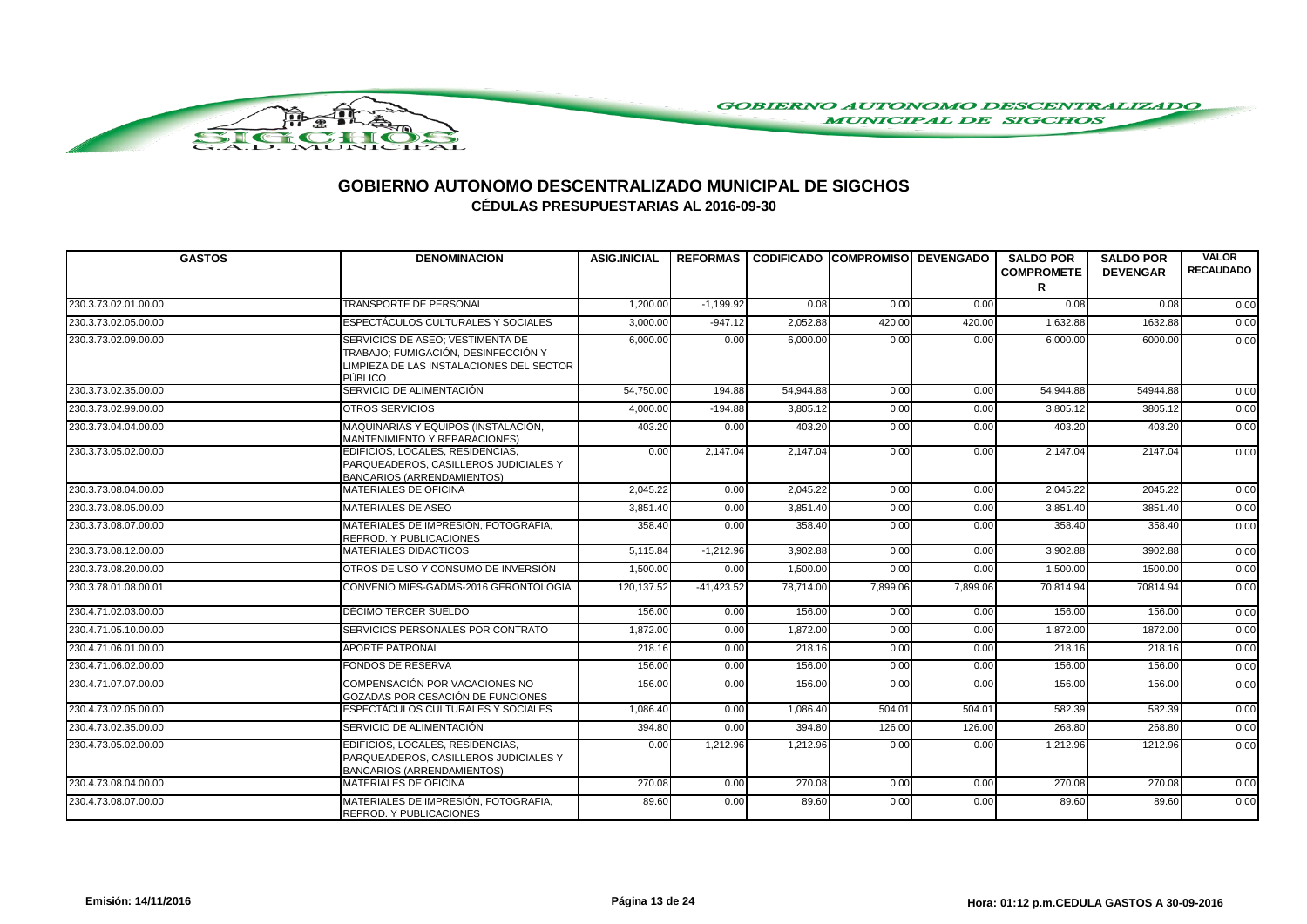# GOBIERNO AUTONOMO DESCENTRALIZADO MUNICIPAL DE SIGCHOS

## CÉDULAS PRESUPUESTARIAS AL 2016-09-30

| GASTOS | DENOMINACION | ASIG.INICIAL | REFORMAS | CODIFICADO | COMPROMISO | DEVENGADO | SALDO POR COMPROMETER | SALDO POR DEVENGAR | VALOR RECAUDADO |
|---|---|---|---|---|---|---|---|---|---|
| 230.3.73.02.01.00.00 | TRANSPORTE DE PERSONAL | 1,200.00 | -1,199.92 | 0.08 | 0.00 | 0.00 | 0.08 | 0.08 | 0.00 |
| 230.3.73.02.05.00.00 | ESPECTÁCULOS CULTURALES Y SOCIALES | 3,000.00 | -947.12 | 2,052.88 | 420.00 | 420.00 | 1,632.88 | 1632.88 | 0.00 |
| 230.3.73.02.09.00.00 | SERVICIOS DE ASEO; VESTIMENTA DE TRABAJO; FUMIGACIÓN, DESINFECCIÓN Y LIMPIEZA DE LAS INSTALACIONES DEL SECTOR PÚBLICO | 6,000.00 | 0.00 | 6,000.00 | 0.00 | 0.00 | 6,000.00 | 6000.00 | 0.00 |
| 230.3.73.02.35.00.00 | SERVICIO DE ALIMENTACIÓN | 54,750.00 | 194.88 | 54,944.88 | 0.00 | 0.00 | 54,944.88 | 54944.88 | 0.00 |
| 230.3.73.02.99.00.00 | OTROS SERVICIOS | 4,000.00 | -194.88 | 3,805.12 | 0.00 | 0.00 | 3,805.12 | 3805.12 | 0.00 |
| 230.3.73.04.04.00.00 | MAQUINARIAS Y EQUIPOS (INSTALACIÓN, MANTENIMIENTO Y REPARACIONES) | 403.20 | 0.00 | 403.20 | 0.00 | 0.00 | 403.20 | 403.20 | 0.00 |
| 230.3.73.05.02.00.00 | EDIFICIOS, LOCALES, RESIDENCIAS, PARQUEADEROS, CASILLEROS JUDICIALES Y BANCARIOS (ARRENDAMIENTOS) | 0.00 | 2,147.04 | 2,147.04 | 0.00 | 0.00 | 2,147.04 | 2147.04 | 0.00 |
| 230.3.73.08.04.00.00 | MATERIALES DE OFICINA | 2,045.22 | 0.00 | 2,045.22 | 0.00 | 0.00 | 2,045.22 | 2045.22 | 0.00 |
| 230.3.73.08.05.00.00 | MATERIALES DE ASEO | 3,851.40 | 0.00 | 3,851.40 | 0.00 | 0.00 | 3,851.40 | 3851.40 | 0.00 |
| 230.3.73.08.07.00.00 | MATERIALES DE IMPRESIÓN, FOTOGRAFIA, REPROD. Y PUBLICACIONES | 358.40 | 0.00 | 358.40 | 0.00 | 0.00 | 358.40 | 358.40 | 0.00 |
| 230.3.73.08.12.00.00 | MATERIALES DIDACTICOS | 5,115.84 | -1,212.96 | 3,902.88 | 0.00 | 0.00 | 3,902.88 | 3902.88 | 0.00 |
| 230.3.73.08.20.00.00 | OTROS DE USO Y CONSUMO DE INVERSIÓN | 1,500.00 | 0.00 | 1,500.00 | 0.00 | 0.00 | 1,500.00 | 1500.00 | 0.00 |
| 230.3.78.01.08.00.01 | CONVENIO MIES-GADMS-2016 GERONTOLOGIA | 120,137.52 | -41,423.52 | 78,714.00 | 7,899.06 | 7,899.06 | 70,814.94 | 70814.94 | 0.00 |
| 230.4.71.02.03.00.00 | DECIMO TERCER SUELDO | 156.00 | 0.00 | 156.00 | 0.00 | 0.00 | 156.00 | 156.00 | 0.00 |
| 230.4.71.05.10.00.00 | SERVICIOS PERSONALES POR CONTRATO | 1,872.00 | 0.00 | 1,872.00 | 0.00 | 0.00 | 1,872.00 | 1872.00 | 0.00 |
| 230.4.71.06.01.00.00 | APORTE PATRONAL | 218.16 | 0.00 | 218.16 | 0.00 | 0.00 | 218.16 | 218.16 | 0.00 |
| 230.4.71.06.02.00.00 | FONDOS DE RESERVA | 156.00 | 0.00 | 156.00 | 0.00 | 0.00 | 156.00 | 156.00 | 0.00 |
| 230.4.71.07.07.00.00 | COMPENSACIÓN POR VACACIONES NO GOZADAS POR CESACIÓN DE FUNCIONES | 156.00 | 0.00 | 156.00 | 0.00 | 0.00 | 156.00 | 156.00 | 0.00 |
| 230.4.73.02.05.00.00 | ESPECTÁCULOS CULTURALES Y SOCIALES | 1,086.40 | 0.00 | 1,086.40 | 504.01 | 504.01 | 582.39 | 582.39 | 0.00 |
| 230.4.73.02.35.00.00 | SERVICIO DE ALIMENTACIÓN | 394.80 | 0.00 | 394.80 | 126.00 | 126.00 | 268.80 | 268.80 | 0.00 |
| 230.4.73.05.02.00.00 | EDIFICIOS, LOCALES, RESIDENCIAS, PARQUEADEROS, CASILLEROS JUDICIALES Y BANCARIOS (ARRENDAMIENTOS) | 0.00 | 1,212.96 | 1,212.96 | 0.00 | 0.00 | 1,212.96 | 1212.96 | 0.00 |
| 230.4.73.08.04.00.00 | MATERIALES DE OFICINA | 270.08 | 0.00 | 270.08 | 0.00 | 0.00 | 270.08 | 270.08 | 0.00 |
| 230.4.73.08.07.00.00 | MATERIALES DE IMPRESIÓN, FOTOGRAFIA, REPROD. Y PUBLICACIONES | 89.60 | 0.00 | 89.60 | 0.00 | 0.00 | 89.60 | 89.60 | 0.00 |

Emisión: 14/11/2016 — Hora: 01:12 p.m. CEDULA GASTOS A 30-09-2016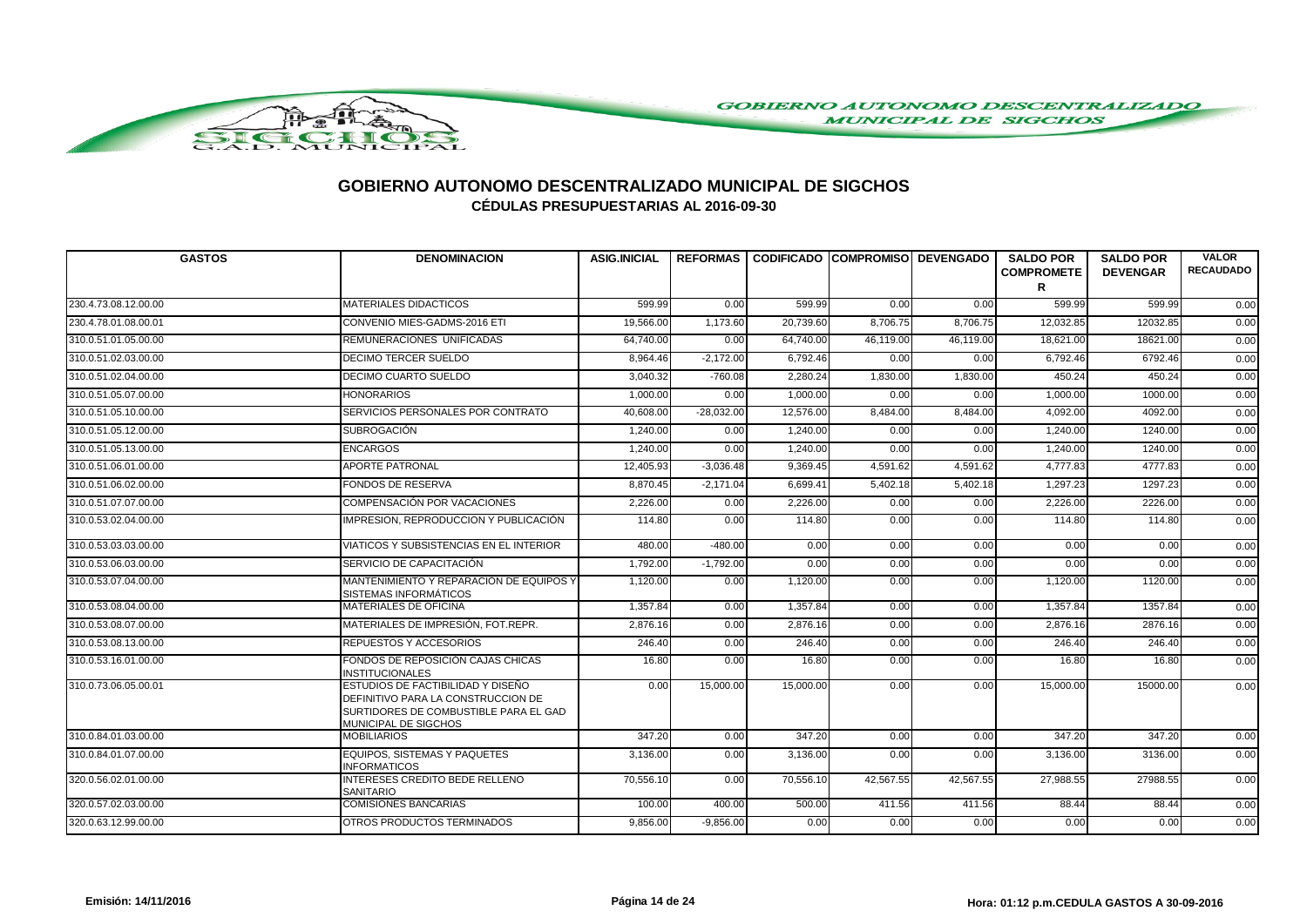# GOBIERNO AUTONOMO DESCENTRALIZADO MUNICIPAL DE SIGCHOS

## CÉDULAS PRESUPUESTARIAS AL 2016-09-30

| GASTOS | DENOMINACION | ASIG.INICIAL | REFORMAS | CODIFICADO | COMPROMISO | DEVENGADO | SALDO POR COMPROMETER | SALDO POR DEVENGAR | VALOR RECAUDADO |
|---|---|---|---|---|---|---|---|---|---|
| 230.4.73.08.12.00.00 | MATERIALES DIDACTICOS | 599.99 | 0.00 | 599.99 | 0.00 | 0.00 | 599.99 | 599.99 | 0.00 |
| 230.4.78.01.08.00.01 | CONVENIO MIES-GADMS-2016 ETI | 19,566.00 | 1,173.60 | 20,739.60 | 8,706.75 | 8,706.75 | 12,032.85 | 12032.85 | 0.00 |
| 310.0.51.01.05.00.00 | REMUNERACIONES UNIFICADAS | 64,740.00 | 0.00 | 64,740.00 | 46,119.00 | 46,119.00 | 18,621.00 | 18621.00 | 0.00 |
| 310.0.51.02.03.00.00 | DECIMO TERCER SUELDO | 8,964.46 | -2,172.00 | 6,792.46 | 0.00 | 0.00 | 6,792.46 | 6792.46 | 0.00 |
| 310.0.51.02.04.00.00 | DECIMO CUARTO SUELDO | 3,040.32 | -760.08 | 2,280.24 | 1,830.00 | 1,830.00 | 450.24 | 450.24 | 0.00 |
| 310.0.51.05.07.00.00 | HONORARIOS | 1,000.00 | 0.00 | 1,000.00 | 0.00 | 0.00 | 1,000.00 | 1000.00 | 0.00 |
| 310.0.51.05.10.00.00 | SERVICIOS PERSONALES POR CONTRATO | 40,608.00 | -28,032.00 | 12,576.00 | 8,484.00 | 8,484.00 | 4,092.00 | 4092.00 | 0.00 |
| 310.0.51.05.12.00.00 | SUBROGACIÓN | 1,240.00 | 0.00 | 1,240.00 | 0.00 | 0.00 | 1,240.00 | 1240.00 | 0.00 |
| 310.0.51.05.13.00.00 | ENCARGOS | 1,240.00 | 0.00 | 1,240.00 | 0.00 | 0.00 | 1,240.00 | 1240.00 | 0.00 |
| 310.0.51.06.01.00.00 | APORTE PATRONAL | 12,405.93 | -3,036.48 | 9,369.45 | 4,591.62 | 4,591.62 | 4,777.83 | 4777.83 | 0.00 |
| 310.0.51.06.02.00.00 | FONDOS DE RESERVA | 8,870.45 | -2,171.04 | 6,699.41 | 5,402.18 | 5,402.18 | 1,297.23 | 1297.23 | 0.00 |
| 310.0.51.07.07.00.00 | COMPENSACIÓN POR VACACIONES | 2,226.00 | 0.00 | 2,226.00 | 0.00 | 0.00 | 2,226.00 | 2226.00 | 0.00 |
| 310.0.53.02.04.00.00 | IMPRESION, REPRODUCCION Y PUBLICACIÓN | 114.80 | 0.00 | 114.80 | 0.00 | 0.00 | 114.80 | 114.80 | 0.00 |
| 310.0.53.03.03.00.00 | VIATICOS Y SUBSISTENCIAS EN EL INTERIOR | 480.00 | -480.00 | 0.00 | 0.00 | 0.00 | 0.00 | 0.00 | 0.00 |
| 310.0.53.06.03.00.00 | SERVICIO DE CAPACITACIÓN | 1,792.00 | -1,792.00 | 0.00 | 0.00 | 0.00 | 0.00 | 0.00 | 0.00 |
| 310.0.53.07.04.00.00 | MANTENIMIENTO Y REPARACIÓN DE EQUIPOS Y SISTEMAS INFORMÁTICOS | 1,120.00 | 0.00 | 1,120.00 | 0.00 | 0.00 | 1,120.00 | 1120.00 | 0.00 |
| 310.0.53.08.04.00.00 | MATERIALES DE OFICINA | 1,357.84 | 0.00 | 1,357.84 | 0.00 | 0.00 | 1,357.84 | 1357.84 | 0.00 |
| 310.0.53.08.07.00.00 | MATERIALES DE IMPRESIÓN, FOT.REPR. | 2,876.16 | 0.00 | 2,876.16 | 0.00 | 0.00 | 2,876.16 | 2876.16 | 0.00 |
| 310.0.53.08.13.00.00 | REPUESTOS Y ACCESORIOS | 246.40 | 0.00 | 246.40 | 0.00 | 0.00 | 246.40 | 246.40 | 0.00 |
| 310.0.53.16.01.00.00 | FONDOS DE REPOSICIÓN CAJAS CHICAS INSTITUCIONALES | 16.80 | 0.00 | 16.80 | 0.00 | 0.00 | 16.80 | 16.80 | 0.00 |
| 310.0.73.06.05.00.01 | ESTUDIOS DE FACTIBILIDAD Y DISEÑO DEFINITIVO PARA LA CONSTRUCCION DE SURTIDORES DE COMBUSTIBLE PARA EL GAD MUNICIPAL DE SIGCHOS | 0.00 | 15,000.00 | 15,000.00 | 0.00 | 0.00 | 15,000.00 | 15000.00 | 0.00 |
| 310.0.84.01.03.00.00 | MOBILIARIOS | 347.20 | 0.00 | 347.20 | 0.00 | 0.00 | 347.20 | 347.20 | 0.00 |
| 310.0.84.01.07.00.00 | EQUIPOS, SISTEMAS Y PAQUETES INFORMATICOS | 3,136.00 | 0.00 | 3,136.00 | 0.00 | 0.00 | 3,136.00 | 3136.00 | 0.00 |
| 320.0.56.02.01.00.00 | INTERESES CREDITO BEDE RELLENO SANITARIO | 70,556.10 | 0.00 | 70,556.10 | 42,567.55 | 42,567.55 | 27,988.55 | 27988.55 | 0.00 |
| 320.0.57.02.03.00.00 | COMISIONES BANCARIAS | 100.00 | 400.00 | 500.00 | 411.56 | 411.56 | 88.44 | 88.44 | 0.00 |
| 320.0.63.12.99.00.00 | OTROS PRODUCTOS TERMINADOS | 9,856.00 | -9,856.00 | 0.00 | 0.00 | 0.00 | 0.00 | 0.00 | 0.00 |

Emisión: 14/11/2016 Hora: 01:12 p.m.CEDULA GASTOS A 30-09-2016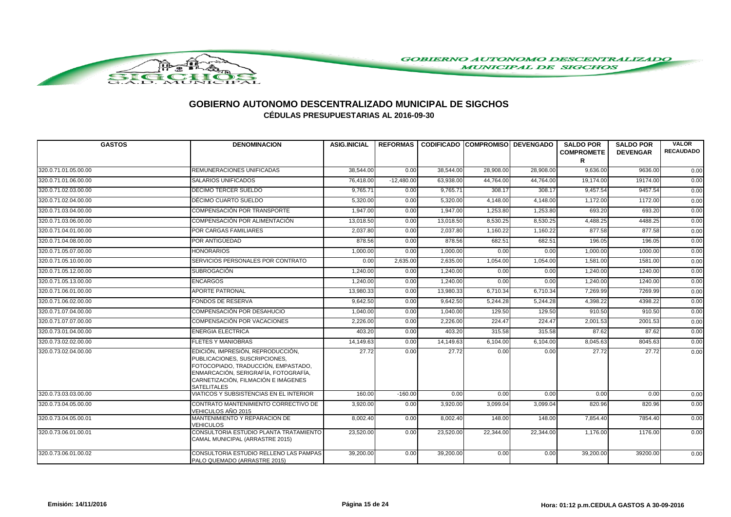# GOBIERNO AUTONOMO DESCENTRALIZADO MUNICIPAL DE SIGCHOS

## CÉDULAS PRESUPUESTARIAS AL 2016-09-30

| GASTOS | DENOMINACION | ASIG.INICIAL | REFORMAS | CODIFICADO | COMPROMISO | DEVENGADO | SALDO POR COMPROMETER | SALDO POR DEVENGAR | VALOR RECAUDADO |
|---|---|---|---|---|---|---|---|---|---|
| 320.0.71.01.05.00.00 | REMUNERACIONES UNIFICADAS | 38,544.00 | 0.00 | 38,544.00 | 28,908.00 | 28,908.00 | 9,636.00 | 9636.00 | 0.00 |
| 320.0.71.01.06.00.00 | SALARIOS UNIFICADOS | 76,418.00 | -12,480.00 | 63,938.00 | 44,764.00 | 44,764.00 | 19,174.00 | 19174.00 | 0.00 |
| 320.0.71.02.03.00.00 | DECIMO TERCER SUELDO | 9,765.71 | 0.00 | 9,765.71 | 308.17 | 308.17 | 9,457.54 | 9457.54 | 0.00 |
| 320.0.71.02.04.00.00 | DÉCIMO CUARTO SUELDO | 5,320.00 | 0.00 | 5,320.00 | 4,148.00 | 4,148.00 | 1,172.00 | 1172.00 | 0.00 |
| 320.0.71.03.04.00.00 | COMPENSACIÓN POR TRANSPORTE | 1,947.00 | 0.00 | 1,947.00 | 1,253.80 | 1,253.80 | 693.20 | 693.20 | 0.00 |
| 320.0.71.03.06.00.00 | COMPENSACIÓN POR ALIMENTACIÓN | 13,018.50 | 0.00 | 13,018.50 | 8,530.25 | 8,530.25 | 4,488.25 | 4488.25 | 0.00 |
| 320.0.71.04.01.00.00 | POR CARGAS FAMILIARES | 2,037.80 | 0.00 | 2,037.80 | 1,160.22 | 1,160.22 | 877.58 | 877.58 | 0.00 |
| 320.0.71.04.08.00.00 | POR ANTIGÜEDAD | 878.56 | 0.00 | 878.56 | 682.51 | 682.51 | 196.05 | 196.05 | 0.00 |
| 320.0.71.05.07.00.00 | HONORARIOS | 1,000.00 | 0.00 | 1,000.00 | 0.00 | 0.00 | 1,000.00 | 1000.00 | 0.00 |
| 320.0.71.05.10.00.00 | SERVICIOS PERSONALES POR CONTRATO | 0.00 | 2,635.00 | 2,635.00 | 1,054.00 | 1,054.00 | 1,581.00 | 1581.00 | 0.00 |
| 320.0.71.05.12.00.00 | SUBROGACIÓN | 1,240.00 | 0.00 | 1,240.00 | 0.00 | 0.00 | 1,240.00 | 1240.00 | 0.00 |
| 320.0.71.05.13.00.00 | ENCARGOS | 1,240.00 | 0.00 | 1,240.00 | 0.00 | 0.00 | 1,240.00 | 1240.00 | 0.00 |
| 320.0.71.06.01.00.00 | APORTE PATRONAL | 13,980.33 | 0.00 | 13,980.33 | 6,710.34 | 6,710.34 | 7,269.99 | 7269.99 | 0.00 |
| 320.0.71.06.02.00.00 | FONDOS DE RESERVA | 9,642.50 | 0.00 | 9,642.50 | 5,244.28 | 5,244.28 | 4,398.22 | 4398.22 | 0.00 |
| 320.0.71.07.04.00.00 | COMPENSACIÓN POR DESAHUCIO | 1,040.00 | 0.00 | 1,040.00 | 129.50 | 129.50 | 910.50 | 910.50 | 0.00 |
| 320.0.71.07.07.00.00 | COMPENSACIÓN POR VACACIONES | 2,226.00 | 0.00 | 2,226.00 | 224.47 | 224.47 | 2,001.53 | 2001.53 | 0.00 |
| 320.0.73.01.04.00.00 | ENERGIA ELECTRICA | 403.20 | 0.00 | 403.20 | 315.58 | 315.58 | 87.62 | 87.62 | 0.00 |
| 320.0.73.02.02.00.00 | FLETES Y MANIOBRAS | 14,149.63 | 0.00 | 14,149.63 | 6,104.00 | 6,104.00 | 8,045.63 | 8045.63 | 0.00 |
| 320.0.73.02.04.00.00 | EDICIÓN, IMPRESIÓN, REPRODUCCIÓN, PUBLICACIONES, SUSCRIPCIONES, FOTOCOPIADO, TRADUCCIÓN, EMPASTADO, ENMARCACIÓN, SERIGRAFÍA, FOTOGRAFÍA, CARNETIZACIÓN, FILMACIÓN E IMÁGENES SATELITALES | 27.72 | 0.00 | 27.72 | 0.00 | 0.00 | 27.72 | 27.72 | 0.00 |
| 320.0.73.03.03.00.00 | VIATICOS Y SUBSISTENCIAS EN EL INTERIOR | 160.00 | -160.00 | 0.00 | 0.00 | 0.00 | 0.00 | 0.00 | 0.00 |
| 320.0.73.04.05.00.00 | CONTRATO MANTENIMIENTO CORRECTIVO DE VEHICULOS AÑO 2015 | 3,920.00 | 0.00 | 3,920.00 | 3,099.04 | 3,099.04 | 820.96 | 820.96 | 0.00 |
| 320.0.73.04.05.00.01 | MANTENIMIENTO Y REPARACION DE VEHICULOS | 8,002.40 | 0.00 | 8,002.40 | 148.00 | 148.00 | 7,854.40 | 7854.40 | 0.00 |
| 320.0.73.06.01.00.01 | CONSULTORIA ESTUDIO PLANTA TRATAMIENTO CAMAL MUNICIPAL (ARRASTRE 2015) | 23,520.00 | 0.00 | 23,520.00 | 22,344.00 | 22,344.00 | 1,176.00 | 1176.00 | 0.00 |
| 320.0.73.06.01.00.02 | CONSULTORIA ESTUDIO RELLENO LAS PAMPAS PALO QUEMADO (ARRASTRE 2015) | 39,200.00 | 0.00 | 39,200.00 | 0.00 | 0.00 | 39,200.00 | 39200.00 | 0.00 |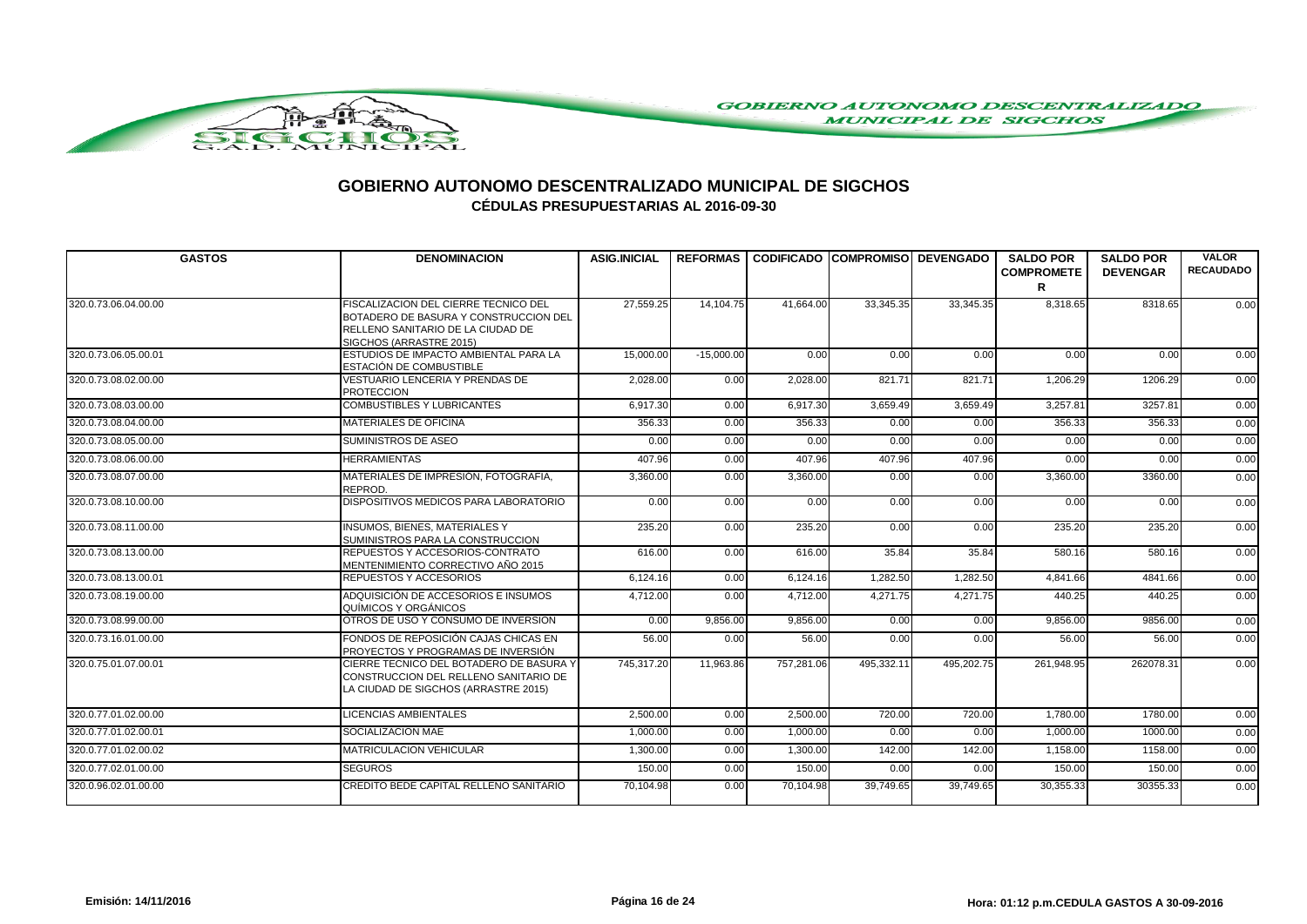# GOBIERNO AUTONOMO DESCENTRALIZADO MUNICIPAL DE SIGCHOS

## CÉDULAS PRESUPUESTARIAS AL 2016-09-30

| GASTOS | DENOMINACION | ASIG.INICIAL | REFORMAS | CODIFICADO | COMPROMISO | DEVENGADO | SALDO POR COMPROMETER | SALDO POR DEVENGAR | VALOR RECAUDADO |
|---|---|---|---|---|---|---|---|---|---|
| 320.0.73.06.04.00.00 | FISCALIZACION DEL CIERRE TECNICO DEL BOTADERO DE BASURA Y CONSTRUCCION DEL RELLENO SANITARIO DE LA CIUDAD DE SIGCHOS (ARRASTRE 2015) | 27,559.25 | 14,104.75 | 41,664.00 | 33,345.35 | 33,345.35 | 8,318.65 | 8318.65 | 0.00 |
| 320.0.73.06.05.00.01 | ESTUDIOS DE IMPACTO AMBIENTAL PARA LA ESTACIÓN DE COMBUSTIBLE | 15,000.00 | -15,000.00 | 0.00 | 0.00 | 0.00 | 0.00 | 0.00 | 0.00 |
| 320.0.73.08.02.00.00 | VESTUARIO LENCERIA Y PRENDAS DE PROTECCION | 2,028.00 | 0.00 | 2,028.00 | 821.71 | 821.71 | 1,206.29 | 1206.29 | 0.00 |
| 320.0.73.08.03.00.00 | COMBUSTIBLES Y LUBRICANTES | 6,917.30 | 0.00 | 6,917.30 | 3,659.49 | 3,659.49 | 3,257.81 | 3257.81 | 0.00 |
| 320.0.73.08.04.00.00 | MATERIALES DE OFICINA | 356.33 | 0.00 | 356.33 | 0.00 | 0.00 | 356.33 | 356.33 | 0.00 |
| 320.0.73.08.05.00.00 | SUMINISTROS DE ASEO | 0.00 | 0.00 | 0.00 | 0.00 | 0.00 | 0.00 | 0.00 | 0.00 |
| 320.0.73.08.06.00.00 | HERRAMIENTAS | 407.96 | 0.00 | 407.96 | 407.96 | 407.96 | 0.00 | 0.00 | 0.00 |
| 320.0.73.08.07.00.00 | MATERIALES DE IMPRESION, FOTOGRAFIA, REPROD. | 3,360.00 | 0.00 | 3,360.00 | 0.00 | 0.00 | 3,360.00 | 3360.00 | 0.00 |
| 320.0.73.08.10.00.00 | DISPOSITIVOS MEDICOS PARA LABORATORIO | 0.00 | 0.00 | 0.00 | 0.00 | 0.00 | 0.00 | 0.00 | 0.00 |
| 320.0.73.08.11.00.00 | INSUMOS, BIENES, MATERIALES Y SUMINISTROS PARA LA CONSTRUCCION | 235.20 | 0.00 | 235.20 | 0.00 | 0.00 | 235.20 | 235.20 | 0.00 |
| 320.0.73.08.13.00.00 | REPUESTOS Y ACCESORIOS-CONTRATO MENTENIMIENTO CORRECTIVO AÑO 2015 | 616.00 | 0.00 | 616.00 | 35.84 | 35.84 | 580.16 | 580.16 | 0.00 |
| 320.0.73.08.13.00.01 | REPUESTOS Y ACCESORIOS | 6,124.16 | 0.00 | 6,124.16 | 1,282.50 | 1,282.50 | 4,841.66 | 4841.66 | 0.00 |
| 320.0.73.08.19.00.00 | ADQUISICIÓN DE ACCESORIOS E INSUMOS QUÍMICOS Y ORGÁNICOS | 4,712.00 | 0.00 | 4,712.00 | 4,271.75 | 4,271.75 | 440.25 | 440.25 | 0.00 |
| 320.0.73.08.99.00.00 | OTROS DE USO Y CONSUMO DE INVERSION | 0.00 | 9,856.00 | 9,856.00 | 0.00 | 0.00 | 9,856.00 | 9856.00 | 0.00 |
| 320.0.73.16.01.00.00 | FONDOS DE REPOSICIÓN CAJAS CHICAS EN PROYECTOS Y PROGRAMAS DE INVERSIÓN | 56.00 | 0.00 | 56.00 | 0.00 | 0.00 | 56.00 | 56.00 | 0.00 |
| 320.0.75.01.07.00.01 | CIERRE TECNICO DEL BOTADERO DE BASURA Y CONSTRUCCION DEL RELLENO SANITARIO DE LA CIUDAD DE SIGCHOS (ARRASTRE 2015) | 745,317.20 | 11,963.86 | 757,281.06 | 495,332.11 | 495,202.75 | 261,948.95 | 262078.31 | 0.00 |
| 320.0.77.01.02.00.00 | LICENCIAS AMBIENTALES | 2,500.00 | 0.00 | 2,500.00 | 720.00 | 720.00 | 1,780.00 | 1780.00 | 0.00 |
| 320.0.77.01.02.00.01 | SOCIALIZACION MAE | 1,000.00 | 0.00 | 1,000.00 | 0.00 | 0.00 | 1,000.00 | 1000.00 | 0.00 |
| 320.0.77.01.02.00.02 | MATRICULACION VEHICULAR | 1,300.00 | 0.00 | 1,300.00 | 142.00 | 142.00 | 1,158.00 | 1158.00 | 0.00 |
| 320.0.77.02.01.00.00 | SEGUROS | 150.00 | 0.00 | 150.00 | 0.00 | 0.00 | 150.00 | 150.00 | 0.00 |
| 320.0.96.02.01.00.00 | CREDITO BEDE CAPITAL RELLENO SANITARIO | 70,104.98 | 0.00 | 70,104.98 | 39,749.65 | 39,749.65 | 30,355.33 | 30355.33 | 0.00 |

Emisión: 14/11/2016 | Hora: 01:12 p.m. CEDULA GASTOS A 30-09-2016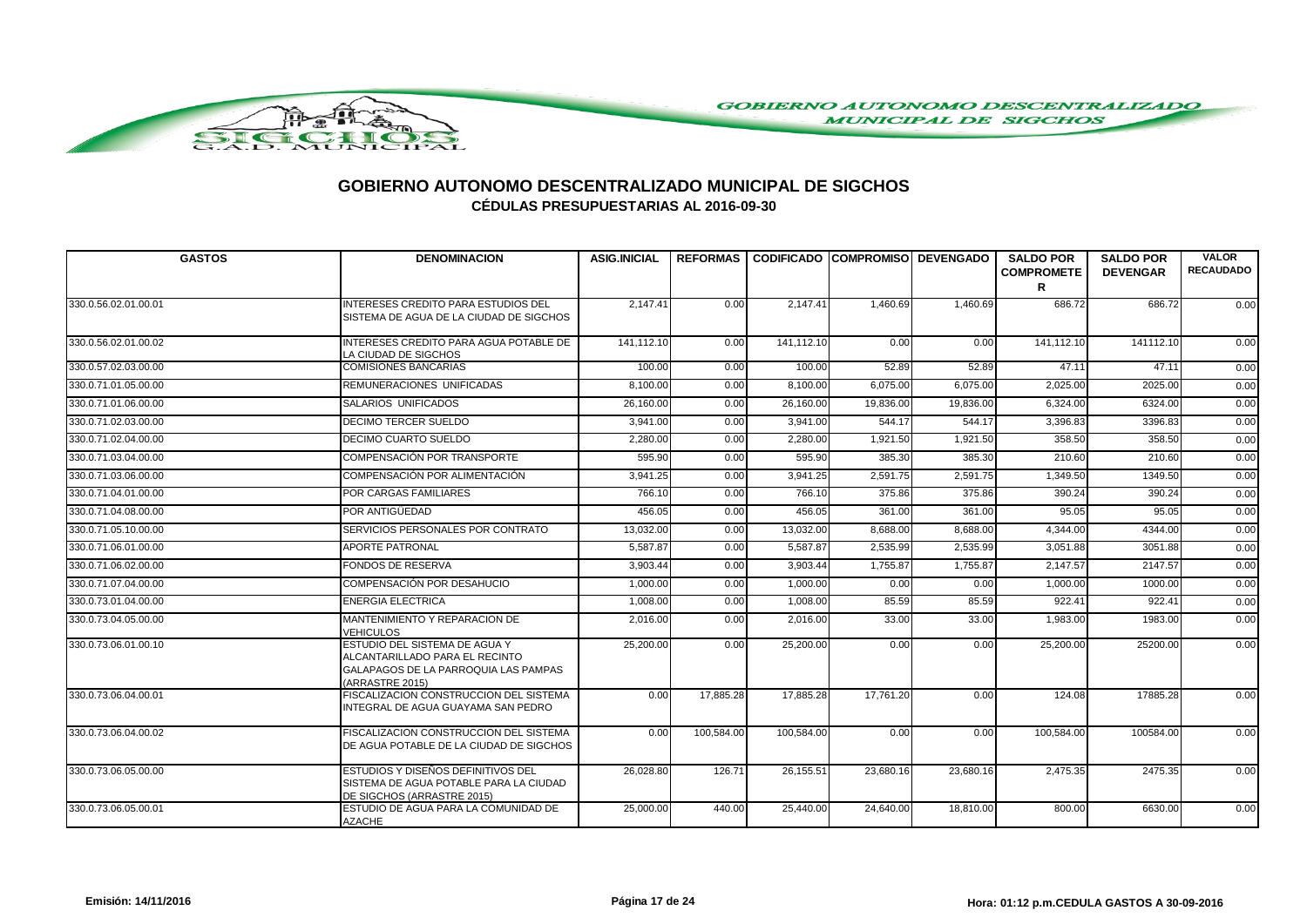# GOBIERNO AUTONOMO DESCENTRALIZADO MUNICIPAL DE SIGCHOS

## CÉDULAS PRESUPUESTARIAS AL 2016-09-30

| GASTOS | DENOMINACION | ASIG.INICIAL | REFORMAS | CODIFICADO | COMPROMISO | DEVENGADO | SALDO POR COMPROMETER | SALDO POR DEVENGAR | VALOR RECAUDADO |
|---|---|---|---|---|---|---|---|---|---|
| 330.0.56.02.01.00.01 | INTERESES CREDITO PARA ESTUDIOS DEL SISTEMA DE AGUA DE LA CIUDAD DE SIGCHOS | 2,147.41 | 0.00 | 2,147.41 | 1,460.69 | 1,460.69 | 686.72 | 686.72 | 0.00 |
| 330.0.56.02.01.00.02 | INTERESES CREDITO PARA AGUA POTABLE DE LA CIUDAD DE SIGCHOS | 141,112.10 | 0.00 | 141,112.10 | 0.00 | 0.00 | 141,112.10 | 141112.10 | 0.00 |
| 330.0.57.02.03.00.00 | COMISIONES BANCARIAS | 100.00 | 0.00 | 100.00 | 52.89 | 52.89 | 47.11 | 47.11 | 0.00 |
| 330.0.71.01.05.00.00 | REMUNERACIONES UNIFICADAS | 8,100.00 | 0.00 | 8,100.00 | 6,075.00 | 6,075.00 | 2,025.00 | 2025.00 | 0.00 |
| 330.0.71.01.06.00.00 | SALARIOS UNIFICADOS | 26,160.00 | 0.00 | 26,160.00 | 19,836.00 | 19,836.00 | 6,324.00 | 6324.00 | 0.00 |
| 330.0.71.02.03.00.00 | DECIMO TERCER SUELDO | 3,941.00 | 0.00 | 3,941.00 | 544.17 | 544.17 | 3,396.83 | 3396.83 | 0.00 |
| 330.0.71.02.04.00.00 | DECIMO CUARTO SUELDO | 2,280.00 | 0.00 | 2,280.00 | 1,921.50 | 1,921.50 | 358.50 | 358.50 | 0.00 |
| 330.0.71.03.04.00.00 | COMPENSACIÓN POR TRANSPORTE | 595.90 | 0.00 | 595.90 | 385.30 | 385.30 | 210.60 | 210.60 | 0.00 |
| 330.0.71.03.06.00.00 | COMPENSACIÓN POR ALIMENTACIÓN | 3,941.25 | 0.00 | 3,941.25 | 2,591.75 | 2,591.75 | 1,349.50 | 1349.50 | 0.00 |
| 330.0.71.04.01.00.00 | POR CARGAS FAMILIARES | 766.10 | 0.00 | 766.10 | 375.86 | 375.86 | 390.24 | 390.24 | 0.00 |
| 330.0.71.04.08.00.00 | POR ANTIGÜEDAD | 456.05 | 0.00 | 456.05 | 361.00 | 361.00 | 95.05 | 95.05 | 0.00 |
| 330.0.71.05.10.00.00 | SERVICIOS PERSONALES POR CONTRATO | 13,032.00 | 0.00 | 13,032.00 | 8,688.00 | 8,688.00 | 4,344.00 | 4344.00 | 0.00 |
| 330.0.71.06.01.00.00 | APORTE PATRONAL | 5,587.87 | 0.00 | 5,587.87 | 2,535.99 | 2,535.99 | 3,051.88 | 3051.88 | 0.00 |
| 330.0.71.06.02.00.00 | FONDOS DE RESERVA | 3,903.44 | 0.00 | 3,903.44 | 1,755.87 | 1,755.87 | 2,147.57 | 2147.57 | 0.00 |
| 330.0.71.07.04.00.00 | COMPENSACIÓN POR DESAHUCIO | 1,000.00 | 0.00 | 1,000.00 | 0.00 | 0.00 | 1,000.00 | 1000.00 | 0.00 |
| 330.0.73.01.04.00.00 | ENERGIA ELECTRICA | 1,008.00 | 0.00 | 1,008.00 | 85.59 | 85.59 | 922.41 | 922.41 | 0.00 |
| 330.0.73.04.05.00.00 | MANTENIMIENTO Y REPARACION DE VEHICULOS | 2,016.00 | 0.00 | 2,016.00 | 33.00 | 33.00 | 1,983.00 | 1983.00 | 0.00 |
| 330.0.73.06.01.00.10 | ESTUDIO DEL SISTEMA DE AGUA Y ALCANTARILLADO PARA EL RECINTO GALAPAGOS DE LA PARROQUIA LAS PAMPAS (ARRASTRE 2015) | 25,200.00 | 0.00 | 25,200.00 | 0.00 | 0.00 | 25,200.00 | 25200.00 | 0.00 |
| 330.0.73.06.04.00.01 | FISCALIZACION CONSTRUCCION DEL SISTEMA INTEGRAL DE AGUA GUAYAMA SAN PEDRO | 0.00 | 17,885.28 | 17,885.28 | 17,761.20 | 0.00 | 124.08 | 17885.28 | 0.00 |
| 330.0.73.06.04.00.02 | FISCALIZACION CONSTRUCCION DEL SISTEMA DE AGUA POTABLE DE LA CIUDAD DE SIGCHOS | 0.00 | 100,584.00 | 100,584.00 | 0.00 | 0.00 | 100,584.00 | 100584.00 | 0.00 |
| 330.0.73.06.05.00.00 | ESTUDIOS Y DISEÑOS DEFINITIVOS DEL SISTEMA DE AGUA POTABLE PARA LA CIUDAD DE SIGCHOS (ARRASTRE 2015) | 26,028.80 | 126.71 | 26,155.51 | 23,680.16 | 23,680.16 | 2,475.35 | 2475.35 | 0.00 |
| 330.0.73.06.05.00.01 | ESTUDIO DE AGUA PARA LA COMUNIDAD DE AZACHE | 25,000.00 | 440.00 | 25,440.00 | 24,640.00 | 18,810.00 | 800.00 | 6630.00 | 0.00 |

Emisión: 14/11/2016 Hora: 01:12 p.m.CEDULA GASTOS A 30-09-2016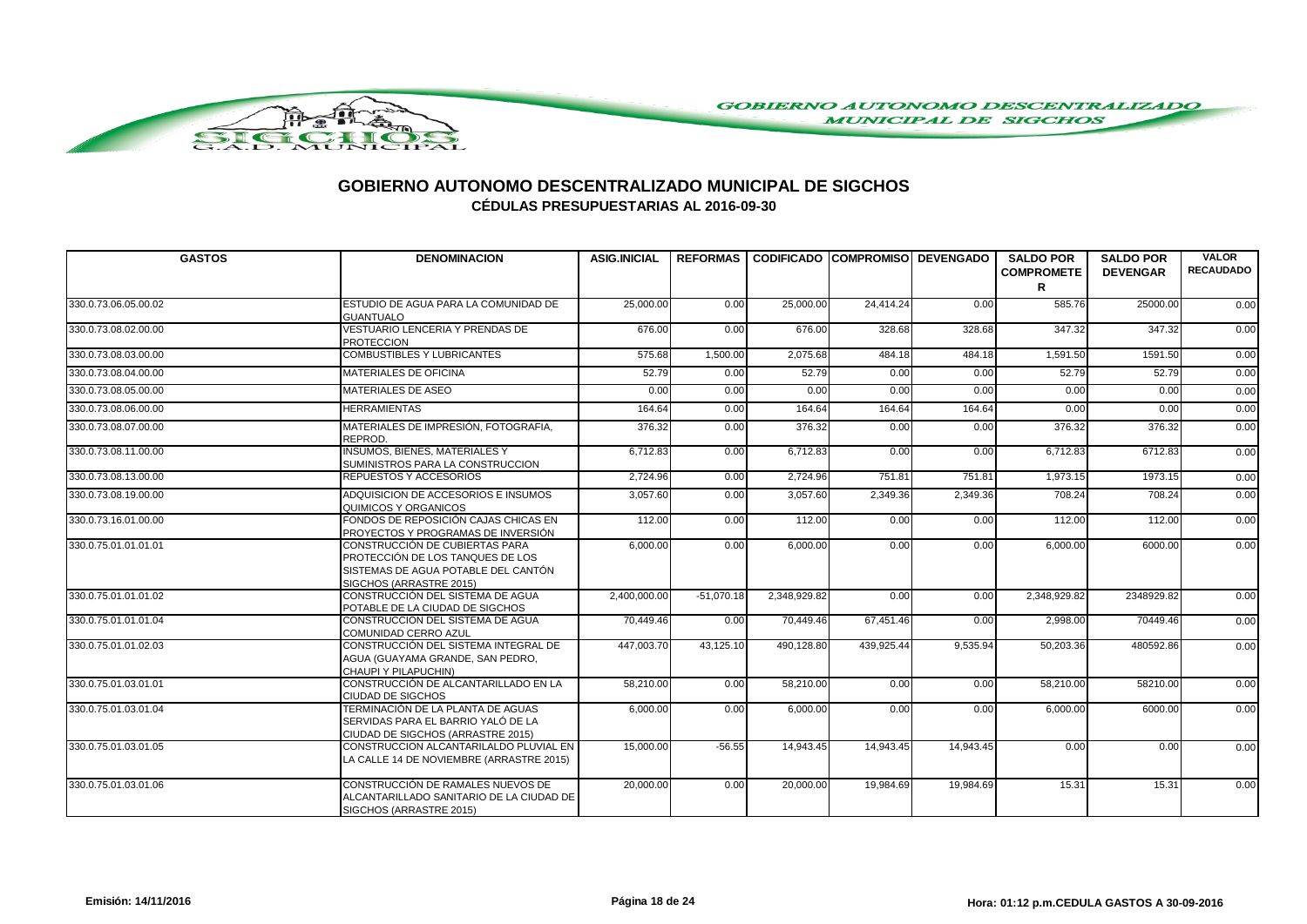# GOBIERNO AUTONOMO DESCENTRALIZADO MUNICIPAL DE SIGCHOS

## CÉDULAS PRESUPUESTARIAS AL 2016-09-30

| GASTOS | DENOMINACION | ASIG.INICIAL | REFORMAS | CODIFICADO | COMPROMISO | DEVENGADO | SALDO POR COMPROMETER | SALDO POR DEVENGAR | VALOR RECAUDADO |
|---|---|---|---|---|---|---|---|---|---|
| 330.0.73.06.05.00.02 | ESTUDIO DE AGUA PARA LA COMUNIDAD DE GUANTUALO | 25,000.00 | 0.00 | 25,000.00 | 24,414.24 | 0.00 | 585.76 | 25000.00 | 0.00 |
| 330.0.73.08.02.00.00 | VESTUARIO LENCERIA Y PRENDAS DE PROTECCION | 676.00 | 0.00 | 676.00 | 328.68 | 328.68 | 347.32 | 347.32 | 0.00 |
| 330.0.73.08.03.00.00 | COMBUSTIBLES Y LUBRICANTES | 575.68 | 1,500.00 | 2,075.68 | 484.18 | 484.18 | 1,591.50 | 1591.50 | 0.00 |
| 330.0.73.08.04.00.00 | MATERIALES DE OFICINA | 52.79 | 0.00 | 52.79 | 0.00 | 0.00 | 52.79 | 52.79 | 0.00 |
| 330.0.73.08.05.00.00 | MATERIALES DE ASEO | 0.00 | 0.00 | 0.00 | 0.00 | 0.00 | 0.00 | 0.00 | 0.00 |
| 330.0.73.08.06.00.00 | HERRAMIENTAS | 164.64 | 0.00 | 164.64 | 164.64 | 164.64 | 0.00 | 0.00 | 0.00 |
| 330.0.73.08.07.00.00 | MATERIALES DE IMPRESIÓN, FOTOGRAFIA, REPROD. | 376.32 | 0.00 | 376.32 | 0.00 | 0.00 | 376.32 | 376.32 | 0.00 |
| 330.0.73.08.11.00.00 | INSUMOS, BIENES, MATERIALES Y SUMINISTROS PARA LA CONSTRUCCION | 6,712.83 | 0.00 | 6,712.83 | 0.00 | 0.00 | 6,712.83 | 6712.83 | 0.00 |
| 330.0.73.08.13.00.00 | REPUESTOS Y ACCESORIOS | 2,724.96 | 0.00 | 2,724.96 | 751.81 | 751.81 | 1,973.15 | 1973.15 | 0.00 |
| 330.0.73.08.19.00.00 | ADQUISICION DE ACCESORIOS E INSUMOS QUIMICOS Y ORGANICOS | 3,057.60 | 0.00 | 3,057.60 | 2,349.36 | 2,349.36 | 708.24 | 708.24 | 0.00 |
| 330.0.73.16.01.00.00 | FONDOS DE REPOSICIÓN CAJAS CHICAS EN PROYECTOS Y PROGRAMAS DE INVERSIÓN | 112.00 | 0.00 | 112.00 | 0.00 | 0.00 | 112.00 | 112.00 | 0.00 |
| 330.0.75.01.01.01.01 | CONSTRUCCIÓN DE CUBIERTAS PARA PROTECCIÓN DE LOS TANQUES DE LOS SISTEMAS DE AGUA POTABLE DEL CANTÓN SIGCHOS (ARRASTRE 2015) | 6,000.00 | 0.00 | 6,000.00 | 0.00 | 0.00 | 6,000.00 | 6000.00 | 0.00 |
| 330.0.75.01.01.01.02 | CONSTRUCCIÓN DEL SISTEMA DE AGUA POTABLE DE LA CIUDAD DE SIGCHOS | 2,400,000.00 | -51,070.18 | 2,348,929.82 | 0.00 | 0.00 | 2,348,929.82 | 2348929.82 | 0.00 |
| 330.0.75.01.01.01.04 | CONSTRUCCION DEL SISTEMA DE AGUA COMUNIDAD CERRO AZUL | 70,449.46 | 0.00 | 70,449.46 | 67,451.46 | 0.00 | 2,998.00 | 70449.46 | 0.00 |
| 330.0.75.01.01.02.03 | CONSTRUCCIÓN DEL SISTEMA INTEGRAL DE AGUA (GUAYAMA GRANDE, SAN PEDRO, CHAUPI Y PILAPUCHIN) | 447,003.70 | 43,125.10 | 490,128.80 | 439,925.44 | 9,535.94 | 50,203.36 | 480592.86 | 0.00 |
| 330.0.75.01.03.01.01 | CONSTRUCCIÓN DE ALCANTARILLADO EN LA CIUDAD DE SIGCHOS | 58,210.00 | 0.00 | 58,210.00 | 0.00 | 0.00 | 58,210.00 | 58210.00 | 0.00 |
| 330.0.75.01.03.01.04 | TERMINACIÓN DE LA PLANTA DE AGUAS SERVIDAS PARA EL BARRIO YALÓ DE LA CIUDAD DE SIGCHOS (ARRASTRE 2015) | 6,000.00 | 0.00 | 6,000.00 | 0.00 | 0.00 | 6,000.00 | 6000.00 | 0.00 |
| 330.0.75.01.03.01.05 | CONSTRUCCION ALCANTARILALDO PLUVIAL EN LA CALLE 14 DE NOVIEMBRE (ARRASTRE 2015) | 15,000.00 | -56.55 | 14,943.45 | 14,943.45 | 14,943.45 | 0.00 | 0.00 | 0.00 |
| 330.0.75.01.03.01.06 | CONSTRUCCIÓN DE RAMALES NUEVOS DE ALCANTARILLADO SANITARIO DE LA CIUDAD DE SIGCHOS (ARRASTRE 2015) | 20,000.00 | 0.00 | 20,000.00 | 19,984.69 | 19,984.69 | 15.31 | 15.31 | 0.00 |

Emisión: 14/11/2016 Hora: 01:12 p.m. CEDULA GASTOS A 30-09-2016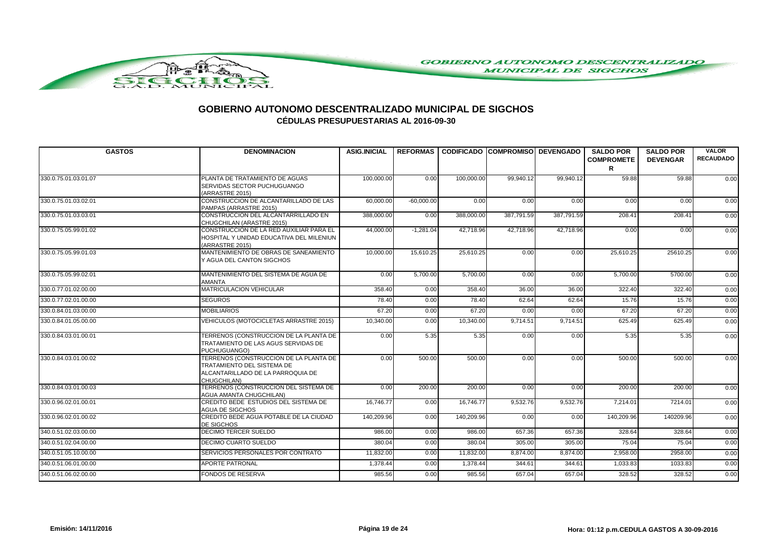# GOBIERNO AUTONOMO DESCENTRALIZADO MUNICIPAL DE SIGCHOS

## CÉDULAS PRESUPUESTARIAS AL 2016-09-30

| GASTOS | DENOMINACION | ASIG.INICIAL | REFORMAS | CODIFICADO | COMPROMISO | DEVENGADO | SALDO POR COMPROMETER | SALDO POR DEVENGAR | VALOR RECAUDADO |
|---|---|---|---|---|---|---|---|---|---|
| 330.0.75.01.03.01.07 | PLANTA DE TRATAMIENTO DE AGUAS SERVIDAS SECTOR PUCHUGUANGO (ARRASTRE 2015) | 100,000.00 | 0.00 | 100,000.00 | 99,940.12 | 99,940.12 | 59.88 | 59.88 | 0.00 |
| 330.0.75.01.03.02.01 | CONSTRUCCION DE ALCANTARILLADO DE LAS PAMPAS (ARRASTRE 2015) | 60,000.00 | -60,000.00 | 0.00 | 0.00 | 0.00 | 0.00 | 0.00 | 0.00 |
| 330.0.75.01.03.03.01 | CONSTRUCCION DEL ALCANTARRILLADO EN CHUGCHILAN (ARASTRE 2015) | 388,000.00 | 0.00 | 388,000.00 | 387,791.59 | 387,791.59 | 208.41 | 208.41 | 0.00 |
| 330.0.75.05.99.01.02 | CONSTRUCCION DE LA RED AUXILIAR PARA EL HOSPITAL Y UNIDAD EDUCATIVA DEL MILENIUN (ARRASTRE 2015) | 44,000.00 | -1,281.04 | 42,718.96 | 42,718.96 | 42,718.96 | 0.00 | 0.00 | 0.00 |
| 330.0.75.05.99.01.03 | MANTENIMIENTO DE OBRAS DE SANEAMIENTO Y AGUA DEL CANTON SIGCHOS | 10,000.00 | 15,610.25 | 25,610.25 | 0.00 | 0.00 | 25,610.25 | 25610.25 | 0.00 |
| 330.0.75.05.99.02.01 | MANTENIMIENTO DEL SISTEMA DE AGUA DE AMANTA | 0.00 | 5,700.00 | 5,700.00 | 0.00 | 0.00 | 5,700.00 | 5700.00 | 0.00 |
| 330.0.77.01.02.00.00 | MATRICULACION VEHICULAR | 358.40 | 0.00 | 358.40 | 36.00 | 36.00 | 322.40 | 322.40 | 0.00 |
| 330.0.77.02.01.00.00 | SEGUROS | 78.40 | 0.00 | 78.40 | 62.64 | 62.64 | 15.76 | 15.76 | 0.00 |
| 330.0.84.01.03.00.00 | MOBILIARIOS | 67.20 | 0.00 | 67.20 | 0.00 | 0.00 | 67.20 | 67.20 | 0.00 |
| 330.0.84.01.05.00.00 | VEHICULOS (MOTOCICLETAS ARRASTRE 2015) | 10,340.00 | 0.00 | 10,340.00 | 9,714.51 | 9,714.51 | 625.49 | 625.49 | 0.00 |
| 330.0.84.03.01.00.01 | TERRENOS (CONSTRUCCION DE LA PLANTA DE TRATAMIENTO DE LAS AGUS SERVIDAS DE PUCHUGUANGO) | 0.00 | 5.35 | 5.35 | 0.00 | 0.00 | 5.35 | 5.35 | 0.00 |
| 330.0.84.03.01.00.02 | TERRENOS (CONSTRUCCION DE LA PLANTA DE TRATAMIENTO DEL SISTEMA DE ALCANTARILLADO DE LA PARROQUIA DE CHUGCHILAN) | 0.00 | 500.00 | 500.00 | 0.00 | 0.00 | 500.00 | 500.00 | 0.00 |
| 330.0.84.03.01.00.03 | TERRENOS (CONSTRUCCION DEL SISTEMA DE AGUA AMANTA CHUGCHILAN) | 0.00 | 200.00 | 200.00 | 0.00 | 0.00 | 200.00 | 200.00 | 0.00 |
| 330.0.96.02.01.00.01 | CREDITO BEDE ESTUDIOS DEL SISTEMA DE AGUA DE SIGCHOS | 16,746.77 | 0.00 | 16,746.77 | 9,532.76 | 9,532.76 | 7,214.01 | 7214.01 | 0.00 |
| 330.0.96.02.01.00.02 | CREDITO BEDE AGUA POTABLE DE LA CIUDAD DE SIGCHOS | 140,209.96 | 0.00 | 140,209.96 | 0.00 | 0.00 | 140,209.96 | 140209.96 | 0.00 |
| 340.0.51.02.03.00.00 | DECIMO TERCER SUELDO | 986.00 | 0.00 | 986.00 | 657.36 | 657.36 | 328.64 | 328.64 | 0.00 |
| 340.0.51.02.04.00.00 | DECIMO CUARTO SUELDO | 380.04 | 0.00 | 380.04 | 305.00 | 305.00 | 75.04 | 75.04 | 0.00 |
| 340.0.51.05.10.00.00 | SERVICIOS PERSONALES POR CONTRATO | 11,832.00 | 0.00 | 11,832.00 | 8,874.00 | 8,874.00 | 2,958.00 | 2958.00 | 0.00 |
| 340.0.51.06.01.00.00 | APORTE PATRONAL | 1,378.44 | 0.00 | 1,378.44 | 344.61 | 344.61 | 1,033.83 | 1033.83 | 0.00 |
| 340.0.51.06.02.00.00 | FONDOS DE RESERVA | 985.56 | 0.00 | 985.56 | 657.04 | 657.04 | 328.52 | 328.52 | 0.00 |

Emisión: 14/11/2016 Hora: 01:12 p.m. CEDULA GASTOS A 30-09-2016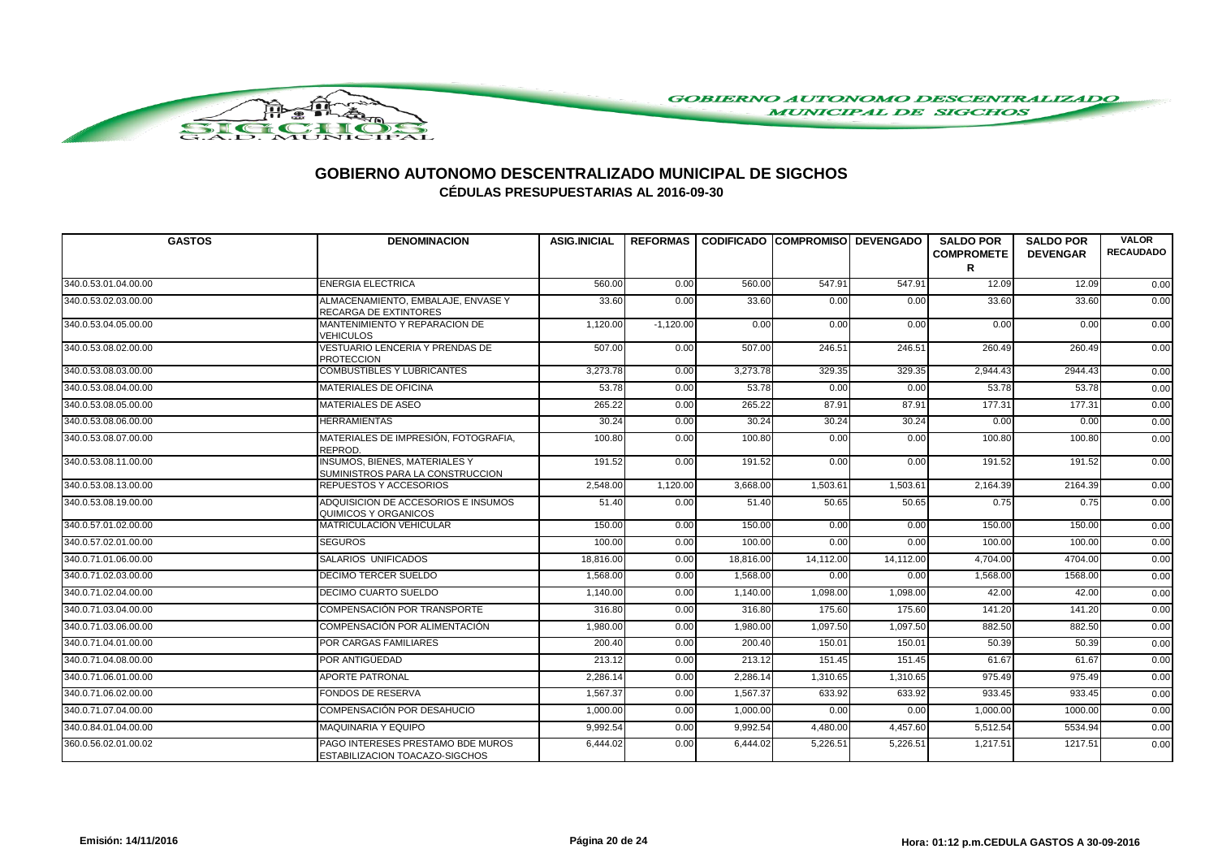# GOBIERNO AUTONOMO DESCENTRALIZADO MUNICIPAL DE SIGCHOS

## CÉDULAS PRESUPUESTARIAS AL 2016-09-30

| GASTOS | DENOMINACION | ASIG.INICIAL | REFORMAS | CODIFICADO | COMPROMISO | DEVENGADO | SALDO POR COMPROMETER | SALDO POR DEVENGAR | VALOR RECAUDADO |
|---|---|---|---|---|---|---|---|---|---|
| 340.0.53.01.04.00.00 | ENERGIA ELECTRICA | 560.00 | 0.00 | 560.00 | 547.91 | 547.91 | 12.09 | 12.09 | 0.00 |
| 340.0.53.02.03.00.00 | ALMACENAMIENTO, EMBALAJE, ENVASE Y RECARGA DE EXTINTORES | 33.60 | 0.00 | 33.60 | 0.00 | 0.00 | 33.60 | 33.60 | 0.00 |
| 340.0.53.04.05.00.00 | MANTENIMIENTO Y REPARACION DE VEHICULOS | 1,120.00 | -1,120.00 | 0.00 | 0.00 | 0.00 | 0.00 | 0.00 | 0.00 |
| 340.0.53.08.02.00.00 | VESTUARIO LENCERIA Y PRENDAS DE PROTECCION | 507.00 | 0.00 | 507.00 | 246.51 | 246.51 | 260.49 | 260.49 | 0.00 |
| 340.0.53.08.03.00.00 | COMBUSTIBLES Y LUBRICANTES | 3,273.78 | 0.00 | 3,273.78 | 329.35 | 329.35 | 2,944.43 | 2944.43 | 0.00 |
| 340.0.53.08.04.00.00 | MATERIALES DE OFICINA | 53.78 | 0.00 | 53.78 | 0.00 | 0.00 | 53.78 | 53.78 | 0.00 |
| 340.0.53.08.05.00.00 | MATERIALES DE ASEO | 265.22 | 0.00 | 265.22 | 87.91 | 87.91 | 177.31 | 177.31 | 0.00 |
| 340.0.53.08.06.00.00 | HERRAMIENTAS | 30.24 | 0.00 | 30.24 | 30.24 | 30.24 | 0.00 | 0.00 | 0.00 |
| 340.0.53.08.07.00.00 | MATERIALES DE IMPRESIÓN, FOTOGRAFIA, REPROD. | 100.80 | 0.00 | 100.80 | 0.00 | 0.00 | 100.80 | 100.80 | 0.00 |
| 340.0.53.08.11.00.00 | INSUMOS, BIENES, MATERIALES Y SUMINISTROS PARA LA CONSTRUCCION | 191.52 | 0.00 | 191.52 | 0.00 | 0.00 | 191.52 | 191.52 | 0.00 |
| 340.0.53.08.13.00.00 | REPUESTOS Y ACCESORIOS | 2,548.00 | 1,120.00 | 3,668.00 | 1,503.61 | 1,503.61 | 2,164.39 | 2164.39 | 0.00 |
| 340.0.53.08.19.00.00 | ADQUISICION DE ACCESORIOS E INSUMOS QUIMICOS Y ORGANICOS | 51.40 | 0.00 | 51.40 | 50.65 | 50.65 | 0.75 | 0.75 | 0.00 |
| 340.0.57.01.02.00.00 | MATRICULACION VEHICULAR | 150.00 | 0.00 | 150.00 | 0.00 | 0.00 | 150.00 | 150.00 | 0.00 |
| 340.0.57.02.01.00.00 | SEGUROS | 100.00 | 0.00 | 100.00 | 0.00 | 0.00 | 100.00 | 100.00 | 0.00 |
| 340.0.71.01.06.00.00 | SALARIOS UNIFICADOS | 18,816.00 | 0.00 | 18,816.00 | 14,112.00 | 14,112.00 | 4,704.00 | 4704.00 | 0.00 |
| 340.0.71.02.03.00.00 | DECIMO TERCER SUELDO | 1,568.00 | 0.00 | 1,568.00 | 0.00 | 0.00 | 1,568.00 | 1568.00 | 0.00 |
| 340.0.71.02.04.00.00 | DECIMO CUARTO SUELDO | 1,140.00 | 0.00 | 1,140.00 | 1,098.00 | 1,098.00 | 42.00 | 42.00 | 0.00 |
| 340.0.71.03.04.00.00 | COMPENSACIÓN POR TRANSPORTE | 316.80 | 0.00 | 316.80 | 175.60 | 175.60 | 141.20 | 141.20 | 0.00 |
| 340.0.71.03.06.00.00 | COMPENSACIÓN POR ALIMENTACIÓN | 1,980.00 | 0.00 | 1,980.00 | 1,097.50 | 1,097.50 | 882.50 | 882.50 | 0.00 |
| 340.0.71.04.01.00.00 | POR CARGAS FAMILIARES | 200.40 | 0.00 | 200.40 | 150.01 | 150.01 | 50.39 | 50.39 | 0.00 |
| 340.0.71.04.08.00.00 | POR ANTIGÜEDAD | 213.12 | 0.00 | 213.12 | 151.45 | 151.45 | 61.67 | 61.67 | 0.00 |
| 340.0.71.06.01.00.00 | APORTE PATRONAL | 2,286.14 | 0.00 | 2,286.14 | 1,310.65 | 1,310.65 | 975.49 | 975.49 | 0.00 |
| 340.0.71.06.02.00.00 | FONDOS DE RESERVA | 1,567.37 | 0.00 | 1,567.37 | 633.92 | 633.92 | 933.45 | 933.45 | 0.00 |
| 340.0.71.07.04.00.00 | COMPENSACIÓN POR DESAHUCIO | 1,000.00 | 0.00 | 1,000.00 | 0.00 | 0.00 | 1,000.00 | 1000.00 | 0.00 |
| 340.0.84.01.04.00.00 | MAQUINARIA Y EQUIPO | 9,992.54 | 0.00 | 9,992.54 | 4,480.00 | 4,457.60 | 5,512.54 | 5534.94 | 0.00 |
| 360.0.56.02.01.00.02 | PAGO INTERESES PRESTAMO BDE MUROS ESTABILIZACION TOACAZO-SIGCHOS | 6,444.02 | 0.00 | 6,444.02 | 5,226.51 | 5,226.51 | 1,217.51 | 1217.51 | 0.00 |

Emisión: 14/11/2016 | Hora: 01:12 p.m. CEDULA GASTOS A 30-09-2016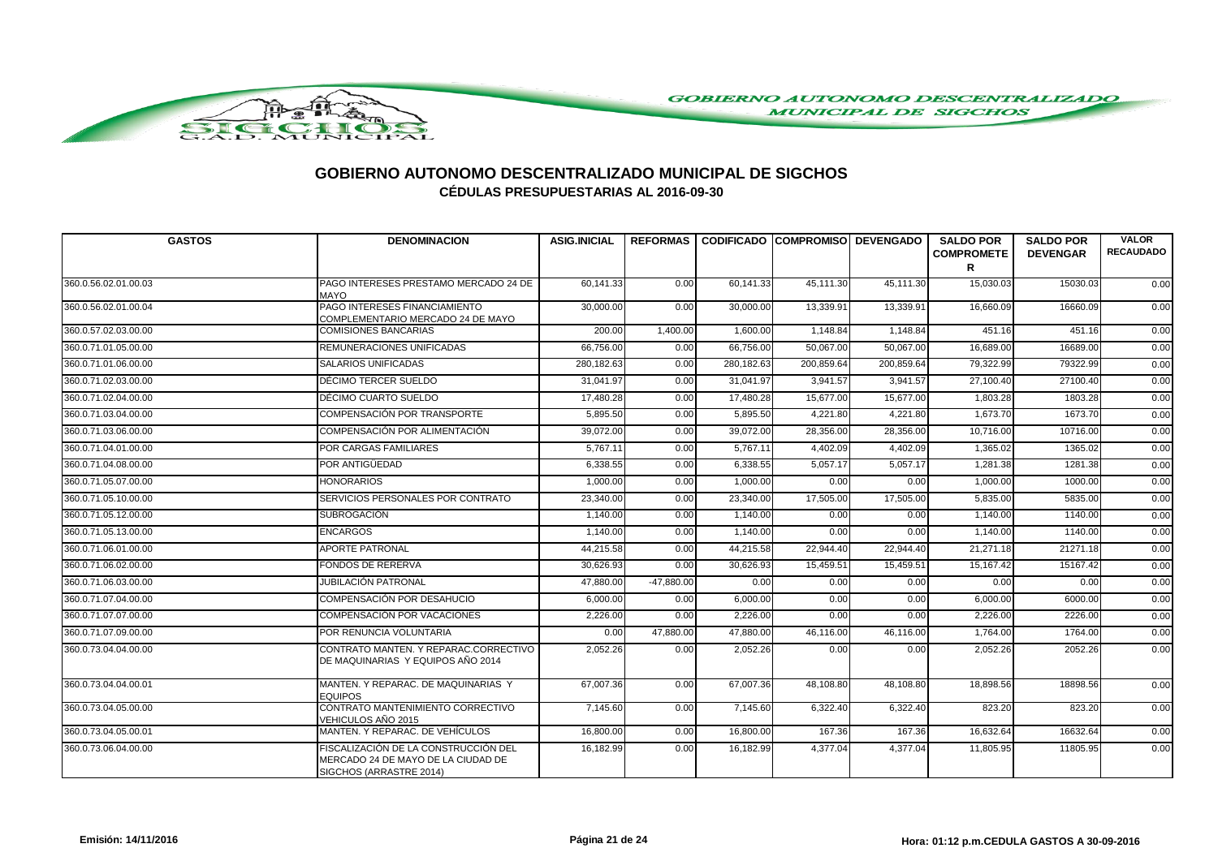# GOBIERNO AUTONOMO DESCENTRALIZADO MUNICIPAL DE SIGCHOS

## CÉDULAS PRESUPUESTARIAS AL 2016-09-30

| GASTOS | DENOMINACION | ASIG.INICIAL | REFORMAS | CODIFICADO | COMPROMISO | DEVENGADO | SALDO POR COMPROMETER | SALDO POR DEVENGAR | VALOR RECAUDADO |
|---|---|---|---|---|---|---|---|---|---|
| 360.0.56.02.01.00.03 | PAGO INTERESES PRESTAMO MERCADO 24 DE MAYO | 60,141.33 | 0.00 | 60,141.33 | 45,111.30 | 45,111.30 | 15,030.03 | 15030.03 | 0.00 |
| 360.0.56.02.01.00.04 | PAGO INTERESES FINANCIAMIENTO COMPLEMENTARIO MERCADO 24 DE MAYO | 30,000.00 | 0.00 | 30,000.00 | 13,339.91 | 13,339.91 | 16,660.09 | 16660.09 | 0.00 |
| 360.0.57.02.03.00.00 | COMISIONES BANCARIAS | 200.00 | 1,400.00 | 1,600.00 | 1,148.84 | 1,148.84 | 451.16 | 451.16 | 0.00 |
| 360.0.71.01.05.00.00 | REMUNERACIONES UNIFICADAS | 66,756.00 | 0.00 | 66,756.00 | 50,067.00 | 50,067.00 | 16,689.00 | 16689.00 | 0.00 |
| 360.0.71.01.06.00.00 | SALARIOS UNIFICADAS | 280,182.63 | 0.00 | 280,182.63 | 200,859.64 | 200,859.64 | 79,322.99 | 79322.99 | 0.00 |
| 360.0.71.02.03.00.00 | DÉCIMO TERCER SUELDO | 31,041.97 | 0.00 | 31,041.97 | 3,941.57 | 3,941.57 | 27,100.40 | 27100.40 | 0.00 |
| 360.0.71.02.04.00.00 | DÉCIMO CUARTO SUELDO | 17,480.28 | 0.00 | 17,480.28 | 15,677.00 | 15,677.00 | 1,803.28 | 1803.28 | 0.00 |
| 360.0.71.03.04.00.00 | COMPENSACIÓN POR TRANSPORTE | 5,895.50 | 0.00 | 5,895.50 | 4,221.80 | 4,221.80 | 1,673.70 | 1673.70 | 0.00 |
| 360.0.71.03.06.00.00 | COMPENSACIÓN POR ALIMENTACIÓN | 39,072.00 | 0.00 | 39,072.00 | 28,356.00 | 28,356.00 | 10,716.00 | 10716.00 | 0.00 |
| 360.0.71.04.01.00.00 | POR CARGAS FAMILIARES | 5,767.11 | 0.00 | 5,767.11 | 4,402.09 | 4,402.09 | 1,365.02 | 1365.02 | 0.00 |
| 360.0.71.04.08.00.00 | POR ANTIGÜEDAD | 6,338.55 | 0.00 | 6,338.55 | 5,057.17 | 5,057.17 | 1,281.38 | 1281.38 | 0.00 |
| 360.0.71.05.07.00.00 | HONORARIOS | 1,000.00 | 0.00 | 1,000.00 | 0.00 | 0.00 | 1,000.00 | 1000.00 | 0.00 |
| 360.0.71.05.10.00.00 | SERVICIOS PERSONALES POR CONTRATO | 23,340.00 | 0.00 | 23,340.00 | 17,505.00 | 17,505.00 | 5,835.00 | 5835.00 | 0.00 |
| 360.0.71.05.12.00.00 | SUBROGACIÓN | 1,140.00 | 0.00 | 1,140.00 | 0.00 | 0.00 | 1,140.00 | 1140.00 | 0.00 |
| 360.0.71.05.13.00.00 | ENCARGOS | 1,140.00 | 0.00 | 1,140.00 | 0.00 | 0.00 | 1,140.00 | 1140.00 | 0.00 |
| 360.0.71.06.01.00.00 | APORTE PATRONAL | 44,215.58 | 0.00 | 44,215.58 | 22,944.40 | 22,944.40 | 21,271.18 | 21271.18 | 0.00 |
| 360.0.71.06.02.00.00 | FONDOS DE RERERVA | 30,626.93 | 0.00 | 30,626.93 | 15,459.51 | 15,459.51 | 15,167.42 | 15167.42 | 0.00 |
| 360.0.71.06.03.00.00 | JUBILACIÓN PATRONAL | 47,880.00 | -47,880.00 | 0.00 | 0.00 | 0.00 | 0.00 | 0.00 | 0.00 |
| 360.0.71.07.04.00.00 | COMPENSACIÓN POR DESAHUCIO | 6,000.00 | 0.00 | 6,000.00 | 0.00 | 0.00 | 6,000.00 | 6000.00 | 0.00 |
| 360.0.71.07.07.00.00 | COMPENSACIÓN POR VACACIONES | 2,226.00 | 0.00 | 2,226.00 | 0.00 | 0.00 | 2,226.00 | 2226.00 | 0.00 |
| 360.0.71.07.09.00.00 | POR RENUNCIA VOLUNTARIA | 0.00 | 47,880.00 | 47,880.00 | 46,116.00 | 46,116.00 | 1,764.00 | 1764.00 | 0.00 |
| 360.0.73.04.04.00.00 | CONTRATO MANTEN. Y REPARAC.CORRECTIVO DE MAQUINARIAS Y EQUIPOS AÑO 2014 | 2,052.26 | 0.00 | 2,052.26 | 0.00 | 0.00 | 2,052.26 | 2052.26 | 0.00 |
| 360.0.73.04.04.00.01 | MANTEN. Y REPARAC. DE MAQUINARIAS Y EQUIPOS | 67,007.36 | 0.00 | 67,007.36 | 48,108.80 | 48,108.80 | 18,898.56 | 18898.56 | 0.00 |
| 360.0.73.04.05.00.00 | CONTRATO MANTENIMIENTO CORRECTIVO VEHICULOS AÑO 2015 | 7,145.60 | 0.00 | 7,145.60 | 6,322.40 | 6,322.40 | 823.20 | 823.20 | 0.00 |
| 360.0.73.04.05.00.01 | MANTEN. Y REPARAC. DE VEHÍCULOS | 16,800.00 | 0.00 | 16,800.00 | 167.36 | 167.36 | 16,632.64 | 16632.64 | 0.00 |
| 360.0.73.06.04.00.00 | FISCALIZACIÓN DE LA CONSTRUCCIÓN DEL MERCADO 24 DE MAYO DE LA CIUDAD DE SIGCHOS (ARRASTRE 2014) | 16,182.99 | 0.00 | 16,182.99 | 4,377.04 | 4,377.04 | 11,805.95 | 11805.95 | 0.00 |

Emisión: 14/11/2016 | Hora: 01:12 p.m. CEDULA GASTOS A 30-09-2016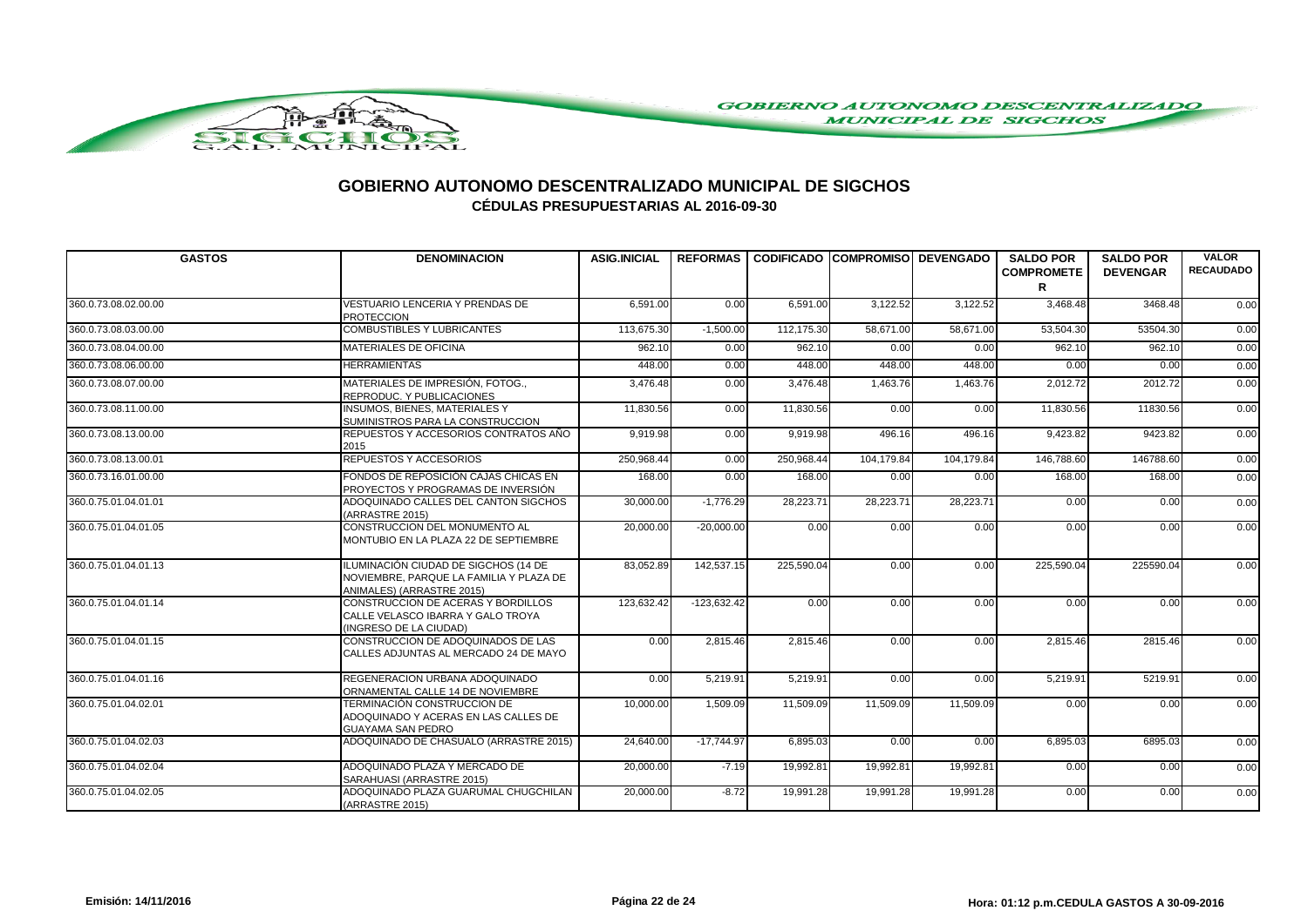# GOBIERNO AUTONOMO DESCENTRALIZADO MUNICIPAL DE SIGCHOS

## CÉDULAS PRESUPUESTARIAS AL 2016-09-30

| GASTOS | DENOMINACION | ASIG.INICIAL | REFORMAS | CODIFICADO | COMPROMISO | DEVENGADO | SALDO POR COMPROMETER | SALDO POR DEVENGAR | VALOR RECAUDADO |
|---|---|---|---|---|---|---|---|---|---|
| 360.0.73.08.02.00.00 | VESTUARIO LENCERIA Y PRENDAS DE PROTECCION | 6,591.00 | 0.00 | 6,591.00 | 3,122.52 | 3,122.52 | 3,468.48 | 3468.48 | 0.00 |
| 360.0.73.08.03.00.00 | COMBUSTIBLES Y LUBRICANTES | 113,675.30 | -1,500.00 | 112,175.30 | 58,671.00 | 58,671.00 | 53,504.30 | 53504.30 | 0.00 |
| 360.0.73.08.04.00.00 | MATERIALES DE OFICINA | 962.10 | 0.00 | 962.10 | 0.00 | 0.00 | 962.10 | 962.10 | 0.00 |
| 360.0.73.08.06.00.00 | HERRAMIENTAS | 448.00 | 0.00 | 448.00 | 448.00 | 448.00 | 0.00 | 0.00 | 0.00 |
| 360.0.73.08.07.00.00 | MATERIALES DE IMPRESIÓN, FOTOG., REPRODUC. Y PUBLICACIONES | 3,476.48 | 0.00 | 3,476.48 | 1,463.76 | 1,463.76 | 2,012.72 | 2012.72 | 0.00 |
| 360.0.73.08.11.00.00 | INSUMOS, BIENES, MATERIALES Y SUMINISTROS PARA LA CONSTRUCCION | 11,830.56 | 0.00 | 11,830.56 | 0.00 | 0.00 | 11,830.56 | 11830.56 | 0.00 |
| 360.0.73.08.13.00.00 | REPUESTOS Y ACCESORIOS CONTRATOS AÑO 2015 | 9,919.98 | 0.00 | 9,919.98 | 496.16 | 496.16 | 9,423.82 | 9423.82 | 0.00 |
| 360.0.73.08.13.00.01 | REPUESTOS Y ACCESORIOS | 250,968.44 | 0.00 | 250,968.44 | 104,179.84 | 104,179.84 | 146,788.60 | 146788.60 | 0.00 |
| 360.0.73.16.01.00.00 | FONDOS DE REPOSICIÓN CAJAS CHICAS EN PROYECTOS Y PROGRAMAS DE INVERSIÓN | 168.00 | 0.00 | 168.00 | 0.00 | 0.00 | 168.00 | 168.00 | 0.00 |
| 360.0.75.01.04.01.01 | ADOQUINADO CALLES DEL CANTON SIGCHOS (ARRASTRE 2015) | 30,000.00 | -1,776.29 | 28,223.71 | 28,223.71 | 28,223.71 | 0.00 | 0.00 | 0.00 |
| 360.0.75.01.04.01.05 | CONSTRUCCION DEL MONUMENTO AL MONTUBIO EN LA PLAZA 22 DE SEPTIEMBRE | 20,000.00 | -20,000.00 | 0.00 | 0.00 | 0.00 | 0.00 | 0.00 | 0.00 |
| 360.0.75.01.04.01.13 | ILUMINACIÓN CIUDAD DE SIGCHOS (14 DE NOVIEMBRE, PARQUE LA FAMILIA Y PLAZA DE ANIMALES) (ARRASTRE 2015) | 83,052.89 | 142,537.15 | 225,590.04 | 0.00 | 0.00 | 225,590.04 | 225590.04 | 0.00 |
| 360.0.75.01.04.01.14 | CONSTRUCCION DE ACERAS Y BORDILLOS CALLE VELASCO IBARRA Y GALO TROYA (INGRESO DE LA CIUDAD) | 123,632.42 | -123,632.42 | 0.00 | 0.00 | 0.00 | 0.00 | 0.00 | 0.00 |
| 360.0.75.01.04.01.15 | CONSTRUCCION DE ADOQUINADOS DE LAS CALLES ADJUNTAS AL MERCADO 24 DE MAYO | 0.00 | 2,815.46 | 2,815.46 | 0.00 | 0.00 | 2,815.46 | 2815.46 | 0.00 |
| 360.0.75.01.04.01.16 | REGENERACION URBANA ADOQUINADO ORNAMENTAL CALLE 14 DE NOVIEMBRE | 0.00 | 5,219.91 | 5,219.91 | 0.00 | 0.00 | 5,219.91 | 5219.91 | 0.00 |
| 360.0.75.01.04.02.01 | TERMINACIÓN CONSTRUCCION DE ADOQUINADO Y ACERAS EN LAS CALLES DE GUAYAMA SAN PEDRO | 10,000.00 | 1,509.09 | 11,509.09 | 11,509.09 | 11,509.09 | 0.00 | 0.00 | 0.00 |
| 360.0.75.01.04.02.03 | ADOQUINADO DE CHASUALO (ARRASTRE 2015) | 24,640.00 | -17,744.97 | 6,895.03 | 0.00 | 0.00 | 6,895.03 | 6895.03 | 0.00 |
| 360.0.75.01.04.02.04 | ADOQUINADO PLAZA Y MERCADO DE SARAHUASI (ARRASTRE 2015) | 20,000.00 | -7.19 | 19,992.81 | 19,992.81 | 19,992.81 | 0.00 | 0.00 | 0.00 |
| 360.0.75.01.04.02.05 | ADOQUINADO PLAZA GUARUMAL CHUGCHILAN (ARRASTRE 2015) | 20,000.00 | -8.72 | 19,991.28 | 19,991.28 | 19,991.28 | 0.00 | 0.00 | 0.00 |

Emisión: 14/11/2016 Hora: 01:12 p.m.CEDULA GASTOS A 30-09-2016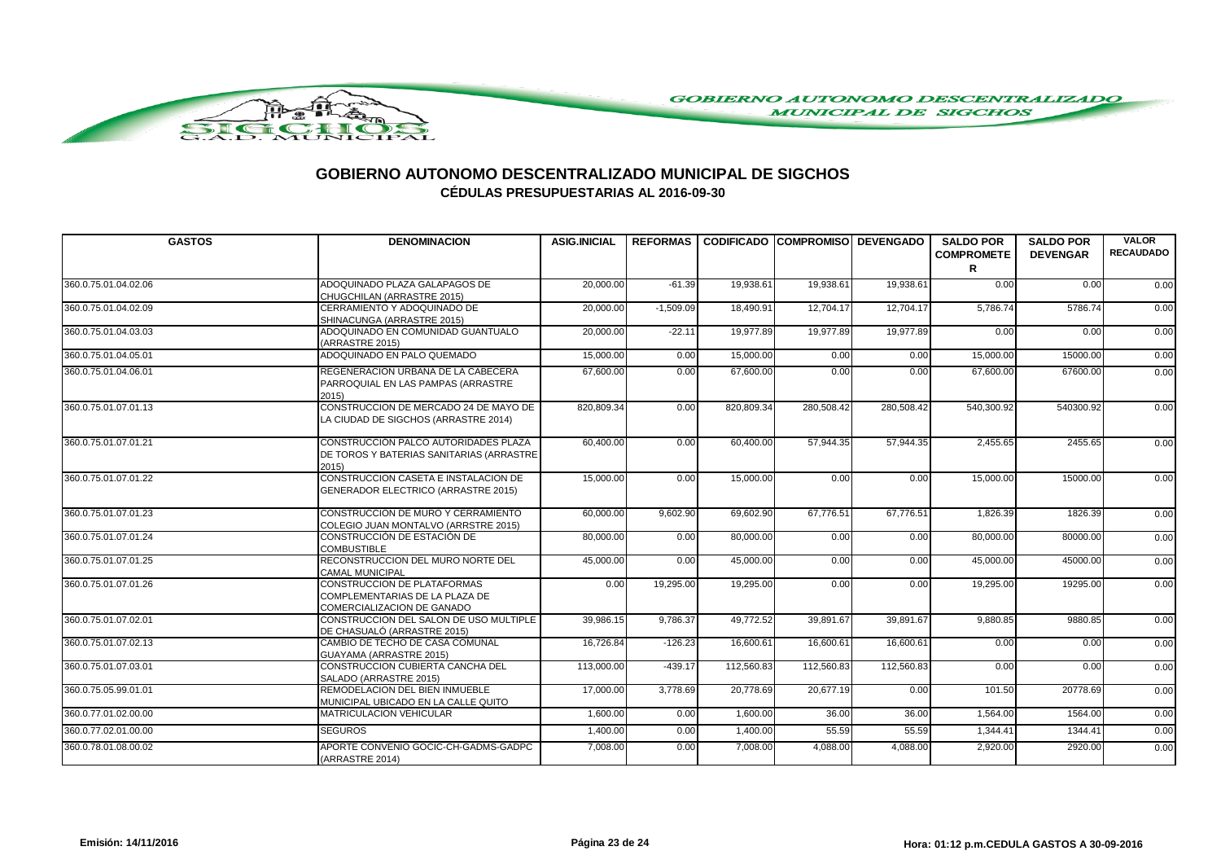# GOBIERNO AUTONOMO DESCENTRALIZADO MUNICIPAL DE SIGCHOS

## CÉDULAS PRESUPUESTARIAS AL 2016-09-30

| GASTOS | DENOMINACION | ASIG.INICIAL | REFORMAS | CODIFICADO | COMPROMISO | DEVENGADO | SALDO POR COMPROMETER | SALDO POR DEVENGAR | VALOR RECAUDADO |
|---|---|---|---|---|---|---|---|---|---|
| 360.0.75.01.04.02.06 | ADOQUINADO PLAZA GALAPAGOS DE CHUGCHILAN (ARRASTRE 2015) | 20,000.00 | -61.39 | 19,938.61 | 19,938.61 | 19,938.61 | 0.00 | 0.00 | 0.00 |
| 360.0.75.01.04.02.09 | CERRAMIENTO Y ADOQUINADO DE SHINACUNGA (ARRASTRE 2015) | 20,000.00 | -1,509.09 | 18,490.91 | 12,704.17 | 12,704.17 | 5,786.74 | 5786.74 | 0.00 |
| 360.0.75.01.04.03.03 | ADOQUINADO EN COMUNIDAD GUANTUALO (ARRASTRE 2015) | 20,000.00 | -22.11 | 19,977.89 | 19,977.89 | 19,977.89 | 0.00 | 0.00 | 0.00 |
| 360.0.75.01.04.05.01 | ADOQUINADO EN PALO QUEMADO | 15,000.00 | 0.00 | 15,000.00 | 0.00 | 0.00 | 15,000.00 | 15000.00 | 0.00 |
| 360.0.75.01.04.06.01 | REGENERACION URBANA DE LA CABECERA PARROQUIAL EN LAS PAMPAS (ARRASTRE 2015) | 67,600.00 | 0.00 | 67,600.00 | 0.00 | 0.00 | 67,600.00 | 67600.00 | 0.00 |
| 360.0.75.01.07.01.13 | CONSTRUCCION DE MERCADO 24 DE MAYO DE LA CIUDAD DE SIGCHOS (ARRASTRE 2014) | 820,809.34 | 0.00 | 820,809.34 | 280,508.42 | 280,508.42 | 540,300.92 | 540300.92 | 0.00 |
| 360.0.75.01.07.01.21 | CONSTRUCCION PALCO AUTORIDADES PLAZA DE TOROS Y BATERIAS SANITARIAS (ARRASTRE 2015) | 60,400.00 | 0.00 | 60,400.00 | 57,944.35 | 57,944.35 | 2,455.65 | 2455.65 | 0.00 |
| 360.0.75.01.07.01.22 | CONSTRUCCION CASETA E INSTALACION DE GENERADOR ELECTRICO (ARRASTRE 2015) | 15,000.00 | 0.00 | 15,000.00 | 0.00 | 0.00 | 15,000.00 | 15000.00 | 0.00 |
| 360.0.75.01.07.01.23 | CONSTRUCCION DE MURO Y CERRAMIENTO COLEGIO JUAN MONTALVO (ARRSTRE 2015) | 60,000.00 | 9,602.90 | 69,602.90 | 67,776.51 | 67,776.51 | 1,826.39 | 1826.39 | 0.00 |
| 360.0.75.01.07.01.24 | CONSTRUCCIÓN DE ESTACIÓN DE COMBUSTIBLE | 80,000.00 | 0.00 | 80,000.00 | 0.00 | 0.00 | 80,000.00 | 80000.00 | 0.00 |
| 360.0.75.01.07.01.25 | RECONSTRUCCION DEL MURO NORTE DEL CAMAL MUNICIPAL | 45,000.00 | 0.00 | 45,000.00 | 0.00 | 0.00 | 45,000.00 | 45000.00 | 0.00 |
| 360.0.75.01.07.01.26 | CONSTRUCCION DE PLATAFORMAS COMPLEMENTARIAS DE LA PLAZA DE COMERCIALIZACION DE GANADO | 0.00 | 19,295.00 | 19,295.00 | 0.00 | 0.00 | 19,295.00 | 19295.00 | 0.00 |
| 360.0.75.01.07.02.01 | CONSTRUCCION DEL SALON DE USO MULTIPLE DE CHASUALÓ (ARRASTRE 2015) | 39,986.15 | 9,786.37 | 49,772.52 | 39,891.67 | 39,891.67 | 9,880.85 | 9880.85 | 0.00 |
| 360.0.75.01.07.02.13 | CAMBIO DE TECHO DE CASA COMUNAL GUAYAMA (ARRASTRE 2015) | 16,726.84 | -126.23 | 16,600.61 | 16,600.61 | 16,600.61 | 0.00 | 0.00 | 0.00 |
| 360.0.75.01.07.03.01 | CONSTRUCCION CUBIERTA CANCHA DEL SALADO (ARRASTRE 2015) | 113,000.00 | -439.17 | 112,560.83 | 112,560.83 | 112,560.83 | 0.00 | 0.00 | 0.00 |
| 360.0.75.05.99.01.01 | REMODELACION DEL BIEN INMUEBLE MUNICIPAL UBICADO EN LA CALLE QUITO | 17,000.00 | 3,778.69 | 20,778.69 | 20,677.19 | 0.00 | 101.50 | 20778.69 | 0.00 |
| 360.0.77.01.02.00.00 | MATRICULACION VEHICULAR | 1,600.00 | 0.00 | 1,600.00 | 36.00 | 36.00 | 1,564.00 | 1564.00 | 0.00 |
| 360.0.77.02.01.00.00 | SEGUROS | 1,400.00 | 0.00 | 1,400.00 | 55.59 | 55.59 | 1,344.41 | 1344.41 | 0.00 |
| 360.0.78.01.08.00.02 | APORTE CONVENIO GOCIC-CH-GADMS-GADPC (ARRASTRE 2014) | 7,008.00 | 0.00 | 7,008.00 | 4,088.00 | 4,088.00 | 2,920.00 | 2920.00 | 0.00 |

Emisión: 14/11/2016 | Hora: 01:12 p.m. CEDULA GASTOS A 30-09-2016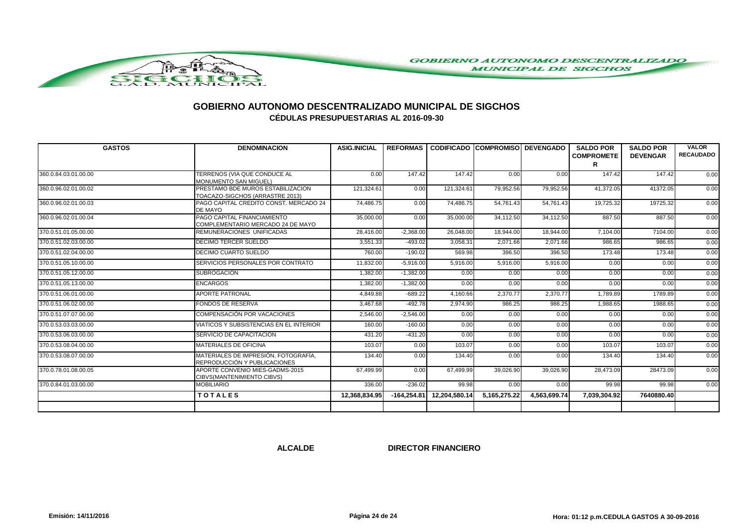# GOBIERNO AUTONOMO DESCENTRALIZADO MUNICIPAL DE SIGCHOS

## CÉDULAS PRESUPUESTARIAS AL 2016-09-30

| GASTOS | DENOMINACION | ASIG.INICIAL | REFORMAS | CODIFICADO | COMPROMISO | DEVENGADO | SALDO POR COMPROMETER | SALDO POR DEVENGAR | VALOR RECAUDADO |
|---|---|---|---|---|---|---|---|---|---|
| 360.0.84.03.01.00.00 | TERRENOS (VIA QUE CONDUCE AL MONUMENTO SAN MIGUEL) | 0.00 | 147.42 | 147.42 | 0.00 | 0.00 | 147.42 | 147.42 | 0.00 |
| 360.0.96.02.01.00.02 | PRESTAMO BDE MUROS ESTABILIZACION TOACAZO-SIGCHOS (ARRASTRE 2013) | 121,324.61 | 0.00 | 121,324.61 | 79,952.56 | 79,952.56 | 41,372.05 | 41372.05 | 0.00 |
| 360.0.96.02.01.00.03 | PAGO CAPITAL CREDITO CONST. MERCADO 24 DE MAYO | 74,486.75 | 0.00 | 74,486.75 | 54,761.43 | 54,761.43 | 19,725.32 | 19725.32 | 0.00 |
| 360.0.96.02.01.00.04 | PAGO CAPITAL FINANCIAMIENTO COMPLEMENTARIO MERCADO 24 DE MAYO | 35,000.00 | 0.00 | 35,000.00 | 34,112.50 | 34,112.50 | 887.50 | 887.50 | 0.00 |
| 370.0.51.01.05.00.00 | REMUNERACIONES UNIFICADAS | 28,416.00 | -2,368.00 | 26,048.00 | 18,944.00 | 18,944.00 | 7,104.00 | 7104.00 | 0.00 |
| 370.0.51.02.03.00.00 | DECIMO TERCER SUELDO | 3,551.33 | -493.02 | 3,058.31 | 2,071.66 | 2,071.66 | 986.65 | 986.65 | 0.00 |
| 370.0.51.02.04.00.00 | DECIMO CUARTO SUELDO | 760.00 | -190.02 | 569.98 | 396.50 | 396.50 | 173.48 | 173.48 | 0.00 |
| 370.0.51.05.10.00.00 | SERVICIOS PERSONALES POR CONTRATO | 11,832.00 | -5,916.00 | 5,916.00 | 5,916.00 | 5,916.00 | 0.00 | 0.00 | 0.00 |
| 370.0.51.05.12.00.00 | SUBROGACION | 1,382.00 | -1,382.00 | 0.00 | 0.00 | 0.00 | 0.00 | 0.00 | 0.00 |
| 370.0.51.05.13.00.00 | ENCARGOS | 1,382.00 | -1,382.00 | 0.00 | 0.00 | 0.00 | 0.00 | 0.00 | 0.00 |
| 370.0.51.06.01.00.00 | APORTE PATRONAL | 4,849.88 | -689.22 | 4,160.66 | 2,370.77 | 2,370.77 | 1,789.89 | 1789.89 | 0.00 |
| 370.0.51.06.02.00.00 | FONDOS DE RESERVA | 3,467.68 | -492.78 | 2,974.90 | 986.25 | 986.25 | 1,988.65 | 1988.65 | 0.00 |
| 370.0.51.07.07.00.00 | COMPENSACIÓN POR VACACIONES | 2,546.00 | -2,546.00 | 0.00 | 0.00 | 0.00 | 0.00 | 0.00 | 0.00 |
| 370.0.53.03.03.00.00 | VIATICOS Y SUBSISTENCIAS EN EL INTERIOR | 160.00 | -160.00 | 0.00 | 0.00 | 0.00 | 0.00 | 0.00 | 0.00 |
| 370.0.53.06.03.00.00 | SERVICIO DE CAPACITACION | 431.20 | -431.20 | 0.00 | 0.00 | 0.00 | 0.00 | 0.00 | 0.00 |
| 370.0.53.08.04.00.00 | MATERIALES DE OFICINA | 103.07 | 0.00 | 103.07 | 0.00 | 0.00 | 103.07 | 103.07 | 0.00 |
| 370.0.53.08.07.00.00 | MATERIALES DE IMPRESIÓN, FOTOGRAFÍA, REPRODUCCIÓN Y PUBLICACIONES | 134.40 | 0.00 | 134.40 | 0.00 | 0.00 | 134.40 | 134.40 | 0.00 |
| 370.0.78.01.08.00.05 | APORTE CONVENIO MIES-GADMS-2015 CIBVS(MANTENIMIENTO CIBVS) | 67,499.99 | 0.00 | 67,499.99 | 39,026.90 | 39,026.90 | 28,473.09 | 28473.09 | 0.00 |
| 370.0.84.01.03.00.00 | MOBILIARIO | 336.00 | -236.02 | 99.98 | 0.00 | 0.00 | 99.98 | 99.98 | 0.00 |
| | **T O T A L E S** | **12,368,834.95** | **-164,254.81** | **12,204,580.14** | **5,165,275.22** | **4,563,699.74** | **7,039,304.92** | **7640880.40** | |
| | | | | | | | | | |

**ALCALDE** **DIRECTOR FINANCIERO**

**Emisión: 14/11/2016** **Hora: 01:12 p.m.CEDULA GASTOS A 30-09-2016**